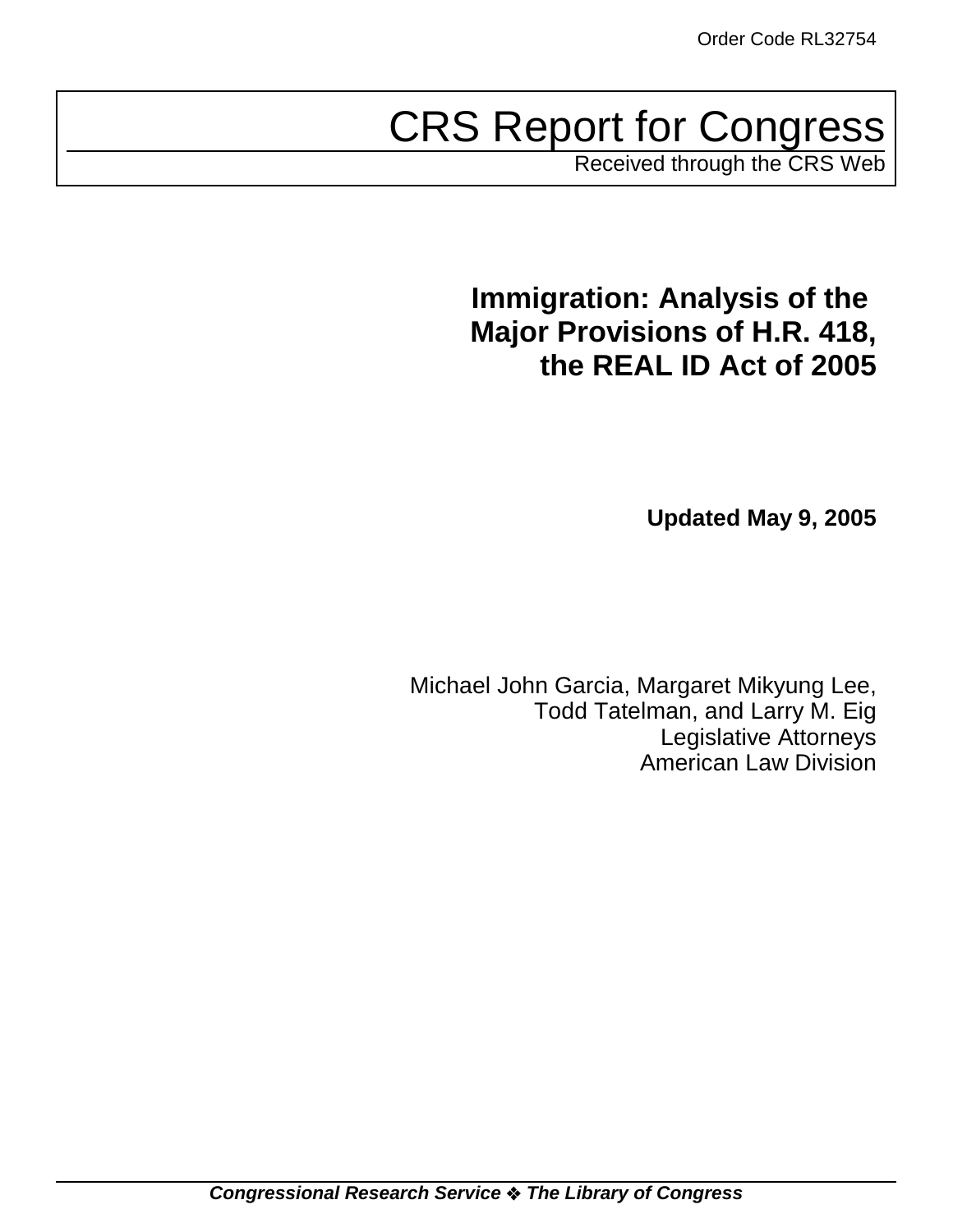Order Code RL32754

# CRS Report for Congress

Received through the CRS Web

## Immigration: Analysis of the Major Provisions of H.R. 418, the REAL ID Act of 2005

**Updated May 9, 2005**

Michael John Garcia, Margaret Mikyung Lee, Todd Tatelman, and Larry M. Eig
Legislative Attorneys
American Law Division

***Congressional Research Service ❖ The Library of Congress***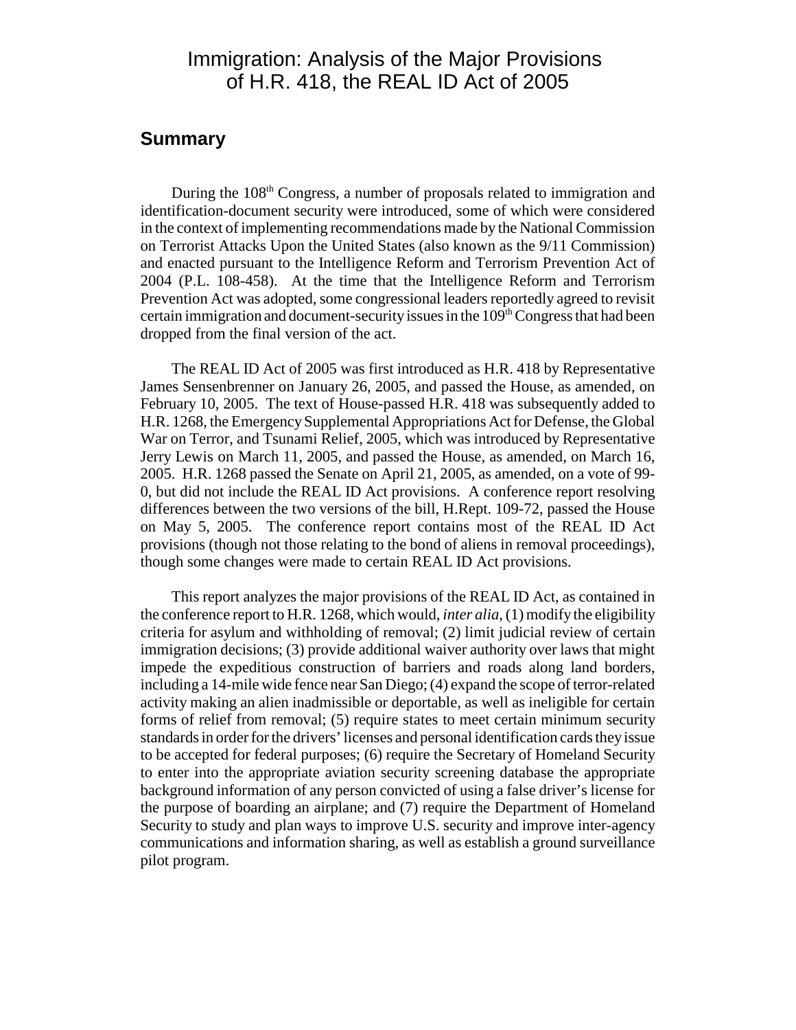# Immigration: Analysis of the Major Provisions of H.R. 418, the REAL ID Act of 2005

## Summary

During the 108th Congress, a number of proposals related to immigration and identification-document security were introduced, some of which were considered in the context of implementing recommendations made by the National Commission on Terrorist Attacks Upon the United States (also known as the 9/11 Commission) and enacted pursuant to the Intelligence Reform and Terrorism Prevention Act of 2004 (P.L. 108-458). At the time that the Intelligence Reform and Terrorism Prevention Act was adopted, some congressional leaders reportedly agreed to revisit certain immigration and document-security issues in the 109th Congress that had been dropped from the final version of the act.

The REAL ID Act of 2005 was first introduced as H.R. 418 by Representative James Sensenbrenner on January 26, 2005, and passed the House, as amended, on February 10, 2005. The text of House-passed H.R. 418 was subsequently added to H.R. 1268, the Emergency Supplemental Appropriations Act for Defense, the Global War on Terror, and Tsunami Relief, 2005, which was introduced by Representative Jerry Lewis on March 11, 2005, and passed the House, as amended, on March 16, 2005. H.R. 1268 passed the Senate on April 21, 2005, as amended, on a vote of 99-0, but did not include the REAL ID Act provisions. A conference report resolving differences between the two versions of the bill, H.Rept. 109-72, passed the House on May 5, 2005. The conference report contains most of the REAL ID Act provisions (though not those relating to the bond of aliens in removal proceedings), though some changes were made to certain REAL ID Act provisions.

This report analyzes the major provisions of the REAL ID Act, as contained in the conference report to H.R. 1268, which would, *inter alia*, (1) modify the eligibility criteria for asylum and withholding of removal; (2) limit judicial review of certain immigration decisions; (3) provide additional waiver authority over laws that might impede the expeditious construction of barriers and roads along land borders, including a 14-mile wide fence near San Diego; (4) expand the scope of terror-related activity making an alien inadmissible or deportable, as well as ineligible for certain forms of relief from removal; (5) require states to meet certain minimum security standards in order for the drivers' licenses and personal identification cards they issue to be accepted for federal purposes; (6) require the Secretary of Homeland Security to enter into the appropriate aviation security screening database the appropriate background information of any person convicted of using a false driver's license for the purpose of boarding an airplane; and (7) require the Department of Homeland Security to study and plan ways to improve U.S. security and improve inter-agency communications and information sharing, as well as establish a ground surveillance pilot program.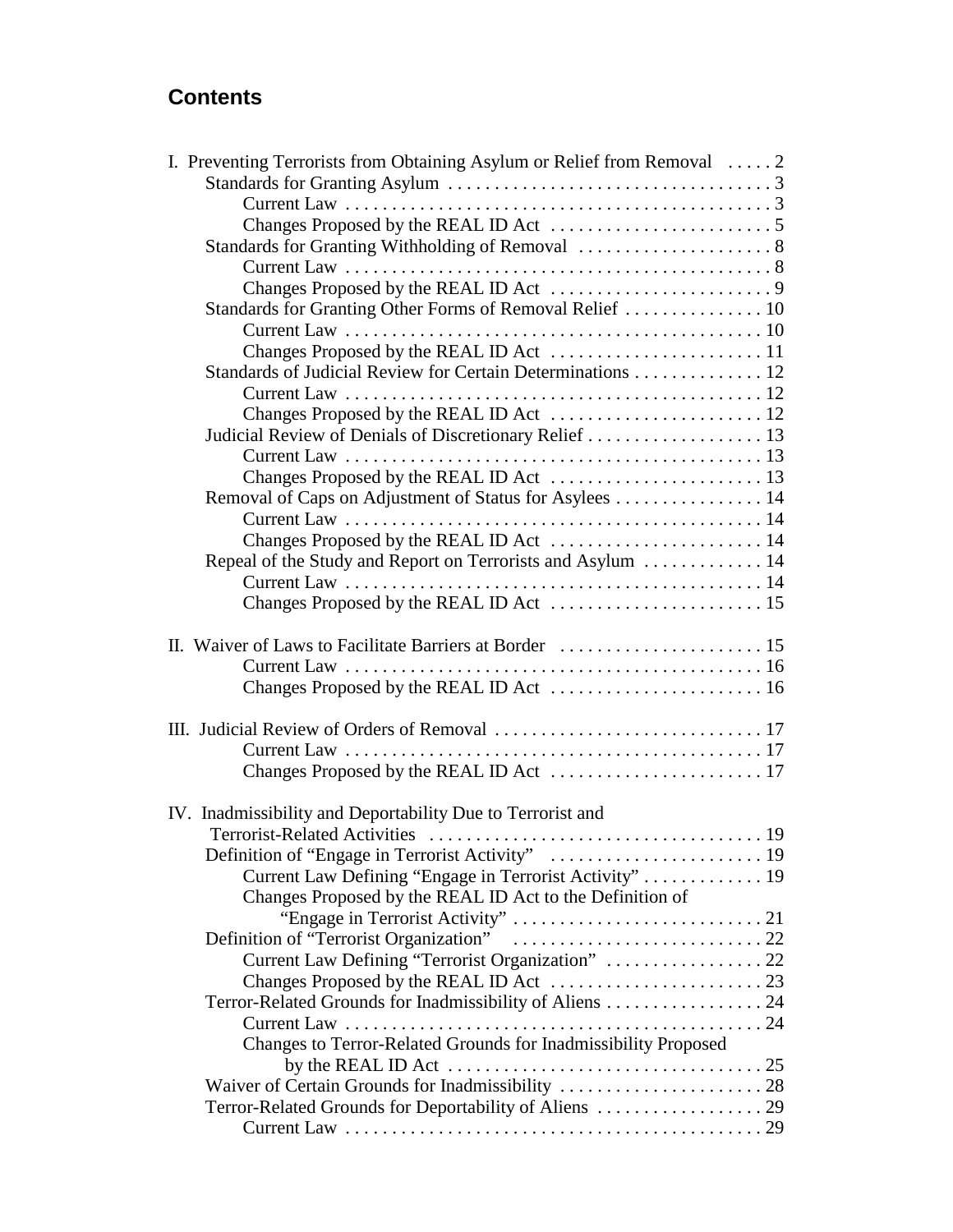## Contents

I. Preventing Terrorists from Obtaining Asylum or Relief from Removal . . . . . 2
- Standards for Granting Asylum . . . . . 3
  - Current Law . . . . . 3
  - Changes Proposed by the REAL ID Act . . . . . 5
- Standards for Granting Withholding of Removal . . . . . 8
  - Current Law . . . . . 8
  - Changes Proposed by the REAL ID Act . . . . . 9
- Standards for Granting Other Forms of Removal Relief . . . . . 10
  - Current Law . . . . . 10
  - Changes Proposed by the REAL ID Act . . . . . 11
- Standards of Judicial Review for Certain Determinations . . . . . 12
  - Current Law . . . . . 12
  - Changes Proposed by the REAL ID Act . . . . . 12
- Judicial Review of Denials of Discretionary Relief . . . . . 13
  - Current Law . . . . . 13
  - Changes Proposed by the REAL ID Act . . . . . 13
- Removal of Caps on Adjustment of Status for Asylees . . . . . 14
  - Current Law . . . . . 14
  - Changes Proposed by the REAL ID Act . . . . . 14
- Repeal of the Study and Report on Terrorists and Asylum . . . . . 14
  - Current Law . . . . . 14
  - Changes Proposed by the REAL ID Act . . . . . 15

II. Waiver of Laws to Facilitate Barriers at Border . . . . . 15
  - Current Law . . . . . 16
  - Changes Proposed by the REAL ID Act . . . . . 16

III. Judicial Review of Orders of Removal . . . . . 17
  - Current Law . . . . . 17
  - Changes Proposed by the REAL ID Act . . . . . 17

IV. Inadmissibility and Deportability Due to Terrorist and Terrorist-Related Activities . . . . . 19
- Definition of "Engage in Terrorist Activity" . . . . . 19
  - Current Law Defining "Engage in Terrorist Activity" . . . . . 19
  - Changes Proposed by the REAL ID Act to the Definition of "Engage in Terrorist Activity" . . . . . 21
- Definition of "Terrorist Organization" . . . . . 22
  - Current Law Defining "Terrorist Organization" . . . . . 22
  - Changes Proposed by the REAL ID Act . . . . . 23
- Terror-Related Grounds for Inadmissibility of Aliens . . . . . 24
  - Current Law . . . . . 24
  - Changes to Terror-Related Grounds for Inadmissibility Proposed by the REAL ID Act . . . . . 25
- Waiver of Certain Grounds for Inadmissibility . . . . . 28
- Terror-Related Grounds for Deportability of Aliens . . . . . 29
  - Current Law . . . . . 29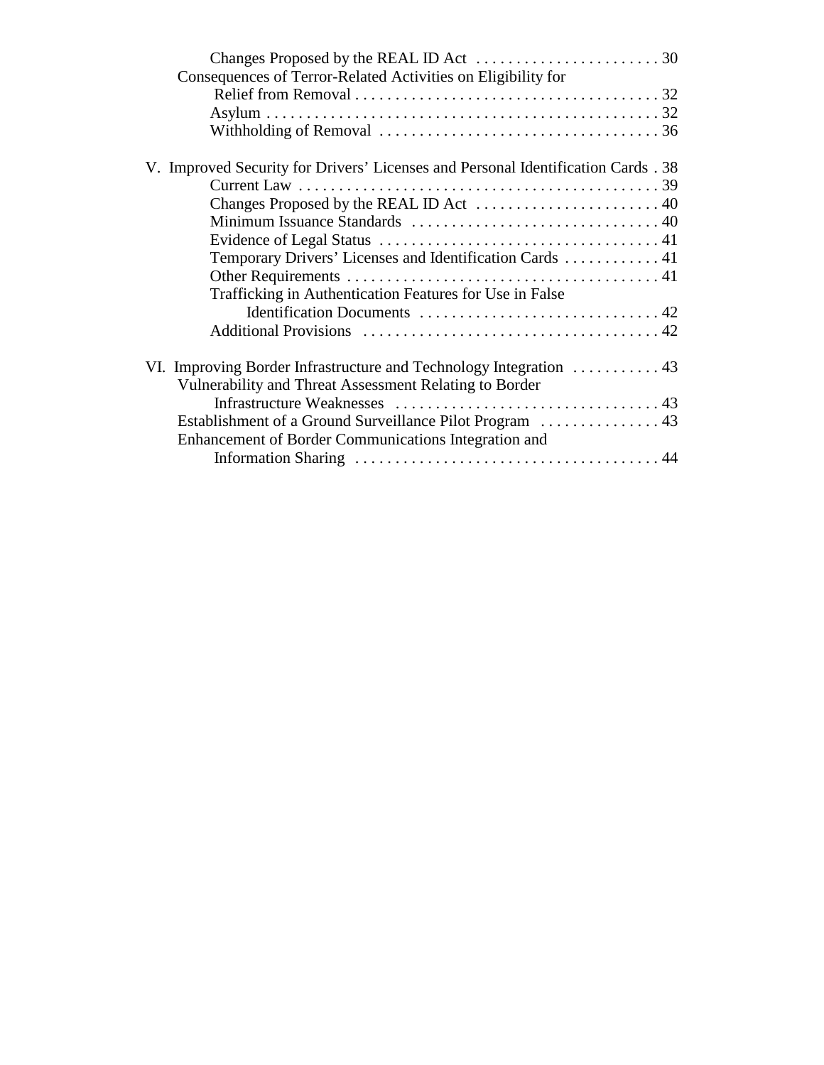Changes Proposed by the REAL ID Act . . . . . . . . . . . . . . . . . . . . . . . 30
Consequences of Terror-Related Activities on Eligibility for Relief from Removal . . . . . . . . . . . . . . . . . . . . . . . . . . . . . . . . . . . . . . 32
Asylum . . . . . . . . . . . . . . . . . . . . . . . . . . . . . . . . . . . . . . . . . . . . . . . 32
Withholding of Removal . . . . . . . . . . . . . . . . . . . . . . . . . . . . . . . . . . 36

V. Improved Security for Drivers' Licenses and Personal Identification Cards . 38
Current Law . . . . . . . . . . . . . . . . . . . . . . . . . . . . . . . . . . . . . . . . . . . . 39
Changes Proposed by the REAL ID Act . . . . . . . . . . . . . . . . . . . . . . . 40
Minimum Issuance Standards . . . . . . . . . . . . . . . . . . . . . . . . . . . . . . . 40
Evidence of Legal Status . . . . . . . . . . . . . . . . . . . . . . . . . . . . . . . . . . 41
Temporary Drivers' Licenses and Identification Cards . . . . . . . . . . . . 41
Other Requirements . . . . . . . . . . . . . . . . . . . . . . . . . . . . . . . . . . . . . . 41
Trafficking in Authentication Features for Use in False Identification Documents . . . . . . . . . . . . . . . . . . . . . . . . . . . . . . 42
Additional Provisions . . . . . . . . . . . . . . . . . . . . . . . . . . . . . . . . . . . . . 42

VI. Improving Border Infrastructure and Technology Integration . . . . . . . . . . . 43
Vulnerability and Threat Assessment Relating to Border Infrastructure Weaknesses . . . . . . . . . . . . . . . . . . . . . . . . . . . . . . . . . 43
Establishment of a Ground Surveillance Pilot Program . . . . . . . . . . . . . . . 43
Enhancement of Border Communications Integration and Information Sharing . . . . . . . . . . . . . . . . . . . . . . . . . . . . . . . . . . . . . . 44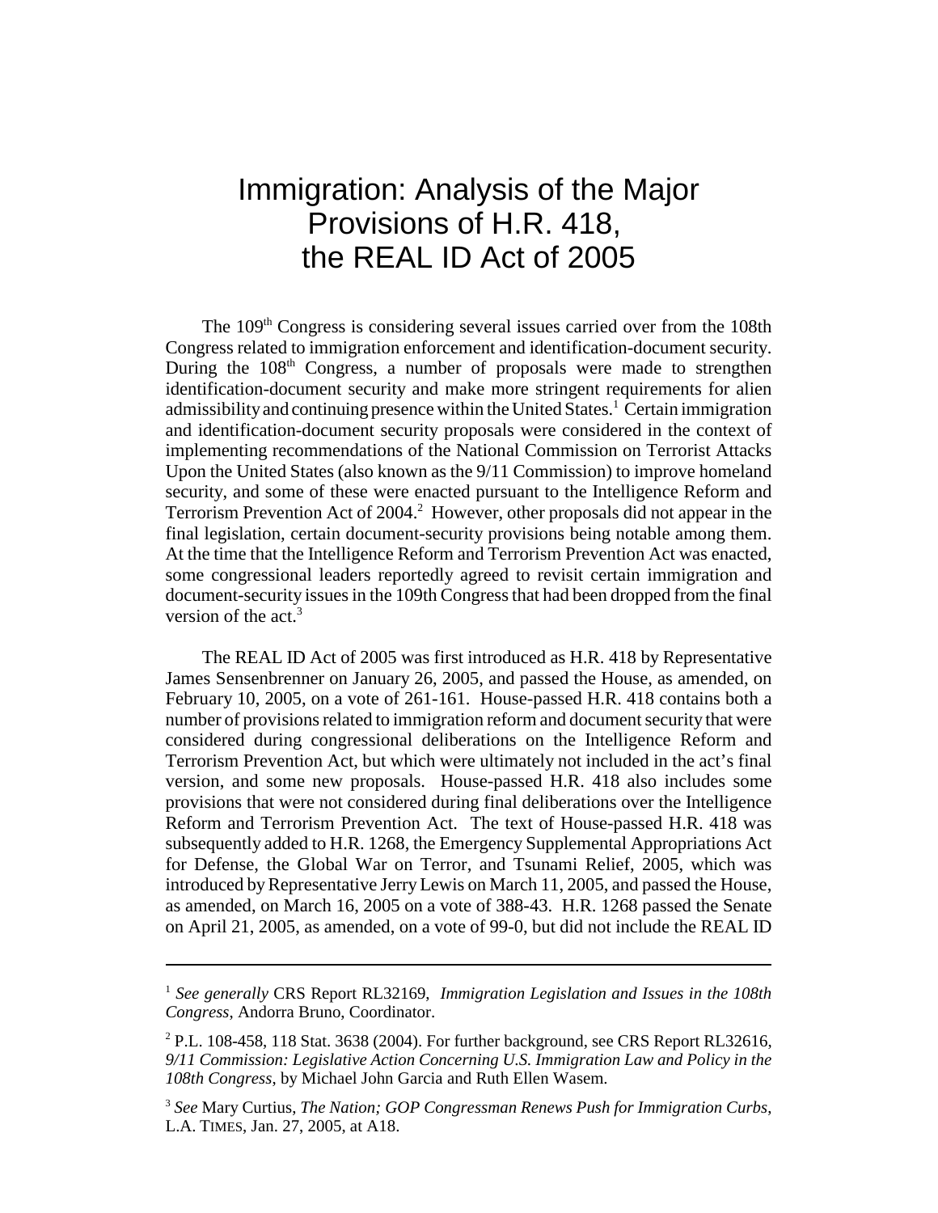# Immigration: Analysis of the Major Provisions of H.R. 418, the REAL ID Act of 2005

The 109th Congress is considering several issues carried over from the 108th Congress related to immigration enforcement and identification-document security. During the 108th Congress, a number of proposals were made to strengthen identification-document security and make more stringent requirements for alien admissibility and continuing presence within the United States.[1] Certain immigration and identification-document security proposals were considered in the context of implementing recommendations of the National Commission on Terrorist Attacks Upon the United States (also known as the 9/11 Commission) to improve homeland security, and some of these were enacted pursuant to the Intelligence Reform and Terrorism Prevention Act of 2004.[2] However, other proposals did not appear in the final legislation, certain document-security provisions being notable among them. At the time that the Intelligence Reform and Terrorism Prevention Act was enacted, some congressional leaders reportedly agreed to revisit certain immigration and document-security issues in the 109th Congress that had been dropped from the final version of the act.[3]

The REAL ID Act of 2005 was first introduced as H.R. 418 by Representative James Sensenbrenner on January 26, 2005, and passed the House, as amended, on February 10, 2005, on a vote of 261-161. House-passed H.R. 418 contains both a number of provisions related to immigration reform and document security that were considered during congressional deliberations on the Intelligence Reform and Terrorism Prevention Act, but which were ultimately not included in the act's final version, and some new proposals. House-passed H.R. 418 also includes some provisions that were not considered during final deliberations over the Intelligence Reform and Terrorism Prevention Act. The text of House-passed H.R. 418 was subsequently added to H.R. 1268, the Emergency Supplemental Appropriations Act for Defense, the Global War on Terror, and Tsunami Relief, 2005, which was introduced by Representative Jerry Lewis on March 11, 2005, and passed the House, as amended, on March 16, 2005 on a vote of 388-43. H.R. 1268 passed the Senate on April 21, 2005, as amended, on a vote of 99-0, but did not include the REAL ID

---

[1] *See generally* CRS Report RL32169, *Immigration Legislation and Issues in the 108th Congress*, Andorra Bruno, Coordinator.

[2] P.L. 108-458, 118 Stat. 3638 (2004). For further background, see CRS Report RL32616, *9/11 Commission: Legislative Action Concerning U.S. Immigration Law and Policy in the 108th Congress*, by Michael John Garcia and Ruth Ellen Wasem.

[3] *See* Mary Curtius, *The Nation; GOP Congressman Renews Push for Immigration Curbs*, L.A. TIMES, Jan. 27, 2005, at A18.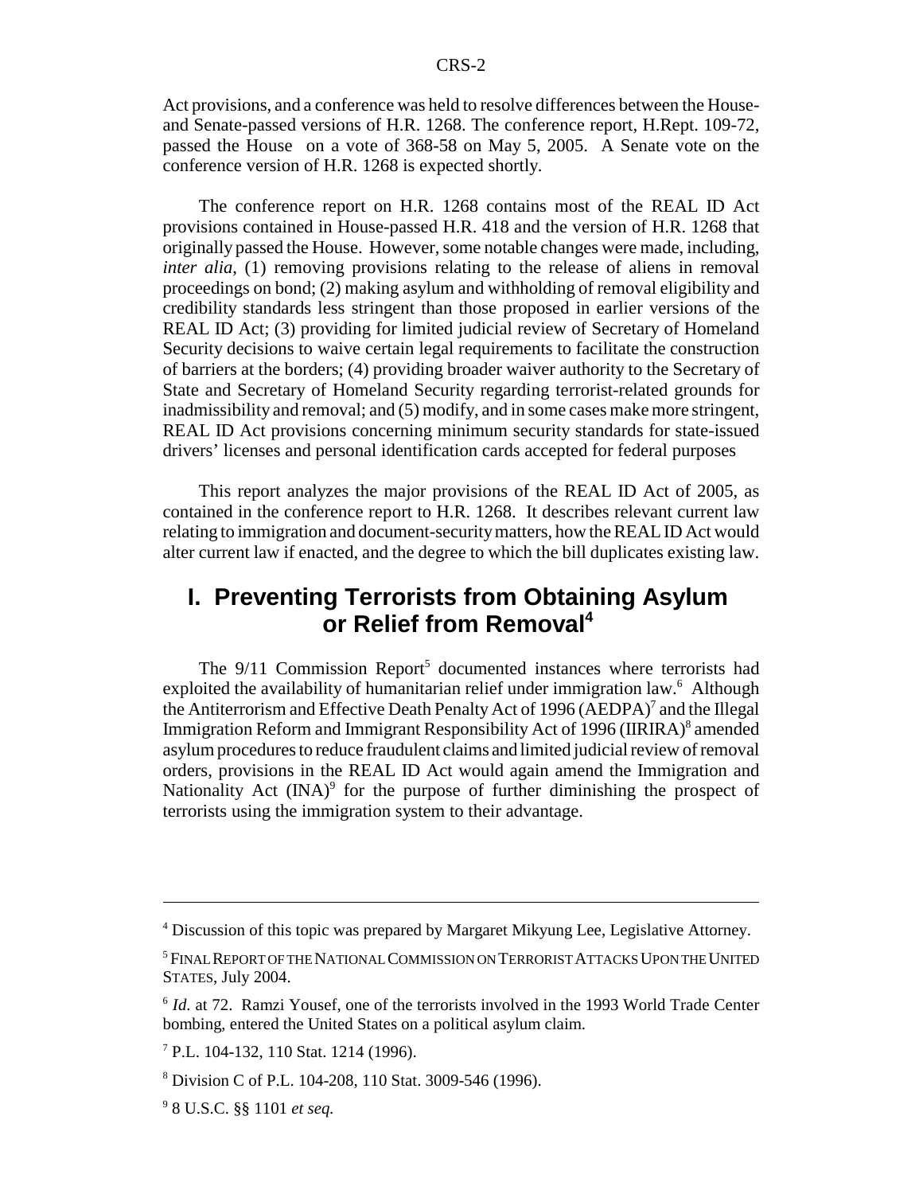Act provisions, and a conference was held to resolve differences between the House- and Senate-passed versions of H.R. 1268. The conference report, H.Rept. 109-72, passed the House on a vote of 368-58 on May 5, 2005. A Senate vote on the conference version of H.R. 1268 is expected shortly.

The conference report on H.R. 1268 contains most of the REAL ID Act provisions contained in House-passed H.R. 418 and the version of H.R. 1268 that originally passed the House. However, some notable changes were made, including, *inter alia*, (1) removing provisions relating to the release of aliens in removal proceedings on bond; (2) making asylum and withholding of removal eligibility and credibility standards less stringent than those proposed in earlier versions of the REAL ID Act; (3) providing for limited judicial review of Secretary of Homeland Security decisions to waive certain legal requirements to facilitate the construction of barriers at the borders; (4) providing broader waiver authority to the Secretary of State and Secretary of Homeland Security regarding terrorist-related grounds for inadmissibility and removal; and (5) modify, and in some cases make more stringent, REAL ID Act provisions concerning minimum security standards for state-issued drivers' licenses and personal identification cards accepted for federal purposes

This report analyzes the major provisions of the REAL ID Act of 2005, as contained in the conference report to H.R. 1268. It describes relevant current law relating to immigration and document-security matters, how the REAL ID Act would alter current law if enacted, and the degree to which the bill duplicates existing law.

# I. Preventing Terrorists from Obtaining Asylum or Relief from Removal[4]

The 9/11 Commission Report[5] documented instances where terrorists had exploited the availability of humanitarian relief under immigration law.[6] Although the Antiterrorism and Effective Death Penalty Act of 1996 (AEDPA)[7] and the Illegal Immigration Reform and Immigrant Responsibility Act of 1996 (IIRIRA)[8] amended asylum procedures to reduce fraudulent claims and limited judicial review of removal orders, provisions in the REAL ID Act would again amend the Immigration and Nationality Act (INA)[9] for the purpose of further diminishing the prospect of terrorists using the immigration system to their advantage.

---

[4] Discussion of this topic was prepared by Margaret Mikyung Lee, Legislative Attorney.

[5] FINAL REPORT OF THE NATIONAL COMMISSION ON TERRORIST ATTACKS UPON THE UNITED STATES, July 2004.

[6] *Id.* at 72. Ramzi Yousef, one of the terrorists involved in the 1993 World Trade Center bombing, entered the United States on a political asylum claim.

[7] P.L. 104-132, 110 Stat. 1214 (1996).

[8] Division C of P.L. 104-208, 110 Stat. 3009-546 (1996).

[9] 8 U.S.C. §§ 1101 *et seq.*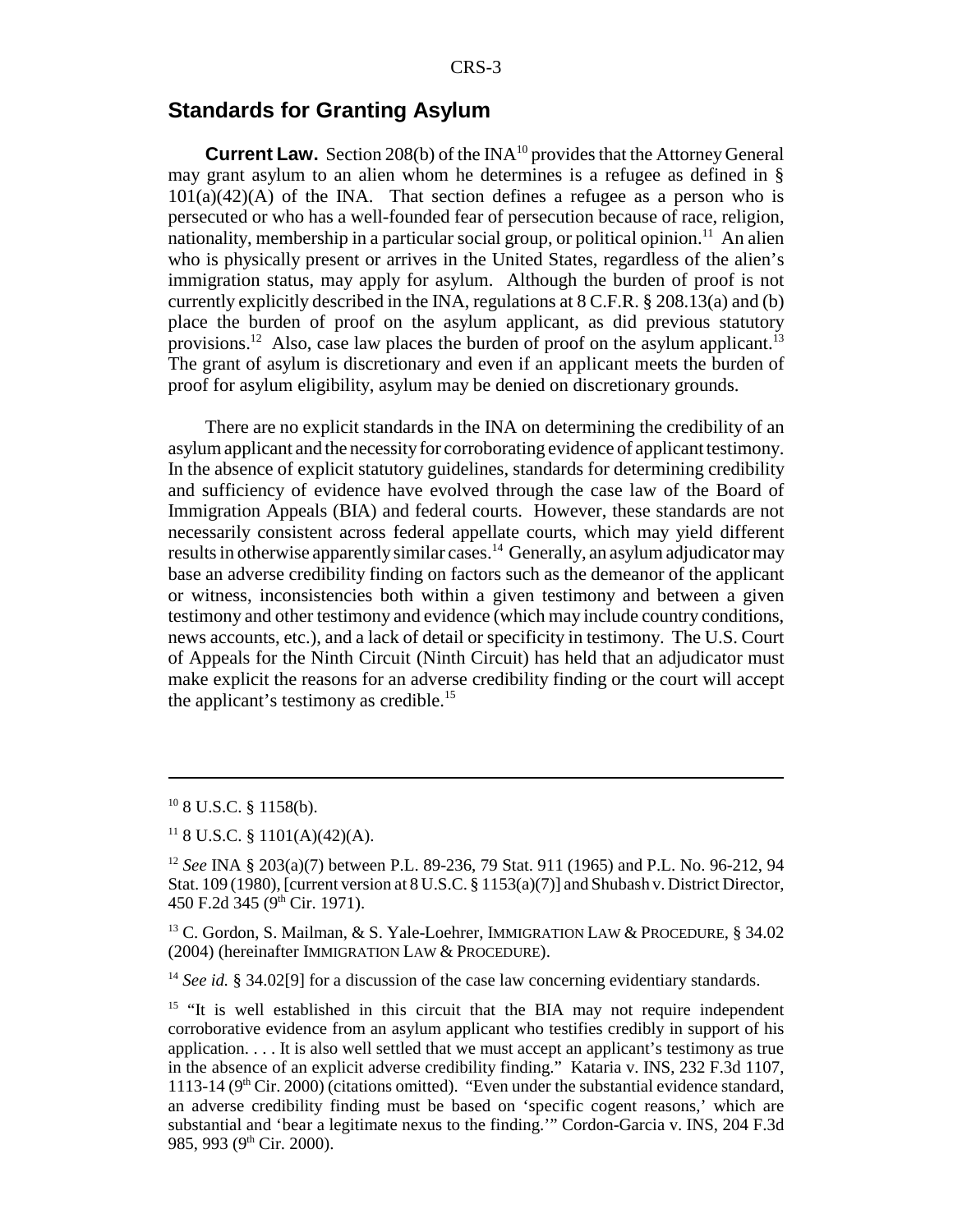## Standards for Granting Asylum

**Current Law.** Section 208(b) of the INA[10] provides that the Attorney General may grant asylum to an alien whom he determines is a refugee as defined in § 101(a)(42)(A) of the INA. That section defines a refugee as a person who is persecuted or who has a well-founded fear of persecution because of race, religion, nationality, membership in a particular social group, or political opinion.[11] An alien who is physically present or arrives in the United States, regardless of the alien's immigration status, may apply for asylum. Although the burden of proof is not currently explicitly described in the INA, regulations at 8 C.F.R. § 208.13(a) and (b) place the burden of proof on the asylum applicant, as did previous statutory provisions.[12] Also, case law places the burden of proof on the asylum applicant.[13] The grant of asylum is discretionary and even if an applicant meets the burden of proof for asylum eligibility, asylum may be denied on discretionary grounds.

There are no explicit standards in the INA on determining the credibility of an asylum applicant and the necessity for corroborating evidence of applicant testimony. In the absence of explicit statutory guidelines, standards for determining credibility and sufficiency of evidence have evolved through the case law of the Board of Immigration Appeals (BIA) and federal courts. However, these standards are not necessarily consistent across federal appellate courts, which may yield different results in otherwise apparently similar cases.[14] Generally, an asylum adjudicator may base an adverse credibility finding on factors such as the demeanor of the applicant or witness, inconsistencies both within a given testimony and between a given testimony and other testimony and evidence (which may include country conditions, news accounts, etc.), and a lack of detail or specificity in testimony. The U.S. Court of Appeals for the Ninth Circuit (Ninth Circuit) has held that an adjudicator must make explicit the reasons for an adverse credibility finding or the court will accept the applicant's testimony as credible.[15]

---

[10] 8 U.S.C. § 1158(b).

[11] 8 U.S.C. § 1101(A)(42)(A).

[12] *See* INA § 203(a)(7) between P.L. 89-236, 79 Stat. 911 (1965) and P.L. No. 96-212, 94 Stat. 109 (1980), [current version at 8 U.S.C. § 1153(a)(7)] and Shubash v. District Director, 450 F.2d 345 (9th Cir. 1971).

[13] C. Gordon, S. Mailman, & S. Yale-Loehrer, IMMIGRATION LAW & PROCEDURE, § 34.02 (2004) (hereinafter IMMIGRATION LAW & PROCEDURE).

[14] *See id.* § 34.02[9] for a discussion of the case law concerning evidentiary standards.

[15] "It is well established in this circuit that the BIA may not require independent corroborative evidence from an asylum applicant who testifies credibly in support of his application. . . . It is also well settled that we must accept an applicant's testimony as true in the absence of an explicit adverse credibility finding." Kataria v. INS, 232 F.3d 1107, 1113-14 (9th Cir. 2000) (citations omitted). "Even under the substantial evidence standard, an adverse credibility finding must be based on 'specific cogent reasons,' which are substantial and 'bear a legitimate nexus to the finding.'" Cordon-Garcia v. INS, 204 F.3d 985, 993 (9th Cir. 2000).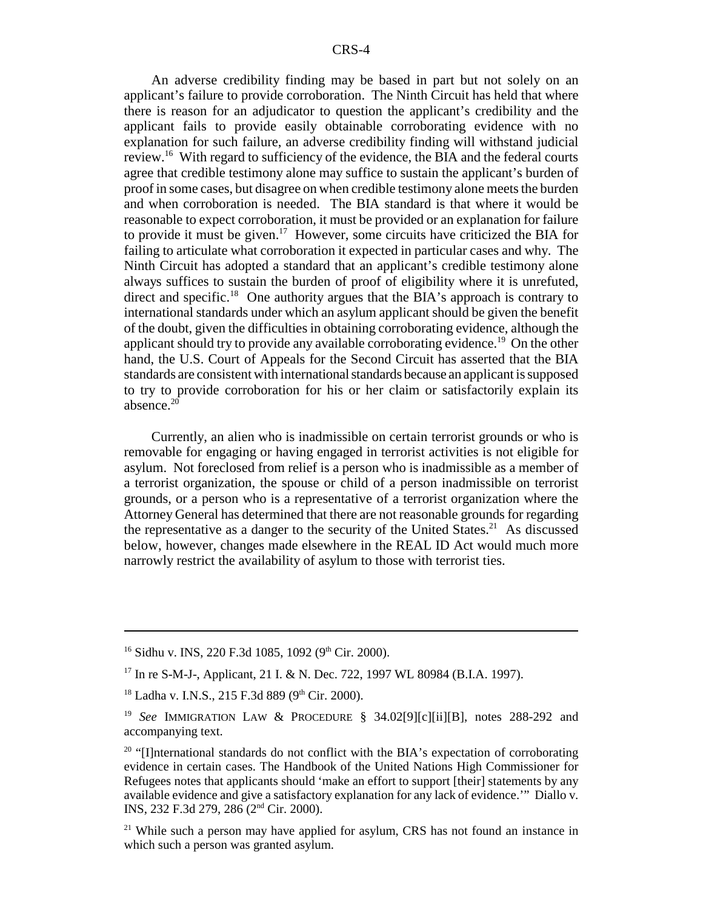An adverse credibility finding may be based in part but not solely on an applicant's failure to provide corroboration. The Ninth Circuit has held that where there is reason for an adjudicator to question the applicant's credibility and the applicant fails to provide easily obtainable corroborating evidence with no explanation for such failure, an adverse credibility finding will withstand judicial review.[16] With regard to sufficiency of the evidence, the BIA and the federal courts agree that credible testimony alone may suffice to sustain the applicant's burden of proof in some cases, but disagree on when credible testimony alone meets the burden and when corroboration is needed. The BIA standard is that where it would be reasonable to expect corroboration, it must be provided or an explanation for failure to provide it must be given.[17] However, some circuits have criticized the BIA for failing to articulate what corroboration it expected in particular cases and why. The Ninth Circuit has adopted a standard that an applicant's credible testimony alone always suffices to sustain the burden of proof of eligibility where it is unrefuted, direct and specific.[18] One authority argues that the BIA's approach is contrary to international standards under which an asylum applicant should be given the benefit of the doubt, given the difficulties in obtaining corroborating evidence, although the applicant should try to provide any available corroborating evidence.[19] On the other hand, the U.S. Court of Appeals for the Second Circuit has asserted that the BIA standards are consistent with international standards because an applicant is supposed to try to provide corroboration for his or her claim or satisfactorily explain its absence.[20]

Currently, an alien who is inadmissible on certain terrorist grounds or who is removable for engaging or having engaged in terrorist activities is not eligible for asylum. Not foreclosed from relief is a person who is inadmissible as a member of a terrorist organization, the spouse or child of a person inadmissible on terrorist grounds, or a person who is a representative of a terrorist organization where the Attorney General has determined that there are not reasonable grounds for regarding the representative as a danger to the security of the United States.[21] As discussed below, however, changes made elsewhere in the REAL ID Act would much more narrowly restrict the availability of asylum to those with terrorist ties.

---

[16] Sidhu v. INS, 220 F.3d 1085, 1092 (9th Cir. 2000).

[17] In re S-M-J-, Applicant, 21 I. & N. Dec. 722, 1997 WL 80984 (B.I.A. 1997).

[18] Ladha v. I.N.S., 215 F.3d 889 (9th Cir. 2000).

[19] *See* IMMIGRATION LAW & PROCEDURE § 34.02[9][c][ii][B], notes 288-292 and accompanying text.

[20] "[I]nternational standards do not conflict with the BIA's expectation of corroborating evidence in certain cases. The Handbook of the United Nations High Commissioner for Refugees notes that applicants should 'make an effort to support [their] statements by any available evidence and give a satisfactory explanation for any lack of evidence.'" Diallo v. INS, 232 F.3d 279, 286 (2nd Cir. 2000).

[21] While such a person may have applied for asylum, CRS has not found an instance in which such a person was granted asylum.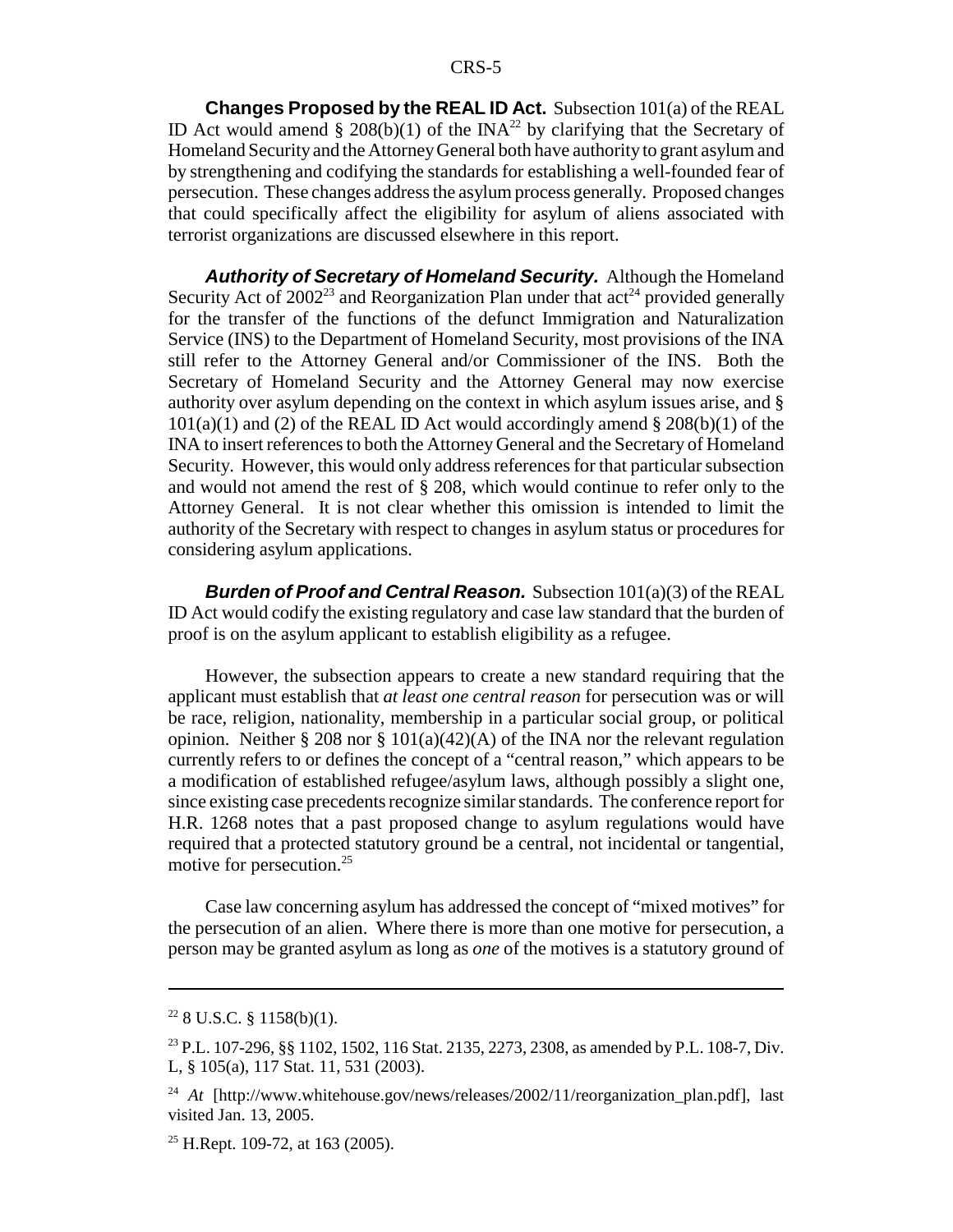**Changes Proposed by the REAL ID Act.** Subsection 101(a) of the REAL ID Act would amend § 208(b)(1) of the INA[22] by clarifying that the Secretary of Homeland Security and the Attorney General both have authority to grant asylum and by strengthening and codifying the standards for establishing a well-founded fear of persecution. These changes address the asylum process generally. Proposed changes that could specifically affect the eligibility for asylum of aliens associated with terrorist organizations are discussed elsewhere in this report.

***Authority of Secretary of Homeland Security.*** Although the Homeland Security Act of 2002[23] and Reorganization Plan under that act[24] provided generally for the transfer of the functions of the defunct Immigration and Naturalization Service (INS) to the Department of Homeland Security, most provisions of the INA still refer to the Attorney General and/or Commissioner of the INS. Both the Secretary of Homeland Security and the Attorney General may now exercise authority over asylum depending on the context in which asylum issues arise, and § 101(a)(1) and (2) of the REAL ID Act would accordingly amend § 208(b)(1) of the INA to insert references to both the Attorney General and the Secretary of Homeland Security. However, this would only address references for that particular subsection and would not amend the rest of § 208, which would continue to refer only to the Attorney General. It is not clear whether this omission is intended to limit the authority of the Secretary with respect to changes in asylum status or procedures for considering asylum applications.

***Burden of Proof and Central Reason.*** Subsection 101(a)(3) of the REAL ID Act would codify the existing regulatory and case law standard that the burden of proof is on the asylum applicant to establish eligibility as a refugee.

However, the subsection appears to create a new standard requiring that the applicant must establish that *at least one central reason* for persecution was or will be race, religion, nationality, membership in a particular social group, or political opinion. Neither § 208 nor § 101(a)(42)(A) of the INA nor the relevant regulation currently refers to or defines the concept of a "central reason," which appears to be a modification of established refugee/asylum laws, although possibly a slight one, since existing case precedents recognize similar standards. The conference report for H.R. 1268 notes that a past proposed change to asylum regulations would have required that a protected statutory ground be a central, not incidental or tangential, motive for persecution.[25]

Case law concerning asylum has addressed the concept of "mixed motives" for the persecution of an alien. Where there is more than one motive for persecution, a person may be granted asylum as long as *one* of the motives is a statutory ground of

---

[22] 8 U.S.C. § 1158(b)(1).

[23] P.L. 107-296, §§ 1102, 1502, 116 Stat. 2135, 2273, 2308, as amended by P.L. 108-7, Div. L, § 105(a), 117 Stat. 11, 531 (2003).

[24] *At* [http://www.whitehouse.gov/news/releases/2002/11/reorganization_plan.pdf], last visited Jan. 13, 2005.

[25] H.Rept. 109-72, at 163 (2005).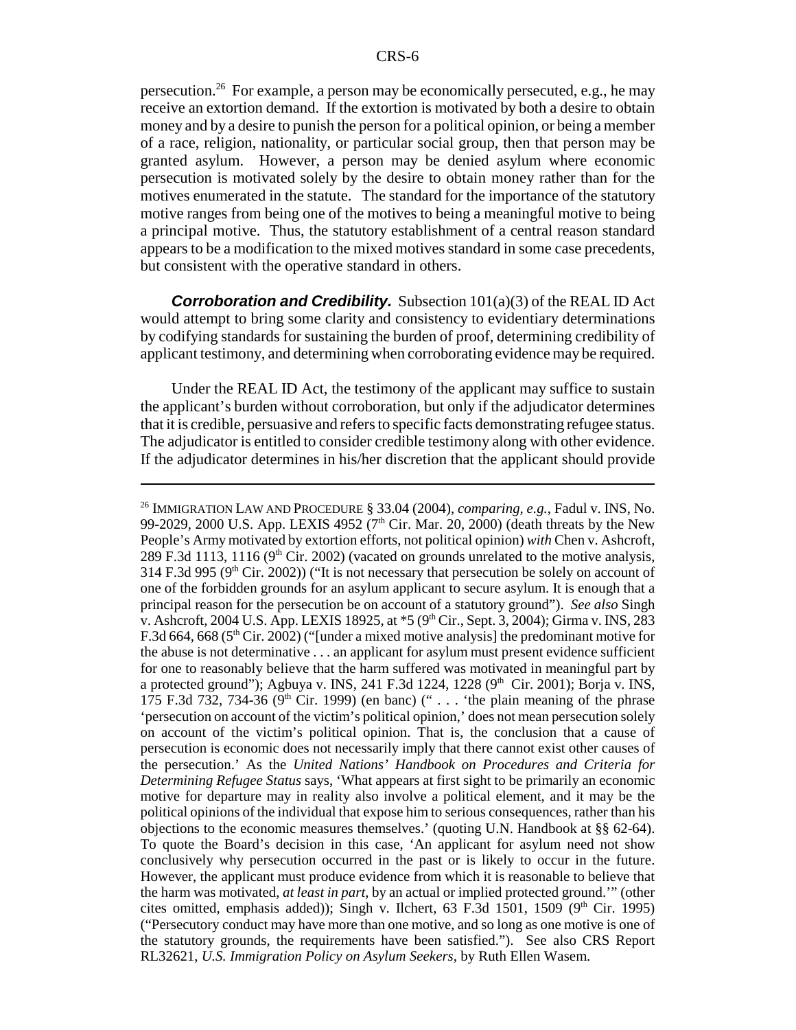persecution.[26] For example, a person may be economically persecuted, e.g., he may receive an extortion demand. If the extortion is motivated by both a desire to obtain money and by a desire to punish the person for a political opinion, or being a member of a race, religion, nationality, or particular social group, then that person may be granted asylum. However, a person may be denied asylum where economic persecution is motivated solely by the desire to obtain money rather than for the motives enumerated in the statute. The standard for the importance of the statutory motive ranges from being one of the motives to being a meaningful motive to being a principal motive. Thus, the statutory establishment of a central reason standard appears to be a modification to the mixed motives standard in some case precedents, but consistent with the operative standard in others.

***Corroboration and Credibility.*** Subsection 101(a)(3) of the REAL ID Act would attempt to bring some clarity and consistency to evidentiary determinations by codifying standards for sustaining the burden of proof, determining credibility of applicant testimony, and determining when corroborating evidence may be required.

Under the REAL ID Act, the testimony of the applicant may suffice to sustain the applicant's burden without corroboration, but only if the adjudicator determines that it is credible, persuasive and refers to specific facts demonstrating refugee status. The adjudicator is entitled to consider credible testimony along with other evidence. If the adjudicator determines in his/her discretion that the applicant should provide

---

[26] IMMIGRATION LAW AND PROCEDURE § 33.04 (2004), *comparing, e.g.*, Fadul v. INS, No. 99-2029, 2000 U.S. App. LEXIS 4952 (7th Cir. Mar. 20, 2000) (death threats by the New People's Army motivated by extortion efforts, not political opinion) *with* Chen v. Ashcroft, 289 F.3d 1113, 1116 (9th Cir. 2002) (vacated on grounds unrelated to the motive analysis, 314 F.3d 995 (9th Cir. 2002)) ("It is not necessary that persecution be solely on account of one of the forbidden grounds for an asylum applicant to secure asylum. It is enough that a principal reason for the persecution be on account of a statutory ground"). *See also* Singh v. Ashcroft, 2004 U.S. App. LEXIS 18925, at *5 (9th Cir., Sept. 3, 2004); Girma v. INS, 283 F.3d 664, 668 (5th Cir. 2002) ("[under a mixed motive analysis] the predominant motive for the abuse is not determinative . . . an applicant for asylum must present evidence sufficient for one to reasonably believe that the harm suffered was motivated in meaningful part by a protected ground"); Agbuya v. INS, 241 F.3d 1224, 1228 (9th Cir. 2001); Borja v. INS, 175 F.3d 732, 734-36 (9th Cir. 1999) (en banc) (" . . . 'the plain meaning of the phrase 'persecution on account of the victim's political opinion,' does not mean persecution solely on account of the victim's political opinion. That is, the conclusion that a cause of persecution is economic does not necessarily imply that there cannot exist other causes of the persecution.' As the *United Nations' Handbook on Procedures and Criteria for Determining Refugee Status* says, 'What appears at first sight to be primarily an economic motive for departure may in reality also involve a political element, and it may be the political opinions of the individual that expose him to serious consequences, rather than his objections to the economic measures themselves.' (quoting U.N. Handbook at §§ 62-64). To quote the Board's decision in this case, 'An applicant for asylum need not show conclusively why persecution occurred in the past or is likely to occur in the future. However, the applicant must produce evidence from which it is reasonable to believe that the harm was motivated, *at least in part*, by an actual or implied protected ground.'" (other cites omitted, emphasis added)); Singh v. Ilchert, 63 F.3d 1501, 1509 (9th Cir. 1995) ("Persecutory conduct may have more than one motive, and so long as one motive is one of the statutory grounds, the requirements have been satisfied."). See also CRS Report RL32621, *U.S. Immigration Policy on Asylum Seekers*, by Ruth Ellen Wasem.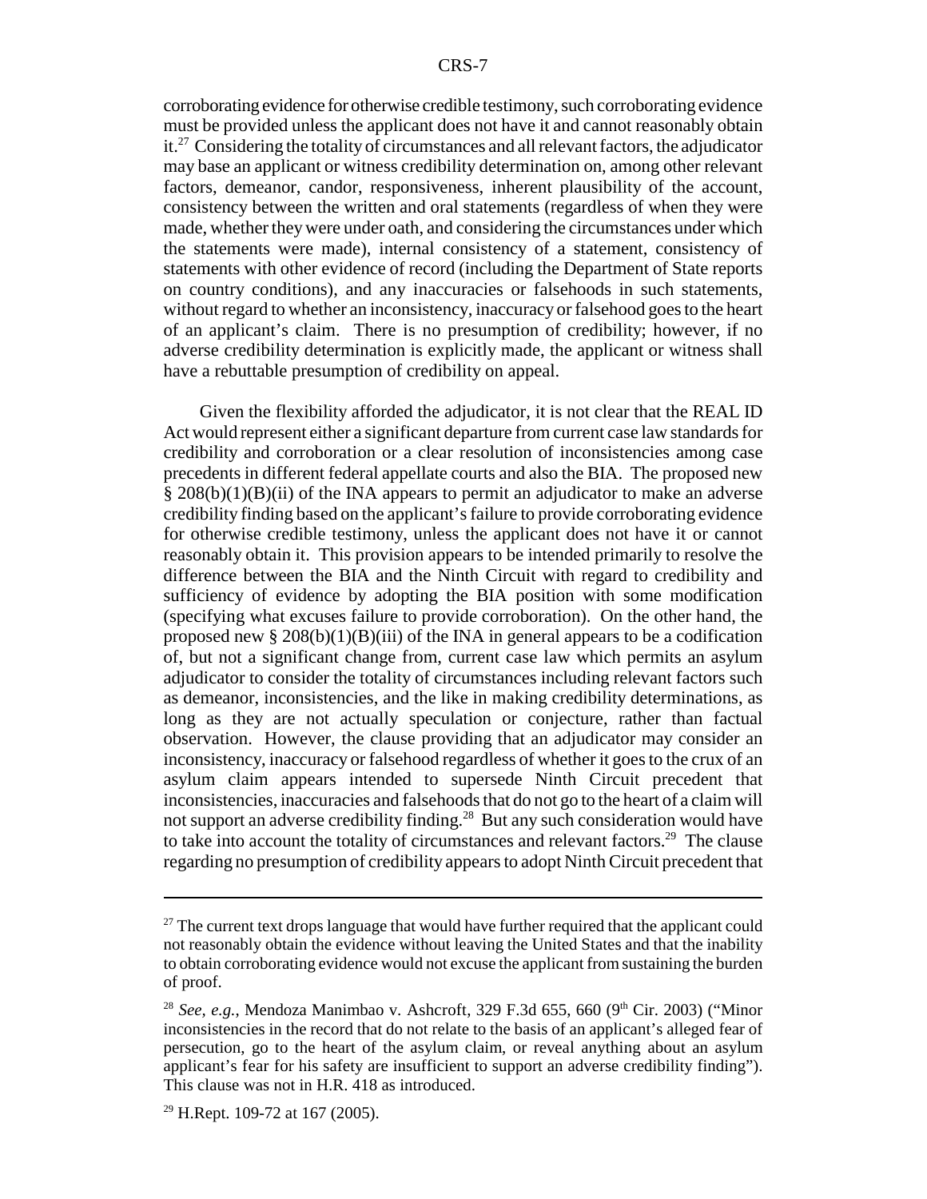corroborating evidence for otherwise credible testimony, such corroborating evidence must be provided unless the applicant does not have it and cannot reasonably obtain it.[27] Considering the totality of circumstances and all relevant factors, the adjudicator may base an applicant or witness credibility determination on, among other relevant factors, demeanor, candor, responsiveness, inherent plausibility of the account, consistency between the written and oral statements (regardless of when they were made, whether they were under oath, and considering the circumstances under which the statements were made), internal consistency of a statement, consistency of statements with other evidence of record (including the Department of State reports on country conditions), and any inaccuracies or falsehoods in such statements, without regard to whether an inconsistency, inaccuracy or falsehood goes to the heart of an applicant's claim. There is no presumption of credibility; however, if no adverse credibility determination is explicitly made, the applicant or witness shall have a rebuttable presumption of credibility on appeal.

Given the flexibility afforded the adjudicator, it is not clear that the REAL ID Act would represent either a significant departure from current case law standards for credibility and corroboration or a clear resolution of inconsistencies among case precedents in different federal appellate courts and also the BIA. The proposed new § 208(b)(1)(B)(ii) of the INA appears to permit an adjudicator to make an adverse credibility finding based on the applicant's failure to provide corroborating evidence for otherwise credible testimony, unless the applicant does not have it or cannot reasonably obtain it. This provision appears to be intended primarily to resolve the difference between the BIA and the Ninth Circuit with regard to credibility and sufficiency of evidence by adopting the BIA position with some modification (specifying what excuses failure to provide corroboration). On the other hand, the proposed new § 208(b)(1)(B)(iii) of the INA in general appears to be a codification of, but not a significant change from, current case law which permits an asylum adjudicator to consider the totality of circumstances including relevant factors such as demeanor, inconsistencies, and the like in making credibility determinations, as long as they are not actually speculation or conjecture, rather than factual observation. However, the clause providing that an adjudicator may consider an inconsistency, inaccuracy or falsehood regardless of whether it goes to the crux of an asylum claim appears intended to supersede Ninth Circuit precedent that inconsistencies, inaccuracies and falsehoods that do not go to the heart of a claim will not support an adverse credibility finding.[28] But any such consideration would have to take into account the totality of circumstances and relevant factors.[29] The clause regarding no presumption of credibility appears to adopt Ninth Circuit precedent that

---

[27] The current text drops language that would have further required that the applicant could not reasonably obtain the evidence without leaving the United States and that the inability to obtain corroborating evidence would not excuse the applicant from sustaining the burden of proof.

[28] *See, e.g.*, Mendoza Manimbao v. Ashcroft, 329 F.3d 655, 660 (9th Cir. 2003) ("Minor inconsistencies in the record that do not relate to the basis of an applicant's alleged fear of persecution, go to the heart of the asylum claim, or reveal anything about an asylum applicant's fear for his safety are insufficient to support an adverse credibility finding"). This clause was not in H.R. 418 as introduced.

[29] H.Rept. 109-72 at 167 (2005).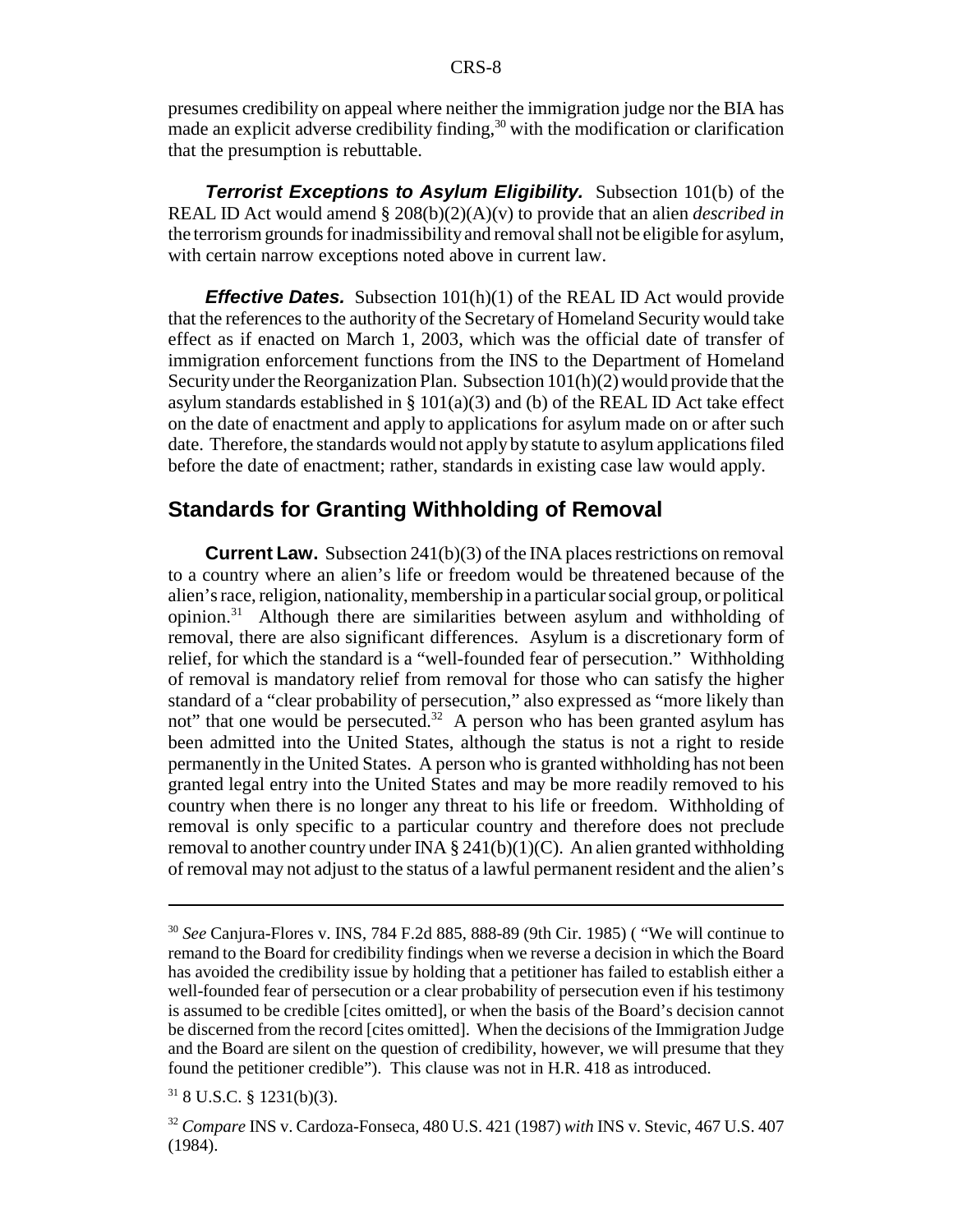presumes credibility on appeal where neither the immigration judge nor the BIA has made an explicit adverse credibility finding,[30] with the modification or clarification that the presumption is rebuttable.

***Terrorist Exceptions to Asylum Eligibility.*** Subsection 101(b) of the REAL ID Act would amend § 208(b)(2)(A)(v) to provide that an alien *described in* the terrorism grounds for inadmissibility and removal shall not be eligible for asylum, with certain narrow exceptions noted above in current law.

***Effective Dates.*** Subsection 101(h)(1) of the REAL ID Act would provide that the references to the authority of the Secretary of Homeland Security would take effect as if enacted on March 1, 2003, which was the official date of transfer of immigration enforcement functions from the INS to the Department of Homeland Security under the Reorganization Plan. Subsection 101(h)(2) would provide that the asylum standards established in § 101(a)(3) and (b) of the REAL ID Act take effect on the date of enactment and apply to applications for asylum made on or after such date. Therefore, the standards would not apply by statute to asylum applications filed before the date of enactment; rather, standards in existing case law would apply.

## Standards for Granting Withholding of Removal

**Current Law.** Subsection 241(b)(3) of the INA places restrictions on removal to a country where an alien's life or freedom would be threatened because of the alien's race, religion, nationality, membership in a particular social group, or political opinion.[31] Although there are similarities between asylum and withholding of removal, there are also significant differences. Asylum is a discretionary form of relief, for which the standard is a "well-founded fear of persecution." Withholding of removal is mandatory relief from removal for those who can satisfy the higher standard of a "clear probability of persecution," also expressed as "more likely than not" that one would be persecuted.[32] A person who has been granted asylum has been admitted into the United States, although the status is not a right to reside permanently in the United States. A person who is granted withholding has not been granted legal entry into the United States and may be more readily removed to his country when there is no longer any threat to his life or freedom. Withholding of removal is only specific to a particular country and therefore does not preclude removal to another country under INA § 241(b)(1)(C). An alien granted withholding of removal may not adjust to the status of a lawful permanent resident and the alien's

---

[30] *See* Canjura-Flores v. INS, 784 F.2d 885, 888-89 (9th Cir. 1985) ( "We will continue to remand to the Board for credibility findings when we reverse a decision in which the Board has avoided the credibility issue by holding that a petitioner has failed to establish either a well-founded fear of persecution or a clear probability of persecution even if his testimony is assumed to be credible [cites omitted], or when the basis of the Board's decision cannot be discerned from the record [cites omitted]. When the decisions of the Immigration Judge and the Board are silent on the question of credibility, however, we will presume that they found the petitioner credible"). This clause was not in H.R. 418 as introduced.

[31] 8 U.S.C. § 1231(b)(3).

[32] *Compare* INS v. Cardoza-Fonseca, 480 U.S. 421 (1987) *with* INS v. Stevic, 467 U.S. 407 (1984).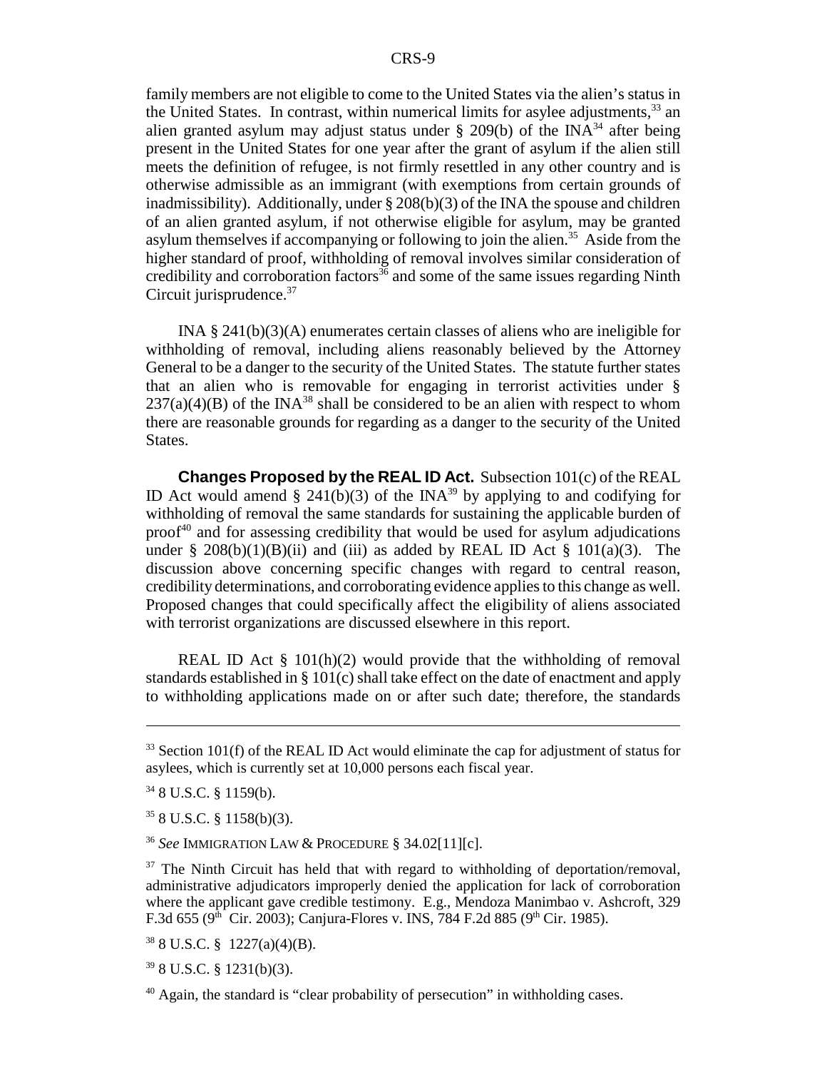family members are not eligible to come to the United States via the alien's status in the United States. In contrast, within numerical limits for asylee adjustments,[33] an alien granted asylum may adjust status under § 209(b) of the INA[34] after being present in the United States for one year after the grant of asylum if the alien still meets the definition of refugee, is not firmly resettled in any other country and is otherwise admissible as an immigrant (with exemptions from certain grounds of inadmissibility). Additionally, under § 208(b)(3) of the INA the spouse and children of an alien granted asylum, if not otherwise eligible for asylum, may be granted asylum themselves if accompanying or following to join the alien.[35] Aside from the higher standard of proof, withholding of removal involves similar consideration of credibility and corroboration factors[36] and some of the same issues regarding Ninth Circuit jurisprudence.[37]

INA § 241(b)(3)(A) enumerates certain classes of aliens who are ineligible for withholding of removal, including aliens reasonably believed by the Attorney General to be a danger to the security of the United States. The statute further states that an alien who is removable for engaging in terrorist activities under § 237(a)(4)(B) of the INA[38] shall be considered to be an alien with respect to whom there are reasonable grounds for regarding as a danger to the security of the United States.

**Changes Proposed by the REAL ID Act.** Subsection 101(c) of the REAL ID Act would amend § 241(b)(3) of the INA[39] by applying to and codifying for withholding of removal the same standards for sustaining the applicable burden of proof[40] and for assessing credibility that would be used for asylum adjudications under § 208(b)(1)(B)(ii) and (iii) as added by REAL ID Act § 101(a)(3). The discussion above concerning specific changes with regard to central reason, credibility determinations, and corroborating evidence applies to this change as well. Proposed changes that could specifically affect the eligibility of aliens associated with terrorist organizations are discussed elsewhere in this report.

REAL ID Act § 101(h)(2) would provide that the withholding of removal standards established in § 101(c) shall take effect on the date of enactment and apply to withholding applications made on or after such date; therefore, the standards

---

[33] Section 101(f) of the REAL ID Act would eliminate the cap for adjustment of status for asylees, which is currently set at 10,000 persons each fiscal year.

[34] 8 U.S.C. § 1159(b).

[35] 8 U.S.C. § 1158(b)(3).

[36] *See* IMMIGRATION LAW & PROCEDURE § 34.02[11][c].

[37] The Ninth Circuit has held that with regard to withholding of deportation/removal, administrative adjudicators improperly denied the application for lack of corroboration where the applicant gave credible testimony. E.g., Mendoza Manimbao v. Ashcroft, 329 F.3d 655 (9th Cir. 2003); Canjura-Flores v. INS, 784 F.2d 885 (9th Cir. 1985).

[38] 8 U.S.C. § 1227(a)(4)(B).

[39] 8 U.S.C. § 1231(b)(3).

[40] Again, the standard is "clear probability of persecution" in withholding cases.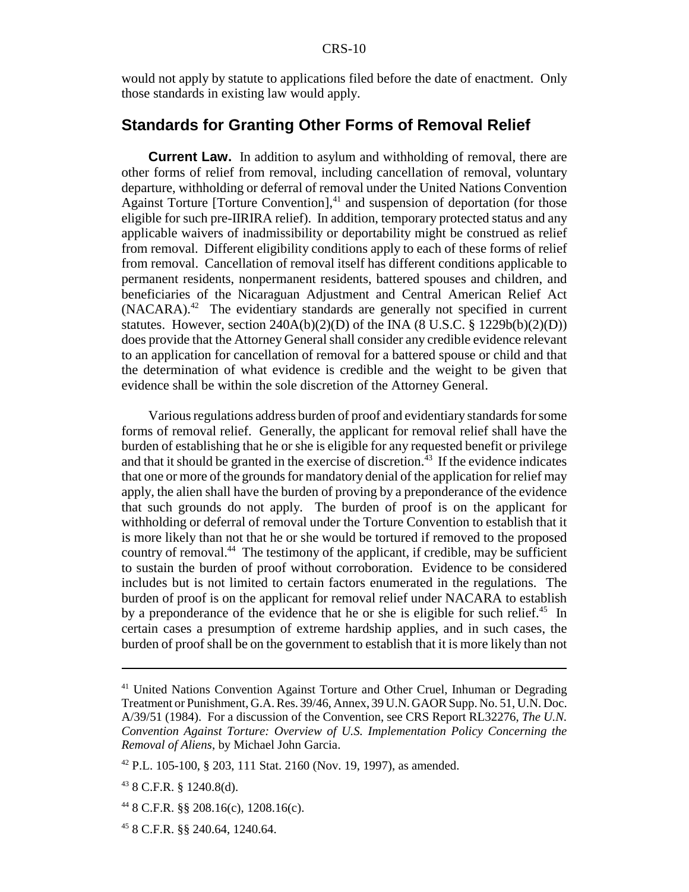would not apply by statute to applications filed before the date of enactment. Only those standards in existing law would apply.

## Standards for Granting Other Forms of Removal Relief

**Current Law.** In addition to asylum and withholding of removal, there are other forms of relief from removal, including cancellation of removal, voluntary departure, withholding or deferral of removal under the United Nations Convention Against Torture [Torture Convention],[41] and suspension of deportation (for those eligible for such pre-IIRIRA relief). In addition, temporary protected status and any applicable waivers of inadmissibility or deportability might be construed as relief from removal. Different eligibility conditions apply to each of these forms of relief from removal. Cancellation of removal itself has different conditions applicable to permanent residents, nonpermanent residents, battered spouses and children, and beneficiaries of the Nicaraguan Adjustment and Central American Relief Act (NACARA).[42] The evidentiary standards are generally not specified in current statutes. However, section 240A(b)(2)(D) of the INA (8 U.S.C. § 1229b(b)(2)(D)) does provide that the Attorney General shall consider any credible evidence relevant to an application for cancellation of removal for a battered spouse or child and that the determination of what evidence is credible and the weight to be given that evidence shall be within the sole discretion of the Attorney General.

Various regulations address burden of proof and evidentiary standards for some forms of removal relief. Generally, the applicant for removal relief shall have the burden of establishing that he or she is eligible for any requested benefit or privilege and that it should be granted in the exercise of discretion.[43] If the evidence indicates that one or more of the grounds for mandatory denial of the application for relief may apply, the alien shall have the burden of proving by a preponderance of the evidence that such grounds do not apply. The burden of proof is on the applicant for withholding or deferral of removal under the Torture Convention to establish that it is more likely than not that he or she would be tortured if removed to the proposed country of removal.[44] The testimony of the applicant, if credible, may be sufficient to sustain the burden of proof without corroboration. Evidence to be considered includes but is not limited to certain factors enumerated in the regulations. The burden of proof is on the applicant for removal relief under NACARA to establish by a preponderance of the evidence that he or she is eligible for such relief.[45] In certain cases a presumption of extreme hardship applies, and in such cases, the burden of proof shall be on the government to establish that it is more likely than not

---

[41] United Nations Convention Against Torture and Other Cruel, Inhuman or Degrading Treatment or Punishment, G.A. Res. 39/46, Annex, 39 U.N. GAOR Supp. No. 51, U.N. Doc. A/39/51 (1984). For a discussion of the Convention, see CRS Report RL32276, *The U.N. Convention Against Torture: Overview of U.S. Implementation Policy Concerning the Removal of Aliens*, by Michael John Garcia.

[42] P.L. 105-100, § 203, 111 Stat. 2160 (Nov. 19, 1997), as amended.

[43] 8 C.F.R. § 1240.8(d).

[44] 8 C.F.R. §§ 208.16(c), 1208.16(c).

[45] 8 C.F.R. §§ 240.64, 1240.64.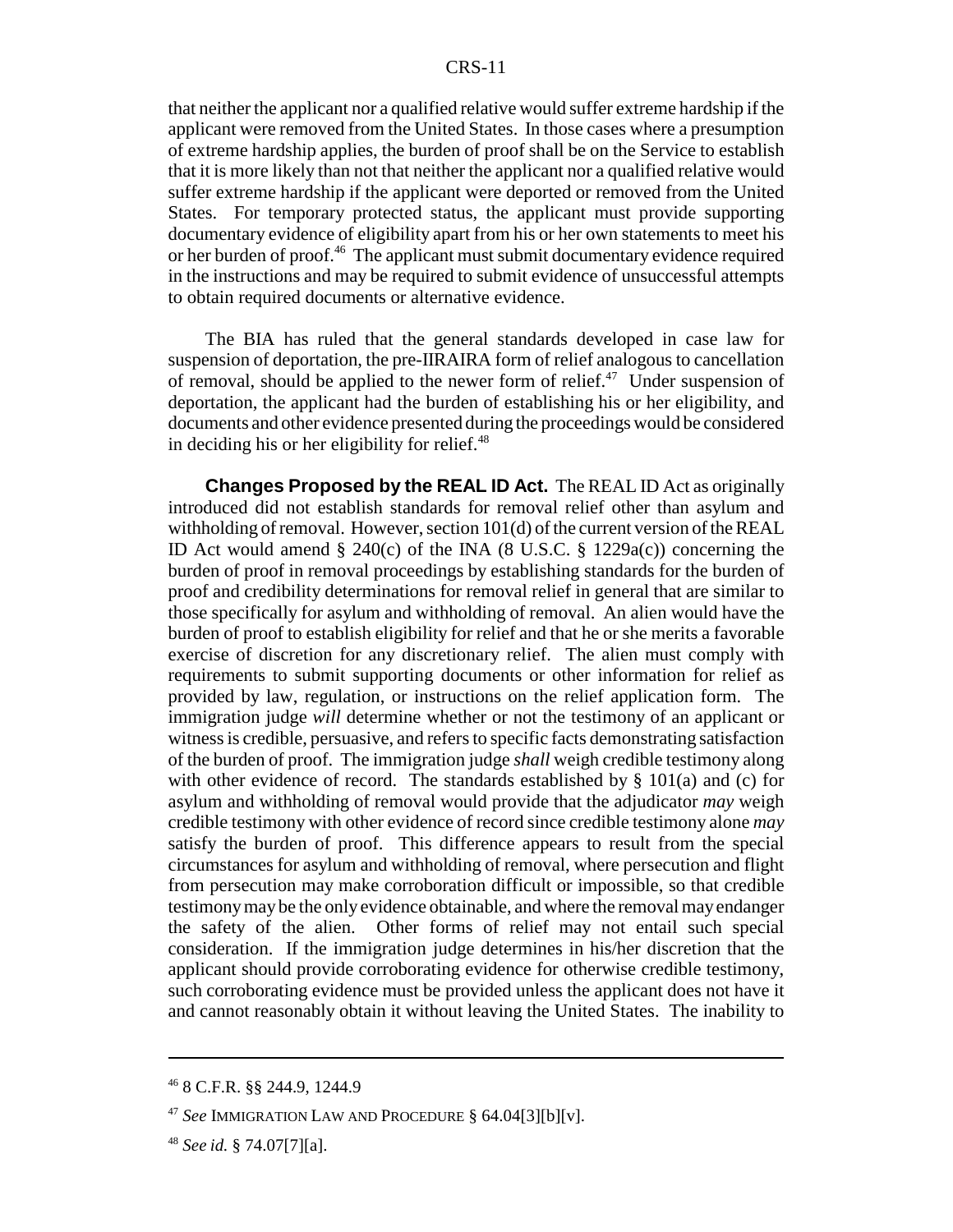that neither the applicant nor a qualified relative would suffer extreme hardship if the applicant were removed from the United States. In those cases where a presumption of extreme hardship applies, the burden of proof shall be on the Service to establish that it is more likely than not that neither the applicant nor a qualified relative would suffer extreme hardship if the applicant were deported or removed from the United States. For temporary protected status, the applicant must provide supporting documentary evidence of eligibility apart from his or her own statements to meet his or her burden of proof.[46] The applicant must submit documentary evidence required in the instructions and may be required to submit evidence of unsuccessful attempts to obtain required documents or alternative evidence.

The BIA has ruled that the general standards developed in case law for suspension of deportation, the pre-IIRAIRA form of relief analogous to cancellation of removal, should be applied to the newer form of relief.[47] Under suspension of deportation, the applicant had the burden of establishing his or her eligibility, and documents and other evidence presented during the proceedings would be considered in deciding his or her eligibility for relief.[48]

**Changes Proposed by the REAL ID Act.** The REAL ID Act as originally introduced did not establish standards for removal relief other than asylum and withholding of removal. However, section 101(d) of the current version of the REAL ID Act would amend § 240(c) of the INA (8 U.S.C. § 1229a(c)) concerning the burden of proof in removal proceedings by establishing standards for the burden of proof and credibility determinations for removal relief in general that are similar to those specifically for asylum and withholding of removal. An alien would have the burden of proof to establish eligibility for relief and that he or she merits a favorable exercise of discretion for any discretionary relief. The alien must comply with requirements to submit supporting documents or other information for relief as provided by law, regulation, or instructions on the relief application form. The immigration judge *will* determine whether or not the testimony of an applicant or witness is credible, persuasive, and refers to specific facts demonstrating satisfaction of the burden of proof. The immigration judge *shall* weigh credible testimony along with other evidence of record. The standards established by § 101(a) and (c) for asylum and withholding of removal would provide that the adjudicator *may* weigh credible testimony with other evidence of record since credible testimony alone *may* satisfy the burden of proof. This difference appears to result from the special circumstances for asylum and withholding of removal, where persecution and flight from persecution may make corroboration difficult or impossible, so that credible testimony may be the only evidence obtainable, and where the removal may endanger the safety of the alien. Other forms of relief may not entail such special consideration. If the immigration judge determines in his/her discretion that the applicant should provide corroborating evidence for otherwise credible testimony, such corroborating evidence must be provided unless the applicant does not have it and cannot reasonably obtain it without leaving the United States. The inability to

---

[46] 8 C.F.R. §§ 244.9, 1244.9

[47] *See* IMMIGRATION LAW AND PROCEDURE § 64.04[3][b][v].

[48] *See id.* § 74.07[7][a].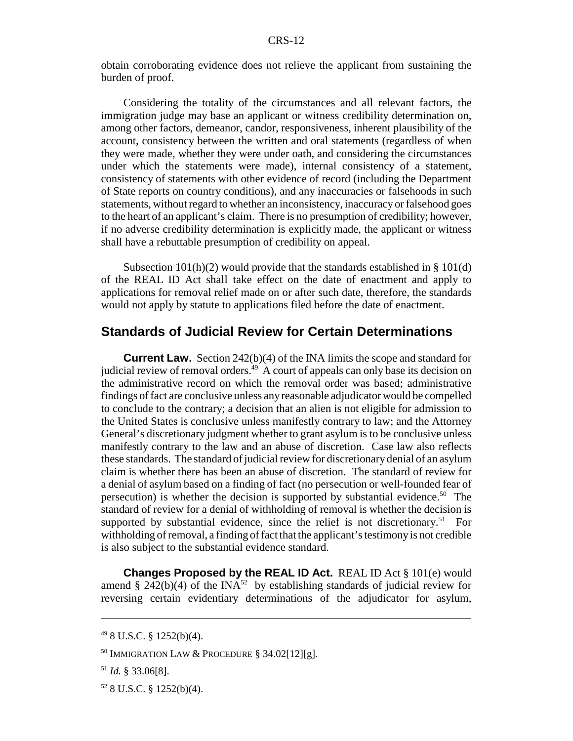obtain corroborating evidence does not relieve the applicant from sustaining the burden of proof.

Considering the totality of the circumstances and all relevant factors, the immigration judge may base an applicant or witness credibility determination on, among other factors, demeanor, candor, responsiveness, inherent plausibility of the account, consistency between the written and oral statements (regardless of when they were made, whether they were under oath, and considering the circumstances under which the statements were made), internal consistency of a statement, consistency of statements with other evidence of record (including the Department of State reports on country conditions), and any inaccuracies or falsehoods in such statements, without regard to whether an inconsistency, inaccuracy or falsehood goes to the heart of an applicant's claim. There is no presumption of credibility; however, if no adverse credibility determination is explicitly made, the applicant or witness shall have a rebuttable presumption of credibility on appeal.

Subsection 101(h)(2) would provide that the standards established in § 101(d) of the REAL ID Act shall take effect on the date of enactment and apply to applications for removal relief made on or after such date, therefore, the standards would not apply by statute to applications filed before the date of enactment.

## Standards of Judicial Review for Certain Determinations

**Current Law.** Section 242(b)(4) of the INA limits the scope and standard for judicial review of removal orders.[49] A court of appeals can only base its decision on the administrative record on which the removal order was based; administrative findings of fact are conclusive unless any reasonable adjudicator would be compelled to conclude to the contrary; a decision that an alien is not eligible for admission to the United States is conclusive unless manifestly contrary to law; and the Attorney General's discretionary judgment whether to grant asylum is to be conclusive unless manifestly contrary to the law and an abuse of discretion. Case law also reflects these standards. The standard of judicial review for discretionary denial of an asylum claim is whether there has been an abuse of discretion. The standard of review for a denial of asylum based on a finding of fact (no persecution or well-founded fear of persecution) is whether the decision is supported by substantial evidence.[50] The standard of review for a denial of withholding of removal is whether the decision is supported by substantial evidence, since the relief is not discretionary.[51] For withholding of removal, a finding of fact that the applicant's testimony is not credible is also subject to the substantial evidence standard.

**Changes Proposed by the REAL ID Act.** REAL ID Act § 101(e) would amend § 242(b)(4) of the INA[52] by establishing standards of judicial review for reversing certain evidentiary determinations of the adjudicator for asylum,

---

[49] 8 U.S.C. § 1252(b)(4).

[50] IMMIGRATION LAW & PROCEDURE § 34.02[12][g].

[51] *Id.* § 33.06[8].

[52] 8 U.S.C. § 1252(b)(4).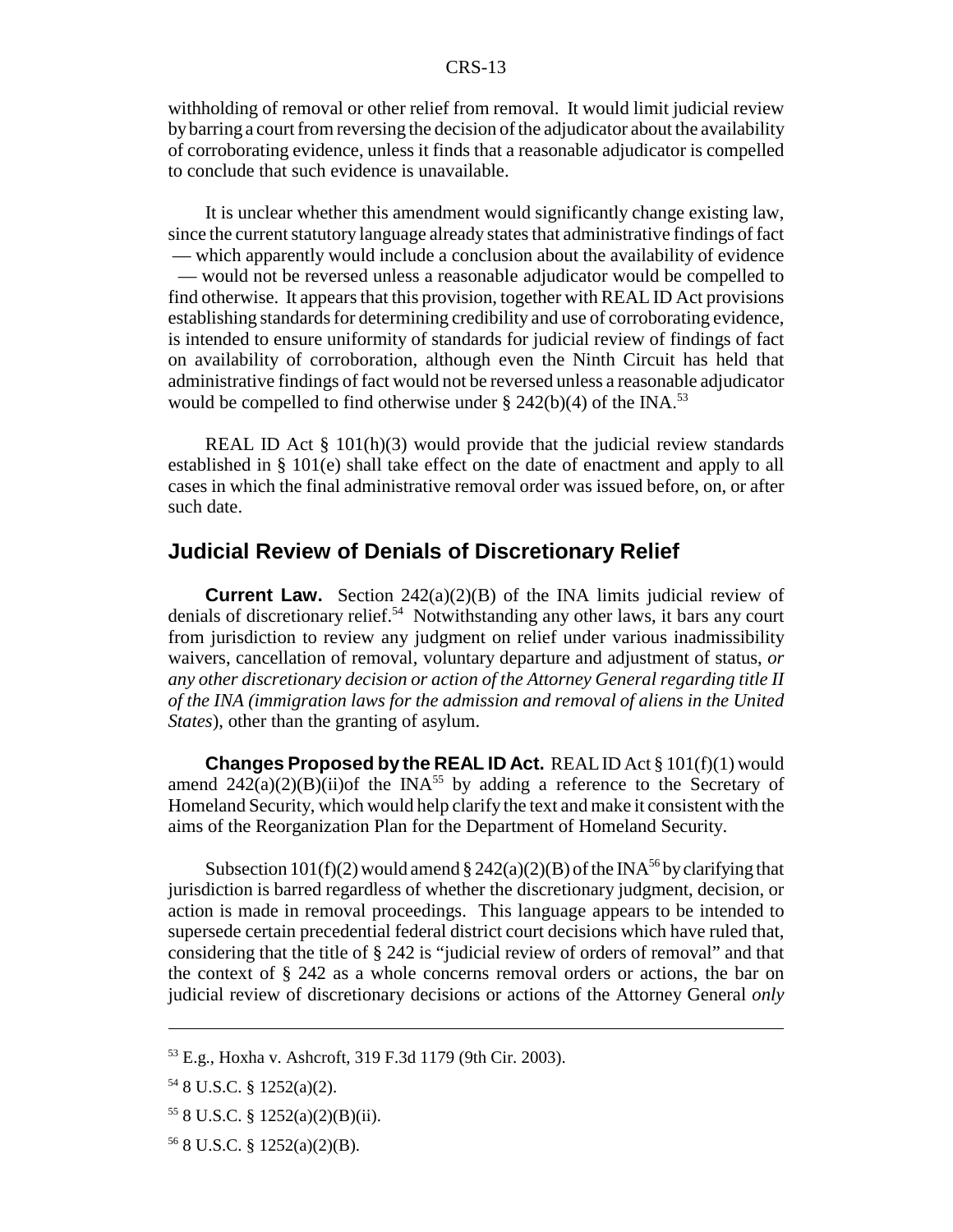withholding of removal or other relief from removal. It would limit judicial review by barring a court from reversing the decision of the adjudicator about the availability of corroborating evidence, unless it finds that a reasonable adjudicator is compelled to conclude that such evidence is unavailable.

It is unclear whether this amendment would significantly change existing law, since the current statutory language already states that administrative findings of fact — which apparently would include a conclusion about the availability of evidence — would not be reversed unless a reasonable adjudicator would be compelled to find otherwise. It appears that this provision, together with REAL ID Act provisions establishing standards for determining credibility and use of corroborating evidence, is intended to ensure uniformity of standards for judicial review of findings of fact on availability of corroboration, although even the Ninth Circuit has held that administrative findings of fact would not be reversed unless a reasonable adjudicator would be compelled to find otherwise under § 242(b)(4) of the INA.[53]

REAL ID Act § 101(h)(3) would provide that the judicial review standards established in § 101(e) shall take effect on the date of enactment and apply to all cases in which the final administrative removal order was issued before, on, or after such date.

## Judicial Review of Denials of Discretionary Relief

**Current Law.** Section 242(a)(2)(B) of the INA limits judicial review of denials of discretionary relief.[54] Notwithstanding any other laws, it bars any court from jurisdiction to review any judgment on relief under various inadmissibility waivers, cancellation of removal, voluntary departure and adjustment of status, *or any other discretionary decision or action of the Attorney General regarding title II of the INA (immigration laws for the admission and removal of aliens in the United States*), other than the granting of asylum.

**Changes Proposed by the REAL ID Act.** REAL ID Act § 101(f)(1) would amend 242(a)(2)(B)(ii)of the INA[55] by adding a reference to the Secretary of Homeland Security, which would help clarify the text and make it consistent with the aims of the Reorganization Plan for the Department of Homeland Security.

Subsection 101(f)(2) would amend § 242(a)(2)(B) of the INA[56] by clarifying that jurisdiction is barred regardless of whether the discretionary judgment, decision, or action is made in removal proceedings. This language appears to be intended to supersede certain precedential federal district court decisions which have ruled that, considering that the title of § 242 is "judicial review of orders of removal" and that the context of § 242 as a whole concerns removal orders or actions, the bar on judicial review of discretionary decisions or actions of the Attorney General *only*

---

[53] E.g., Hoxha v. Ashcroft, 319 F.3d 1179 (9th Cir. 2003).

[54] 8 U.S.C. § 1252(a)(2).

[55] 8 U.S.C. § 1252(a)(2)(B)(ii).

[56] 8 U.S.C. § 1252(a)(2)(B).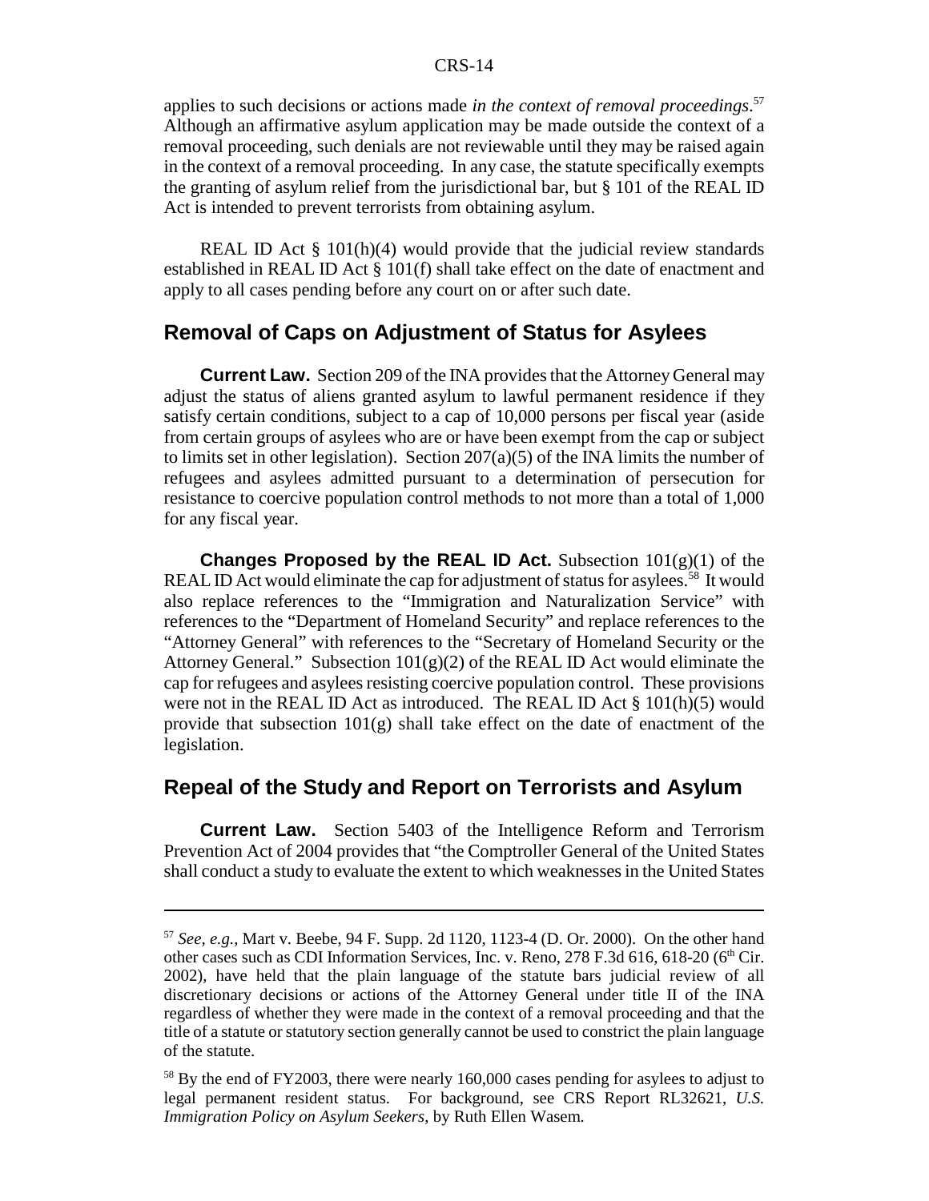applies to such decisions or actions made *in the context of removal proceedings*.[57] Although an affirmative asylum application may be made outside the context of a removal proceeding, such denials are not reviewable until they may be raised again in the context of a removal proceeding. In any case, the statute specifically exempts the granting of asylum relief from the jurisdictional bar, but § 101 of the REAL ID Act is intended to prevent terrorists from obtaining asylum.

REAL ID Act § 101(h)(4) would provide that the judicial review standards established in REAL ID Act § 101(f) shall take effect on the date of enactment and apply to all cases pending before any court on or after such date.

## Removal of Caps on Adjustment of Status for Asylees

**Current Law.** Section 209 of the INA provides that the Attorney General may adjust the status of aliens granted asylum to lawful permanent residence if they satisfy certain conditions, subject to a cap of 10,000 persons per fiscal year (aside from certain groups of asylees who are or have been exempt from the cap or subject to limits set in other legislation). Section 207(a)(5) of the INA limits the number of refugees and asylees admitted pursuant to a determination of persecution for resistance to coercive population control methods to not more than a total of 1,000 for any fiscal year.

**Changes Proposed by the REAL ID Act.** Subsection 101(g)(1) of the REAL ID Act would eliminate the cap for adjustment of status for asylees.[58] It would also replace references to the "Immigration and Naturalization Service" with references to the "Department of Homeland Security" and replace references to the "Attorney General" with references to the "Secretary of Homeland Security or the Attorney General." Subsection 101(g)(2) of the REAL ID Act would eliminate the cap for refugees and asylees resisting coercive population control. These provisions were not in the REAL ID Act as introduced. The REAL ID Act § 101(h)(5) would provide that subsection 101(g) shall take effect on the date of enactment of the legislation.

## Repeal of the Study and Report on Terrorists and Asylum

**Current Law.** Section 5403 of the Intelligence Reform and Terrorism Prevention Act of 2004 provides that "the Comptroller General of the United States shall conduct a study to evaluate the extent to which weaknesses in the United States

---

[57] *See, e.g.*, Mart v. Beebe, 94 F. Supp. 2d 1120, 1123-4 (D. Or. 2000). On the other hand other cases such as CDI Information Services, Inc. v. Reno, 278 F.3d 616, 618-20 (6th Cir. 2002), have held that the plain language of the statute bars judicial review of all discretionary decisions or actions of the Attorney General under title II of the INA regardless of whether they were made in the context of a removal proceeding and that the title of a statute or statutory section generally cannot be used to constrict the plain language of the statute.

[58] By the end of FY2003, there were nearly 160,000 cases pending for asylees to adjust to legal permanent resident status. For background, see CRS Report RL32621, *U.S. Immigration Policy on Asylum Seekers*, by Ruth Ellen Wasem.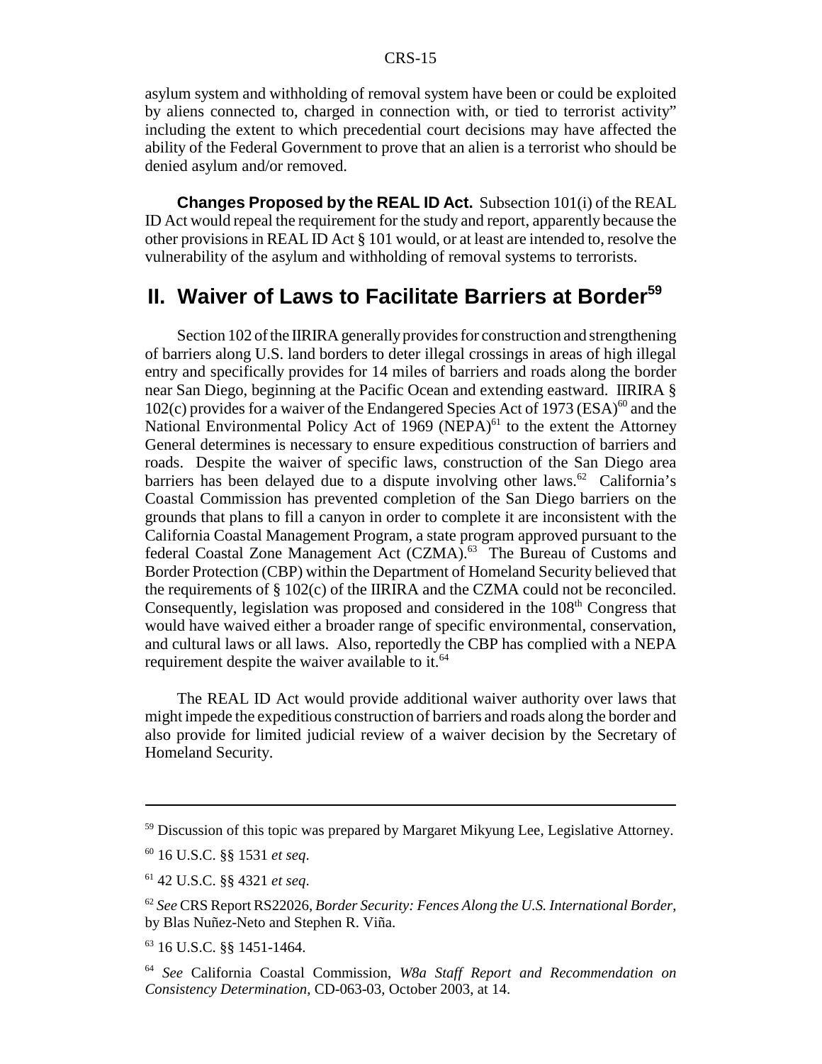asylum system and withholding of removal system have been or could be exploited by aliens connected to, charged in connection with, or tied to terrorist activity" including the extent to which precedential court decisions may have affected the ability of the Federal Government to prove that an alien is a terrorist who should be denied asylum and/or removed.

**Changes Proposed by the REAL ID Act.** Subsection 101(i) of the REAL ID Act would repeal the requirement for the study and report, apparently because the other provisions in REAL ID Act § 101 would, or at least are intended to, resolve the vulnerability of the asylum and withholding of removal systems to terrorists.

## II. Waiver of Laws to Facilitate Barriers at Border[59]

Section 102 of the IIRIRA generally provides for construction and strengthening of barriers along U.S. land borders to deter illegal crossings in areas of high illegal entry and specifically provides for 14 miles of barriers and roads along the border near San Diego, beginning at the Pacific Ocean and extending eastward. IIRIRA § 102(c) provides for a waiver of the Endangered Species Act of 1973 (ESA)[60] and the National Environmental Policy Act of 1969 (NEPA)[61] to the extent the Attorney General determines is necessary to ensure expeditious construction of barriers and roads. Despite the waiver of specific laws, construction of the San Diego area barriers has been delayed due to a dispute involving other laws.[62] California's Coastal Commission has prevented completion of the San Diego barriers on the grounds that plans to fill a canyon in order to complete it are inconsistent with the California Coastal Management Program, a state program approved pursuant to the federal Coastal Zone Management Act (CZMA).[63] The Bureau of Customs and Border Protection (CBP) within the Department of Homeland Security believed that the requirements of § 102(c) of the IIRIRA and the CZMA could not be reconciled. Consequently, legislation was proposed and considered in the 108th Congress that would have waived either a broader range of specific environmental, conservation, and cultural laws or all laws. Also, reportedly the CBP has complied with a NEPA requirement despite the waiver available to it.[64]

The REAL ID Act would provide additional waiver authority over laws that might impede the expeditious construction of barriers and roads along the border and also provide for limited judicial review of a waiver decision by the Secretary of Homeland Security.

---

[59] Discussion of this topic was prepared by Margaret Mikyung Lee, Legislative Attorney.

[60] 16 U.S.C. §§ 1531 *et seq*.

[61] 42 U.S.C. §§ 4321 *et seq*.

[62] *See* CRS Report RS22026, *Border Security: Fences Along the U.S. International Border*, by Blas Nuñez-Neto and Stephen R. Viña.

[63] 16 U.S.C. §§ 1451-1464.

[64] *See* California Coastal Commission, *W8a Staff Report and Recommendation on Consistency Determination*, CD-063-03, October 2003, at 14.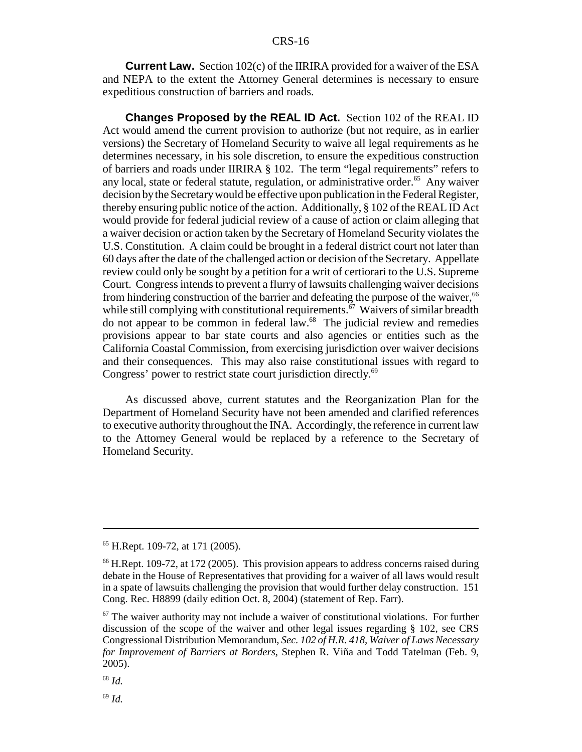**Current Law.** Section 102(c) of the IIRIRA provided for a waiver of the ESA and NEPA to the extent the Attorney General determines is necessary to ensure expeditious construction of barriers and roads.

**Changes Proposed by the REAL ID Act.** Section 102 of the REAL ID Act would amend the current provision to authorize (but not require, as in earlier versions) the Secretary of Homeland Security to waive all legal requirements as he determines necessary, in his sole discretion, to ensure the expeditious construction of barriers and roads under IIRIRA § 102. The term "legal requirements" refers to any local, state or federal statute, regulation, or administrative order.[65] Any waiver decision by the Secretary would be effective upon publication in the Federal Register, thereby ensuring public notice of the action. Additionally, § 102 of the REAL ID Act would provide for federal judicial review of a cause of action or claim alleging that a waiver decision or action taken by the Secretary of Homeland Security violates the U.S. Constitution. A claim could be brought in a federal district court not later than 60 days after the date of the challenged action or decision of the Secretary. Appellate review could only be sought by a petition for a writ of certiorari to the U.S. Supreme Court. Congress intends to prevent a flurry of lawsuits challenging waiver decisions from hindering construction of the barrier and defeating the purpose of the waiver,[66] while still complying with constitutional requirements.[67] Waivers of similar breadth do not appear to be common in federal law.[68] The judicial review and remedies provisions appear to bar state courts and also agencies or entities such as the California Coastal Commission, from exercising jurisdiction over waiver decisions and their consequences. This may also raise constitutional issues with regard to Congress' power to restrict state court jurisdiction directly.[69]

As discussed above, current statutes and the Reorganization Plan for the Department of Homeland Security have not been amended and clarified references to executive authority throughout the INA. Accordingly, the reference in current law to the Attorney General would be replaced by a reference to the Secretary of Homeland Security.

---

[65] H.Rept. 109-72, at 171 (2005).

[66] H.Rept. 109-72, at 172 (2005). This provision appears to address concerns raised during debate in the House of Representatives that providing for a waiver of all laws would result in a spate of lawsuits challenging the provision that would further delay construction. 151 Cong. Rec. H8899 (daily edition Oct. 8, 2004) (statement of Rep. Farr).

[67] The waiver authority may not include a waiver of constitutional violations. For further discussion of the scope of the waiver and other legal issues regarding § 102, see CRS Congressional Distribution Memorandum, *Sec. 102 of H.R. 418, Waiver of Laws Necessary for Improvement of Barriers at Borders*, Stephen R. Viña and Todd Tatelman (Feb. 9, 2005).

[68] *Id.*

[69] *Id.*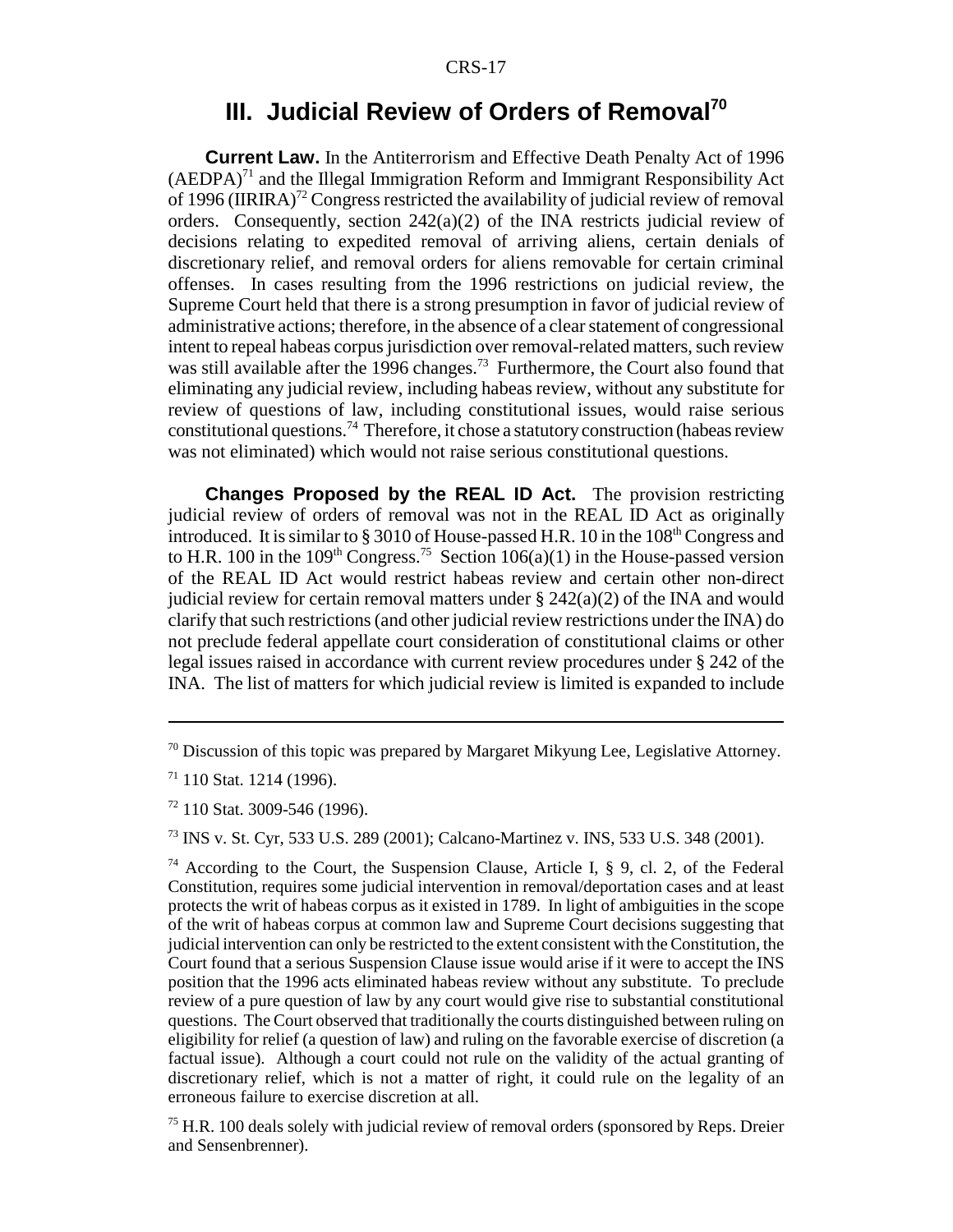## III. Judicial Review of Orders of Removal[70]

**Current Law.** In the Antiterrorism and Effective Death Penalty Act of 1996 (AEDPA)[71] and the Illegal Immigration Reform and Immigrant Responsibility Act of 1996 (IIRIRA)[72] Congress restricted the availability of judicial review of removal orders. Consequently, section 242(a)(2) of the INA restricts judicial review of decisions relating to expedited removal of arriving aliens, certain denials of discretionary relief, and removal orders for aliens removable for certain criminal offenses. In cases resulting from the 1996 restrictions on judicial review, the Supreme Court held that there is a strong presumption in favor of judicial review of administrative actions; therefore, in the absence of a clear statement of congressional intent to repeal habeas corpus jurisdiction over removal-related matters, such review was still available after the 1996 changes.[73] Furthermore, the Court also found that eliminating any judicial review, including habeas review, without any substitute for review of questions of law, including constitutional issues, would raise serious constitutional questions.[74] Therefore, it chose a statutory construction (habeas review was not eliminated) which would not raise serious constitutional questions.

**Changes Proposed by the REAL ID Act.** The provision restricting judicial review of orders of removal was not in the REAL ID Act as originally introduced. It is similar to § 3010 of House-passed H.R. 10 in the 108th Congress and to H.R. 100 in the 109th Congress.[75] Section 106(a)(1) in the House-passed version of the REAL ID Act would restrict habeas review and certain other non-direct judicial review for certain removal matters under § 242(a)(2) of the INA and would clarify that such restrictions (and other judicial review restrictions under the INA) do not preclude federal appellate court consideration of constitutional claims or other legal issues raised in accordance with current review procedures under § 242 of the INA. The list of matters for which judicial review is limited is expanded to include

---

[70] Discussion of this topic was prepared by Margaret Mikyung Lee, Legislative Attorney.

[71] 110 Stat. 1214 (1996).

[72] 110 Stat. 3009-546 (1996).

[73] INS v. St. Cyr, 533 U.S. 289 (2001); Calcano-Martinez v. INS, 533 U.S. 348 (2001).

[74] According to the Court, the Suspension Clause, Article I, § 9, cl. 2, of the Federal Constitution, requires some judicial intervention in removal/deportation cases and at least protects the writ of habeas corpus as it existed in 1789. In light of ambiguities in the scope of the writ of habeas corpus at common law and Supreme Court decisions suggesting that judicial intervention can only be restricted to the extent consistent with the Constitution, the Court found that a serious Suspension Clause issue would arise if it were to accept the INS position that the 1996 acts eliminated habeas review without any substitute. To preclude review of a pure question of law by any court would give rise to substantial constitutional questions. The Court observed that traditionally the courts distinguished between ruling on eligibility for relief (a question of law) and ruling on the favorable exercise of discretion (a factual issue). Although a court could not rule on the validity of the actual granting of discretionary relief, which is not a matter of right, it could rule on the legality of an erroneous failure to exercise discretion at all.

[75] H.R. 100 deals solely with judicial review of removal orders (sponsored by Reps. Dreier and Sensenbrenner).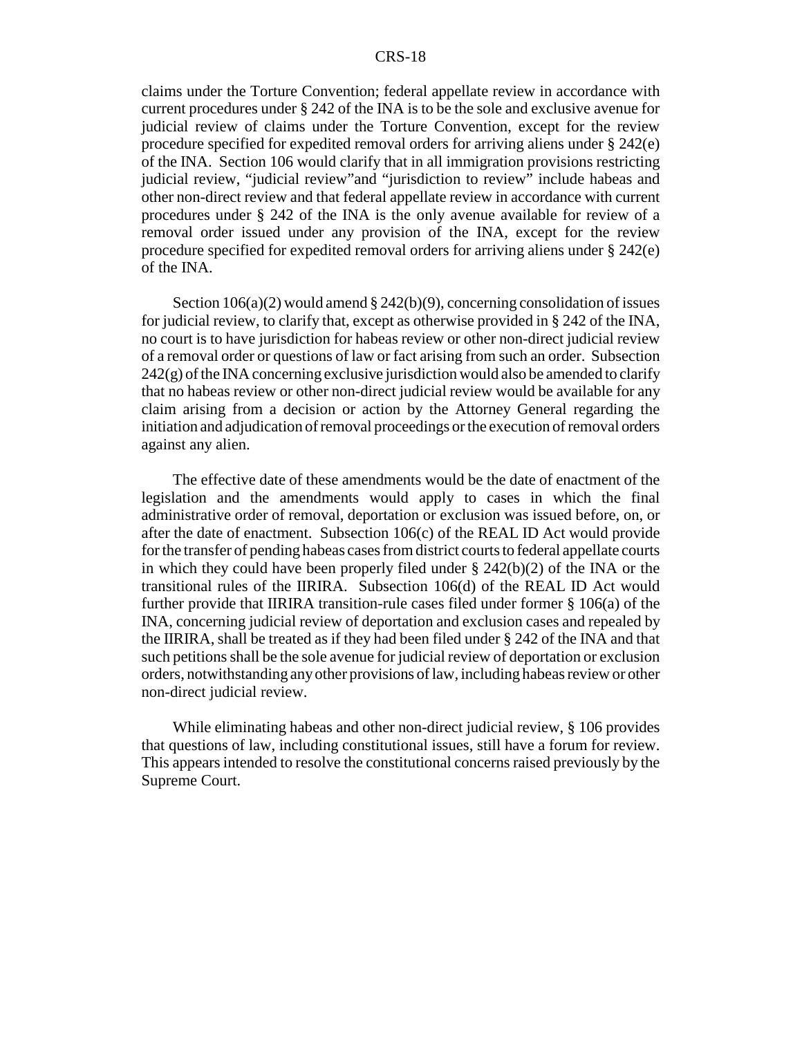claims under the Torture Convention; federal appellate review in accordance with current procedures under § 242 of the INA is to be the sole and exclusive avenue for judicial review of claims under the Torture Convention, except for the review procedure specified for expedited removal orders for arriving aliens under § 242(e) of the INA. Section 106 would clarify that in all immigration provisions restricting judicial review, "judicial review"and "jurisdiction to review" include habeas and other non-direct review and that federal appellate review in accordance with current procedures under § 242 of the INA is the only avenue available for review of a removal order issued under any provision of the INA, except for the review procedure specified for expedited removal orders for arriving aliens under § 242(e) of the INA.

Section 106(a)(2) would amend § 242(b)(9), concerning consolidation of issues for judicial review, to clarify that, except as otherwise provided in § 242 of the INA, no court is to have jurisdiction for habeas review or other non-direct judicial review of a removal order or questions of law or fact arising from such an order. Subsection 242(g) of the INA concerning exclusive jurisdiction would also be amended to clarify that no habeas review or other non-direct judicial review would be available for any claim arising from a decision or action by the Attorney General regarding the initiation and adjudication of removal proceedings or the execution of removal orders against any alien.

The effective date of these amendments would be the date of enactment of the legislation and the amendments would apply to cases in which the final administrative order of removal, deportation or exclusion was issued before, on, or after the date of enactment. Subsection 106(c) of the REAL ID Act would provide for the transfer of pending habeas cases from district courts to federal appellate courts in which they could have been properly filed under § 242(b)(2) of the INA or the transitional rules of the IIRIRA. Subsection 106(d) of the REAL ID Act would further provide that IIRIRA transition-rule cases filed under former § 106(a) of the INA, concerning judicial review of deportation and exclusion cases and repealed by the IIRIRA, shall be treated as if they had been filed under § 242 of the INA and that such petitions shall be the sole avenue for judicial review of deportation or exclusion orders, notwithstanding any other provisions of law, including habeas review or other non-direct judicial review.

While eliminating habeas and other non-direct judicial review, § 106 provides that questions of law, including constitutional issues, still have a forum for review. This appears intended to resolve the constitutional concerns raised previously by the Supreme Court.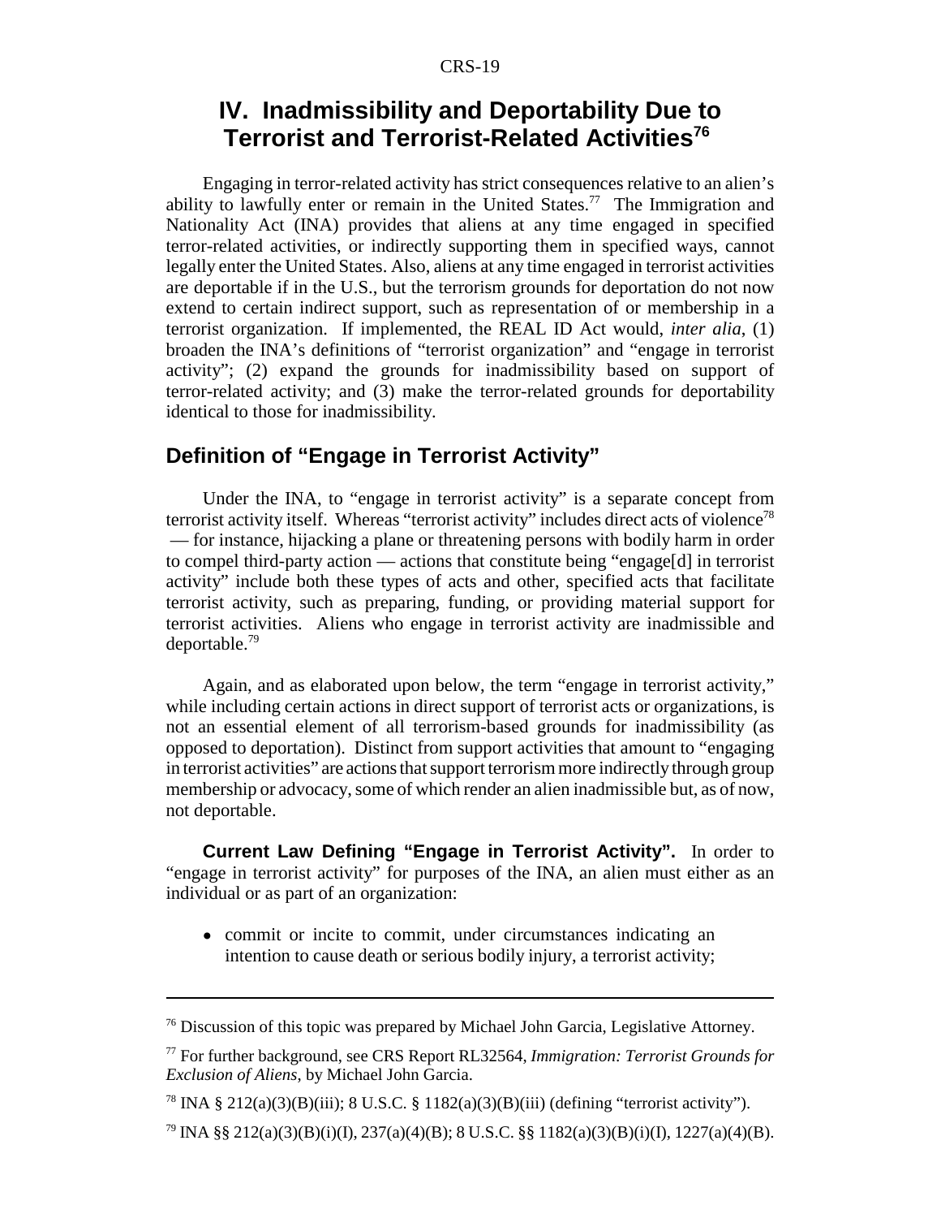# IV. Inadmissibility and Deportability Due to Terrorist and Terrorist-Related Activities[76]

Engaging in terror-related activity has strict consequences relative to an alien's ability to lawfully enter or remain in the United States.[77] The Immigration and Nationality Act (INA) provides that aliens at any time engaged in specified terror-related activities, or indirectly supporting them in specified ways, cannot legally enter the United States. Also, aliens at any time engaged in terrorist activities are deportable if in the U.S., but the terrorism grounds for deportation do not now extend to certain indirect support, such as representation of or membership in a terrorist organization. If implemented, the REAL ID Act would, *inter alia*, (1) broaden the INA's definitions of "terrorist organization" and "engage in terrorist activity"; (2) expand the grounds for inadmissibility based on support of terror-related activity; and (3) make the terror-related grounds for deportability identical to those for inadmissibility.

## Definition of "Engage in Terrorist Activity"

Under the INA, to "engage in terrorist activity" is a separate concept from terrorist activity itself. Whereas "terrorist activity" includes direct acts of violence[78] — for instance, hijacking a plane or threatening persons with bodily harm in order to compel third-party action — actions that constitute being "engage[d] in terrorist activity" include both these types of acts and other, specified acts that facilitate terrorist activity, such as preparing, funding, or providing material support for terrorist activities. Aliens who engage in terrorist activity are inadmissible and deportable.[79]

Again, and as elaborated upon below, the term "engage in terrorist activity," while including certain actions in direct support of terrorist acts or organizations, is not an essential element of all terrorism-based grounds for inadmissibility (as opposed to deportation). Distinct from support activities that amount to "engaging in terrorist activities" are actions that support terrorism more indirectly through group membership or advocacy, some of which render an alien inadmissible but, as of now, not deportable.

**Current Law Defining "Engage in Terrorist Activity".** In order to "engage in terrorist activity" for purposes of the INA, an alien must either as an individual or as part of an organization:

- commit or incite to commit, under circumstances indicating an intention to cause death or serious bodily injury, a terrorist activity;

---

[76] Discussion of this topic was prepared by Michael John Garcia, Legislative Attorney.

[77] For further background, see CRS Report RL32564, *Immigration: Terrorist Grounds for Exclusion of Aliens*, by Michael John Garcia.

[78] INA § 212(a)(3)(B)(iii); 8 U.S.C. § 1182(a)(3)(B)(iii) (defining "terrorist activity").

[79] INA §§ 212(a)(3)(B)(i)(I), 237(a)(4)(B); 8 U.S.C. §§ 1182(a)(3)(B)(i)(I), 1227(a)(4)(B).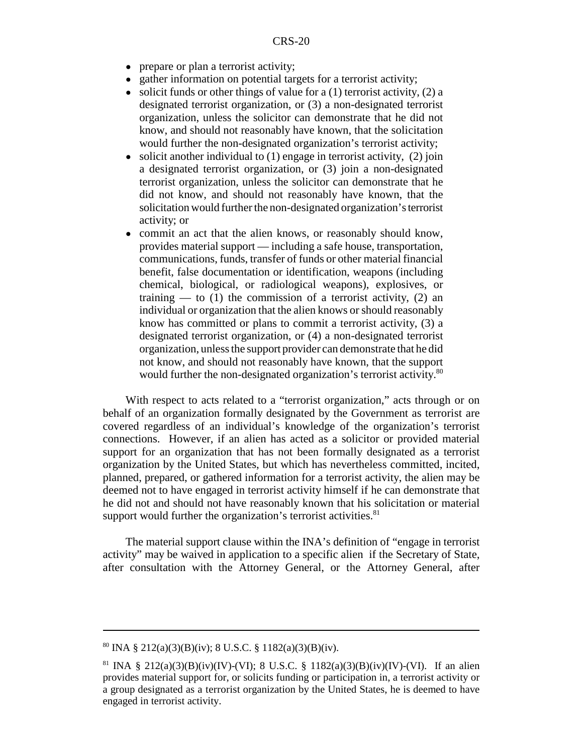- prepare or plan a terrorist activity;
- gather information on potential targets for a terrorist activity;
- solicit funds or other things of value for a (1) terrorist activity, (2) a designated terrorist organization, or (3) a non-designated terrorist organization, unless the solicitor can demonstrate that he did not know, and should not reasonably have known, that the solicitation would further the non-designated organization's terrorist activity;
- solicit another individual to (1) engage in terrorist activity, (2) join a designated terrorist organization, or (3) join a non-designated terrorist organization, unless the solicitor can demonstrate that he did not know, and should not reasonably have known, that the solicitation would further the non-designated organization's terrorist activity; or
- commit an act that the alien knows, or reasonably should know, provides material support — including a safe house, transportation, communications, funds, transfer of funds or other material financial benefit, false documentation or identification, weapons (including chemical, biological, or radiological weapons), explosives, or training — to (1) the commission of a terrorist activity, (2) an individual or organization that the alien knows or should reasonably know has committed or plans to commit a terrorist activity, (3) a designated terrorist organization, or (4) a non-designated terrorist organization, unless the support provider can demonstrate that he did not know, and should not reasonably have known, that the support would further the non-designated organization's terrorist activity.[80]

With respect to acts related to a "terrorist organization," acts through or on behalf of an organization formally designated by the Government as terrorist are covered regardless of an individual's knowledge of the organization's terrorist connections. However, if an alien has acted as a solicitor or provided material support for an organization that has not been formally designated as a terrorist organization by the United States, but which has nevertheless committed, incited, planned, prepared, or gathered information for a terrorist activity, the alien may be deemed not to have engaged in terrorist activity himself if he can demonstrate that he did not and should not have reasonably known that his solicitation or material support would further the organization's terrorist activities.[81]

The material support clause within the INA's definition of "engage in terrorist activity" may be waived in application to a specific alien if the Secretary of State, after consultation with the Attorney General, or the Attorney General, after

---

[80] INA § 212(a)(3)(B)(iv); 8 U.S.C. § 1182(a)(3)(B)(iv).

[81] INA § 212(a)(3)(B)(iv)(IV)-(VI); 8 U.S.C. § 1182(a)(3)(B)(iv)(IV)-(VI). If an alien provides material support for, or solicits funding or participation in, a terrorist activity or a group designated as a terrorist organization by the United States, he is deemed to have engaged in terrorist activity.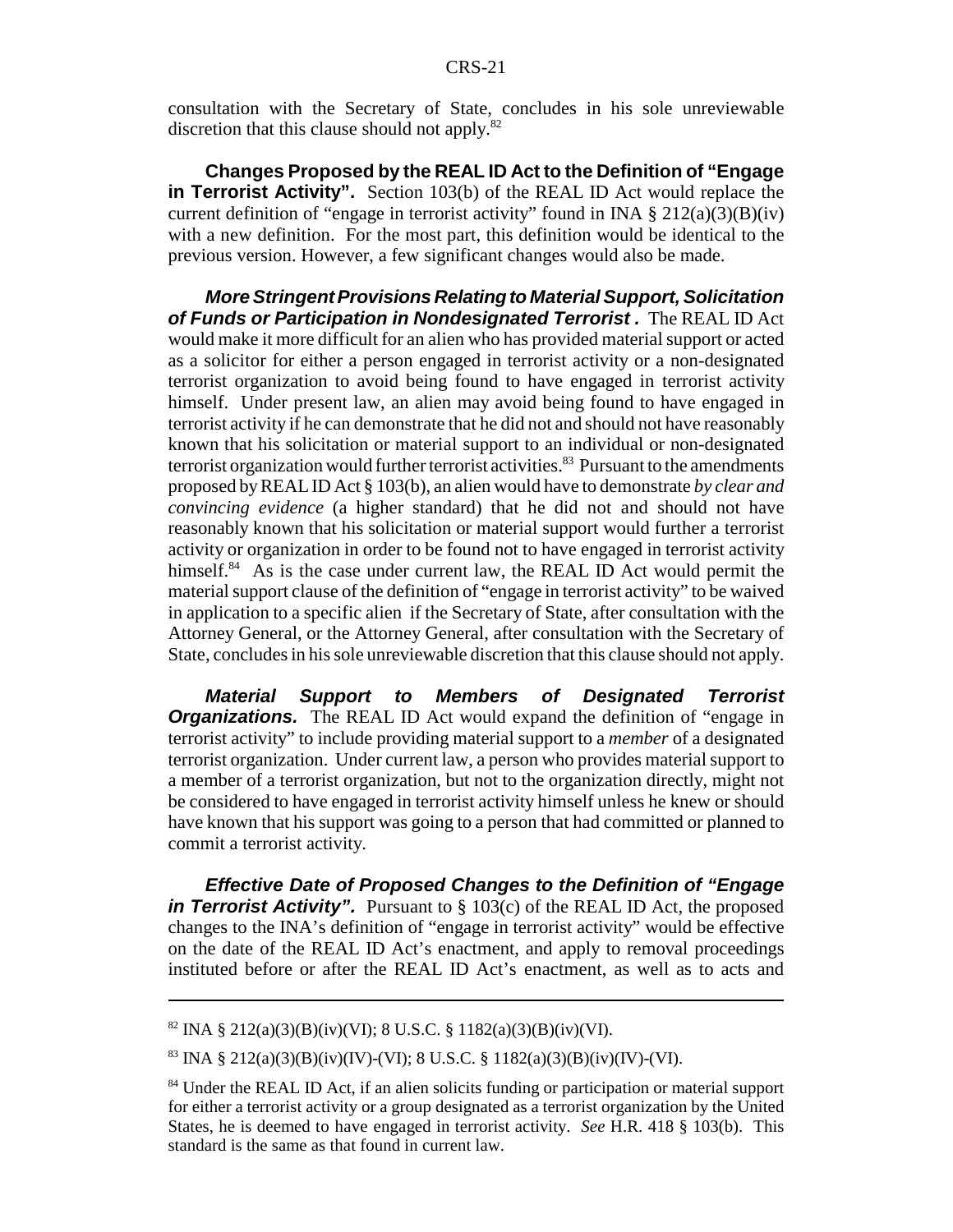consultation with the Secretary of State, concludes in his sole unreviewable discretion that this clause should not apply.[82]

**Changes Proposed by the REAL ID Act to the Definition of "Engage in Terrorist Activity".** Section 103(b) of the REAL ID Act would replace the current definition of "engage in terrorist activity" found in INA § 212(a)(3)(B)(iv) with a new definition. For the most part, this definition would be identical to the previous version. However, a few significant changes would also be made.

***More Stringent Provisions Relating to Material Support, Solicitation of Funds or Participation in Nondesignated Terrorist .*** The REAL ID Act would make it more difficult for an alien who has provided material support or acted as a solicitor for either a person engaged in terrorist activity or a non-designated terrorist organization to avoid being found to have engaged in terrorist activity himself. Under present law, an alien may avoid being found to have engaged in terrorist activity if he can demonstrate that he did not and should not have reasonably known that his solicitation or material support to an individual or non-designated terrorist organization would further terrorist activities.[83] Pursuant to the amendments proposed by REAL ID Act § 103(b), an alien would have to demonstrate *by clear and convincing evidence* (a higher standard) that he did not and should not have reasonably known that his solicitation or material support would further a terrorist activity or organization in order to be found not to have engaged in terrorist activity himself.[84] As is the case under current law, the REAL ID Act would permit the material support clause of the definition of "engage in terrorist activity" to be waived in application to a specific alien if the Secretary of State, after consultation with the Attorney General, or the Attorney General, after consultation with the Secretary of State, concludes in his sole unreviewable discretion that this clause should not apply.

***Material Support to Members of Designated Terrorist Organizations.*** The REAL ID Act would expand the definition of "engage in terrorist activity" to include providing material support to a *member* of a designated terrorist organization. Under current law, a person who provides material support to a member of a terrorist organization, but not to the organization directly, might not be considered to have engaged in terrorist activity himself unless he knew or should have known that his support was going to a person that had committed or planned to commit a terrorist activity.

***Effective Date of Proposed Changes to the Definition of "Engage in Terrorist Activity".*** Pursuant to § 103(c) of the REAL ID Act, the proposed changes to the INA's definition of "engage in terrorist activity" would be effective on the date of the REAL ID Act's enactment, and apply to removal proceedings instituted before or after the REAL ID Act's enactment, as well as to acts and

---

[82] INA § 212(a)(3)(B)(iv)(VI); 8 U.S.C. § 1182(a)(3)(B)(iv)(VI).

[83] INA § 212(a)(3)(B)(iv)(IV)-(VI); 8 U.S.C. § 1182(a)(3)(B)(iv)(IV)-(VI).

[84] Under the REAL ID Act, if an alien solicits funding or participation or material support for either a terrorist activity or a group designated as a terrorist organization by the United States, he is deemed to have engaged in terrorist activity. *See* H.R. 418 § 103(b). This standard is the same as that found in current law.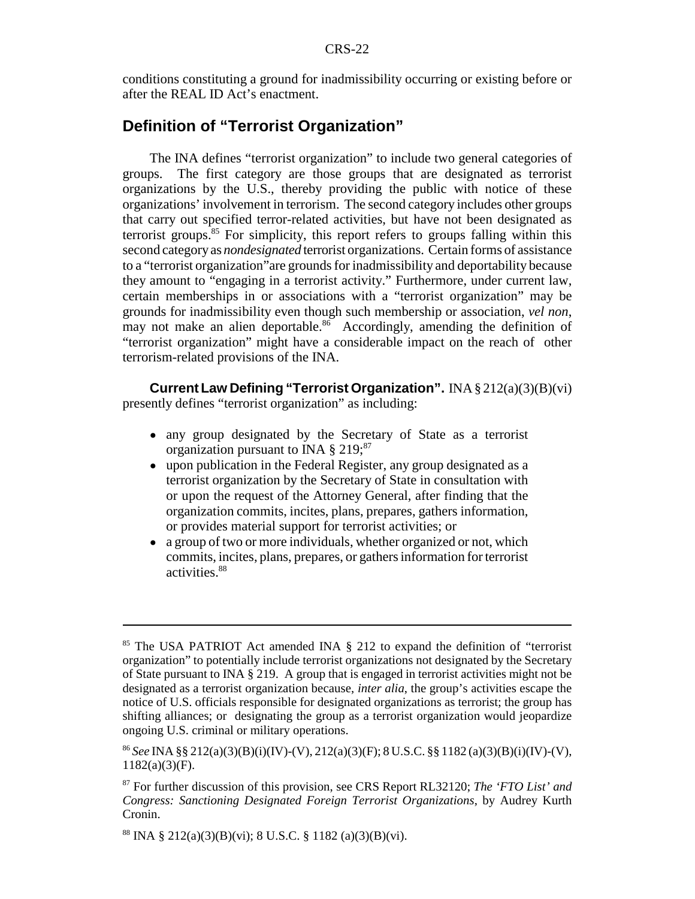conditions constituting a ground for inadmissibility occurring or existing before or after the REAL ID Act's enactment.

## Definition of "Terrorist Organization"

The INA defines "terrorist organization" to include two general categories of groups. The first category are those groups that are designated as terrorist organizations by the U.S., thereby providing the public with notice of these organizations' involvement in terrorism. The second category includes other groups that carry out specified terror-related activities, but have not been designated as terrorist groups.[85] For simplicity, this report refers to groups falling within this second category as *nondesignated* terrorist organizations. Certain forms of assistance to a "terrorist organization" are grounds for inadmissibility and deportability because they amount to "engaging in a terrorist activity." Furthermore, under current law, certain memberships in or associations with a "terrorist organization" may be grounds for inadmissibility even though such membership or association, *vel non*, may not make an alien deportable.[86] Accordingly, amending the definition of "terrorist organization" might have a considerable impact on the reach of other terrorism-related provisions of the INA.

**Current Law Defining "Terrorist Organization".** INA § 212(a)(3)(B)(vi) presently defines "terrorist organization" as including:

- any group designated by the Secretary of State as a terrorist organization pursuant to INA § 219;[87]
- upon publication in the Federal Register, any group designated as a terrorist organization by the Secretary of State in consultation with or upon the request of the Attorney General, after finding that the organization commits, incites, plans, prepares, gathers information, or provides material support for terrorist activities; or
- a group of two or more individuals, whether organized or not, which commits, incites, plans, prepares, or gathers information for terrorist activities.[88]

---

[85] The USA PATRIOT Act amended INA § 212 to expand the definition of "terrorist organization" to potentially include terrorist organizations not designated by the Secretary of State pursuant to INA § 219. A group that is engaged in terrorist activities might not be designated as a terrorist organization because, *inter alia*, the group's activities escape the notice of U.S. officials responsible for designated organizations as terrorist; the group has shifting alliances; or designating the group as a terrorist organization would jeopardize ongoing U.S. criminal or military operations.

[86] *See* INA §§ 212(a)(3)(B)(i)(IV)-(V), 212(a)(3)(F); 8 U.S.C. §§ 1182 (a)(3)(B)(i)(IV)-(V), 1182(a)(3)(F).

[87] For further discussion of this provision, see CRS Report RL32120; *The 'FTO List' and Congress: Sanctioning Designated Foreign Terrorist Organizations*, by Audrey Kurth Cronin.

[88] INA § 212(a)(3)(B)(vi); 8 U.S.C. § 1182 (a)(3)(B)(vi).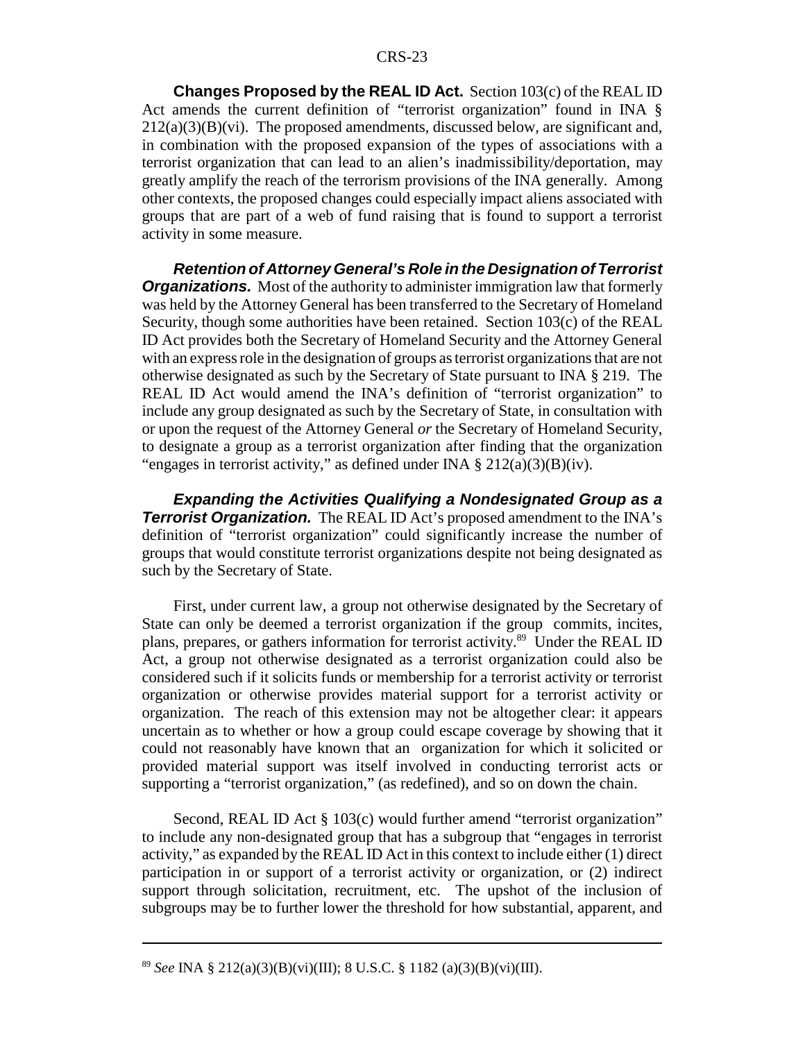**Changes Proposed by the REAL ID Act.** Section 103(c) of the REAL ID Act amends the current definition of "terrorist organization" found in INA § 212(a)(3)(B)(vi). The proposed amendments, discussed below, are significant and, in combination with the proposed expansion of the types of associations with a terrorist organization that can lead to an alien's inadmissibility/deportation, may greatly amplify the reach of the terrorism provisions of the INA generally. Among other contexts, the proposed changes could especially impact aliens associated with groups that are part of a web of fund raising that is found to support a terrorist activity in some measure.

***Retention of Attorney General's Role in the Designation of Terrorist Organizations.*** Most of the authority to administer immigration law that formerly was held by the Attorney General has been transferred to the Secretary of Homeland Security, though some authorities have been retained. Section 103(c) of the REAL ID Act provides both the Secretary of Homeland Security and the Attorney General with an express role in the designation of groups as terrorist organizations that are not otherwise designated as such by the Secretary of State pursuant to INA § 219. The REAL ID Act would amend the INA's definition of "terrorist organization" to include any group designated as such by the Secretary of State, in consultation with or upon the request of the Attorney General *or* the Secretary of Homeland Security, to designate a group as a terrorist organization after finding that the organization "engages in terrorist activity," as defined under INA § 212(a)(3)(B)(iv).

***Expanding the Activities Qualifying a Nondesignated Group as a Terrorist Organization.*** The REAL ID Act's proposed amendment to the INA's definition of "terrorist organization" could significantly increase the number of groups that would constitute terrorist organizations despite not being designated as such by the Secretary of State.

First, under current law, a group not otherwise designated by the Secretary of State can only be deemed a terrorist organization if the group commits, incites, plans, prepares, or gathers information for terrorist activity.[89] Under the REAL ID Act, a group not otherwise designated as a terrorist organization could also be considered such if it solicits funds or membership for a terrorist activity or terrorist organization or otherwise provides material support for a terrorist activity or organization. The reach of this extension may not be altogether clear: it appears uncertain as to whether or how a group could escape coverage by showing that it could not reasonably have known that an organization for which it solicited or provided material support was itself involved in conducting terrorist acts or supporting a "terrorist organization," (as redefined), and so on down the chain.

Second, REAL ID Act § 103(c) would further amend "terrorist organization" to include any non-designated group that has a subgroup that "engages in terrorist activity," as expanded by the REAL ID Act in this context to include either (1) direct participation in or support of a terrorist activity or organization, or (2) indirect support through solicitation, recruitment, etc. The upshot of the inclusion of subgroups may be to further lower the threshold for how substantial, apparent, and

---

[89] *See* INA § 212(a)(3)(B)(vi)(III); 8 U.S.C. § 1182 (a)(3)(B)(vi)(III).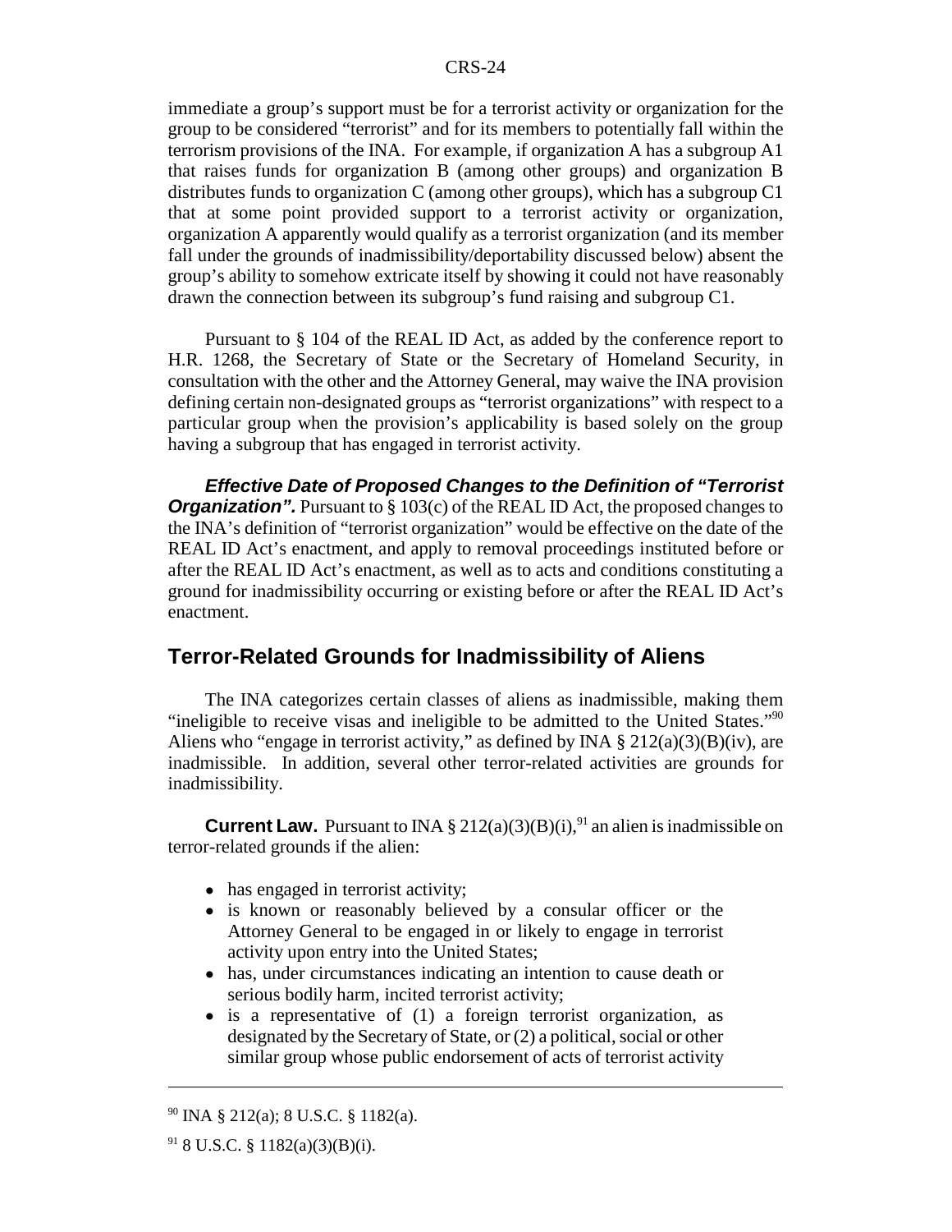immediate a group's support must be for a terrorist activity or organization for the group to be considered "terrorist" and for its members to potentially fall within the terrorism provisions of the INA. For example, if organization A has a subgroup A1 that raises funds for organization B (among other groups) and organization B distributes funds to organization C (among other groups), which has a subgroup C1 that at some point provided support to a terrorist activity or organization, organization A apparently would qualify as a terrorist organization (and its member fall under the grounds of inadmissibility/deportability discussed below) absent the group's ability to somehow extricate itself by showing it could not have reasonably drawn the connection between its subgroup's fund raising and subgroup C1.

Pursuant to § 104 of the REAL ID Act, as added by the conference report to H.R. 1268, the Secretary of State or the Secretary of Homeland Security, in consultation with the other and the Attorney General, may waive the INA provision defining certain non-designated groups as "terrorist organizations" with respect to a particular group when the provision's applicability is based solely on the group having a subgroup that has engaged in terrorist activity.

***Effective Date of Proposed Changes to the Definition of "Terrorist Organization".*** Pursuant to § 103(c) of the REAL ID Act, the proposed changes to the INA's definition of "terrorist organization" would be effective on the date of the REAL ID Act's enactment, and apply to removal proceedings instituted before or after the REAL ID Act's enactment, as well as to acts and conditions constituting a ground for inadmissibility occurring or existing before or after the REAL ID Act's enactment.

## Terror-Related Grounds for Inadmissibility of Aliens

The INA categorizes certain classes of aliens as inadmissible, making them "ineligible to receive visas and ineligible to be admitted to the United States."[90] Aliens who "engage in terrorist activity," as defined by INA § 212(a)(3)(B)(iv), are inadmissible. In addition, several other terror-related activities are grounds for inadmissibility.

**Current Law.** Pursuant to INA § 212(a)(3)(B)(i),[91] an alien is inadmissible on terror-related grounds if the alien:

- has engaged in terrorist activity;
- is known or reasonably believed by a consular officer or the Attorney General to be engaged in or likely to engage in terrorist activity upon entry into the United States;
- has, under circumstances indicating an intention to cause death or serious bodily harm, incited terrorist activity;
- is a representative of (1) a foreign terrorist organization, as designated by the Secretary of State, or (2) a political, social or other similar group whose public endorsement of acts of terrorist activity

[90] INA § 212(a); 8 U.S.C. § 1182(a).

[91] 8 U.S.C. § 1182(a)(3)(B)(i).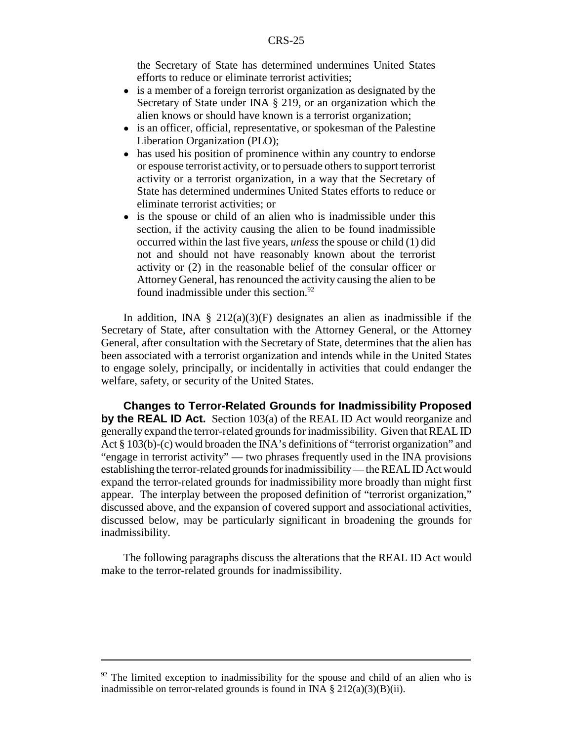the Secretary of State has determined undermines United States efforts to reduce or eliminate terrorist activities;

- is a member of a foreign terrorist organization as designated by the Secretary of State under INA § 219, or an organization which the alien knows or should have known is a terrorist organization;
- is an officer, official, representative, or spokesman of the Palestine Liberation Organization (PLO);
- has used his position of prominence within any country to endorse or espouse terrorist activity, or to persuade others to support terrorist activity or a terrorist organization, in a way that the Secretary of State has determined undermines United States efforts to reduce or eliminate terrorist activities; or
- is the spouse or child of an alien who is inadmissible under this section, if the activity causing the alien to be found inadmissible occurred within the last five years, *unless* the spouse or child (1) did not and should not have reasonably known about the terrorist activity or (2) in the reasonable belief of the consular officer or Attorney General, has renounced the activity causing the alien to be found inadmissible under this section.[92]

In addition, INA § 212(a)(3)(F) designates an alien as inadmissible if the Secretary of State, after consultation with the Attorney General, or the Attorney General, after consultation with the Secretary of State, determines that the alien has been associated with a terrorist organization and intends while in the United States to engage solely, principally, or incidentally in activities that could endanger the welfare, safety, or security of the United States.

**Changes to Terror-Related Grounds for Inadmissibility Proposed by the REAL ID Act.** Section 103(a) of the REAL ID Act would reorganize and generally expand the terror-related grounds for inadmissibility. Given that REAL ID Act § 103(b)-(c) would broaden the INA's definitions of "terrorist organization" and "engage in terrorist activity" — two phrases frequently used in the INA provisions establishing the terror-related grounds for inadmissibility — the REAL ID Act would expand the terror-related grounds for inadmissibility more broadly than might first appear. The interplay between the proposed definition of "terrorist organization," discussed above, and the expansion of covered support and associational activities, discussed below, may be particularly significant in broadening the grounds for inadmissibility.

The following paragraphs discuss the alterations that the REAL ID Act would make to the terror-related grounds for inadmissibility.

---

[92] The limited exception to inadmissibility for the spouse and child of an alien who is inadmissible on terror-related grounds is found in INA § 212(a)(3)(B)(ii).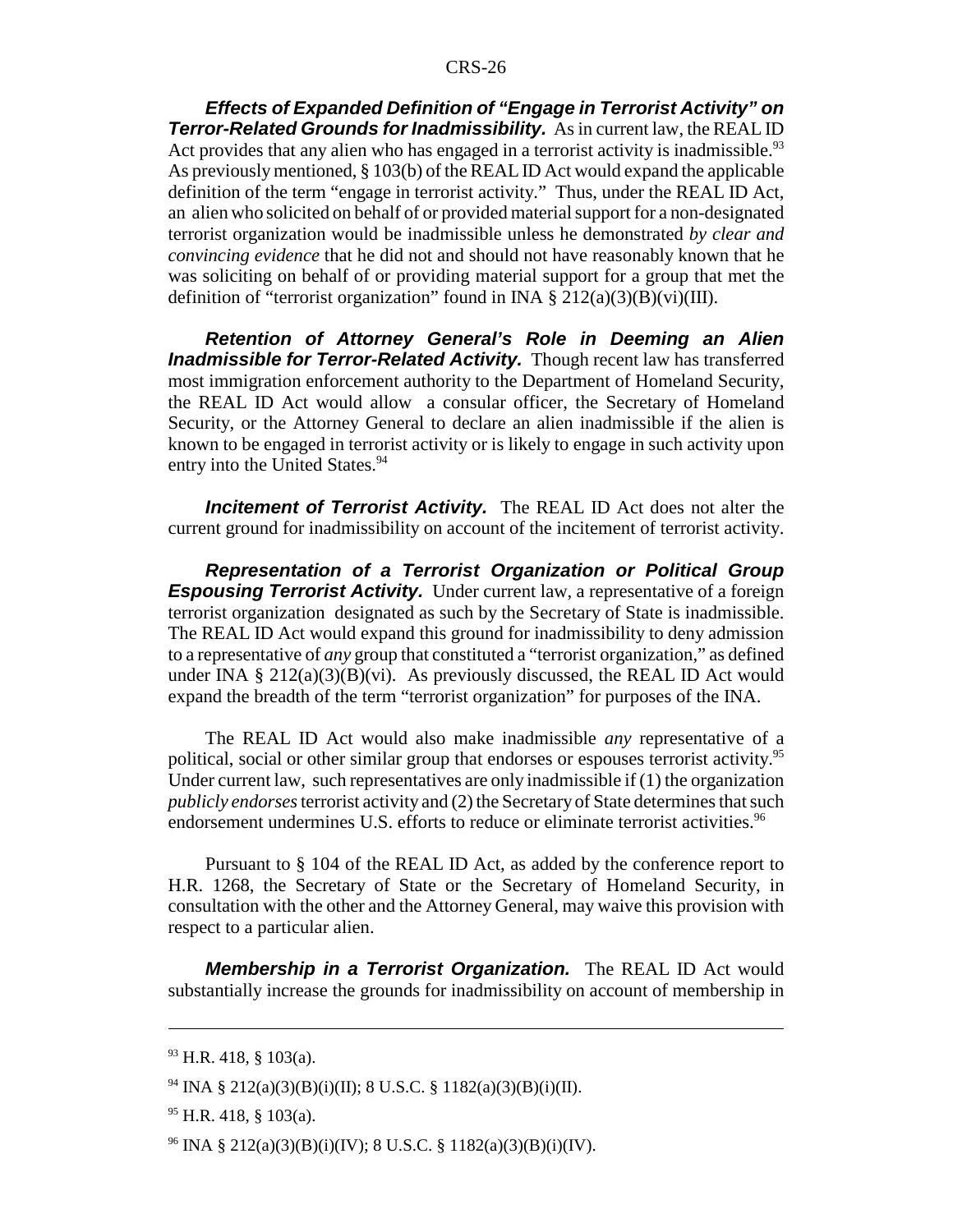***Effects of Expanded Definition of "Engage in Terrorist Activity" on Terror-Related Grounds for Inadmissibility.*** As in current law, the REAL ID Act provides that any alien who has engaged in a terrorist activity is inadmissible.[93] As previously mentioned, § 103(b) of the REAL ID Act would expand the applicable definition of the term "engage in terrorist activity." Thus, under the REAL ID Act, an alien who solicited on behalf of or provided material support for a non-designated terrorist organization would be inadmissible unless he demonstrated *by clear and convincing evidence* that he did not and should not have reasonably known that he was soliciting on behalf of or providing material support for a group that met the definition of "terrorist organization" found in INA § 212(a)(3)(B)(vi)(III).

***Retention of Attorney General's Role in Deeming an Alien Inadmissible for Terror-Related Activity.*** Though recent law has transferred most immigration enforcement authority to the Department of Homeland Security, the REAL ID Act would allow a consular officer, the Secretary of Homeland Security, or the Attorney General to declare an alien inadmissible if the alien is known to be engaged in terrorist activity or is likely to engage in such activity upon entry into the United States.[94]

***Incitement of Terrorist Activity.*** The REAL ID Act does not alter the current ground for inadmissibility on account of the incitement of terrorist activity.

***Representation of a Terrorist Organization or Political Group Espousing Terrorist Activity.*** Under current law, a representative of a foreign terrorist organization designated as such by the Secretary of State is inadmissible. The REAL ID Act would expand this ground for inadmissibility to deny admission to a representative of *any* group that constituted a "terrorist organization," as defined under INA § 212(a)(3)(B)(vi). As previously discussed, the REAL ID Act would expand the breadth of the term "terrorist organization" for purposes of the INA.

The REAL ID Act would also make inadmissible *any* representative of a political, social or other similar group that endorses or espouses terrorist activity.[95] Under current law, such representatives are only inadmissible if (1) the organization *publicly endorses* terrorist activity and (2) the Secretary of State determines that such endorsement undermines U.S. efforts to reduce or eliminate terrorist activities.[96]

Pursuant to § 104 of the REAL ID Act, as added by the conference report to H.R. 1268, the Secretary of State or the Secretary of Homeland Security, in consultation with the other and the Attorney General, may waive this provision with respect to a particular alien.

***Membership in a Terrorist Organization.*** The REAL ID Act would substantially increase the grounds for inadmissibility on account of membership in

---

[93] H.R. 418, § 103(a).

[94] INA § 212(a)(3)(B)(i)(II); 8 U.S.C. § 1182(a)(3)(B)(i)(II).

[95] H.R. 418, § 103(a).

[96] INA § 212(a)(3)(B)(i)(IV); 8 U.S.C. § 1182(a)(3)(B)(i)(IV).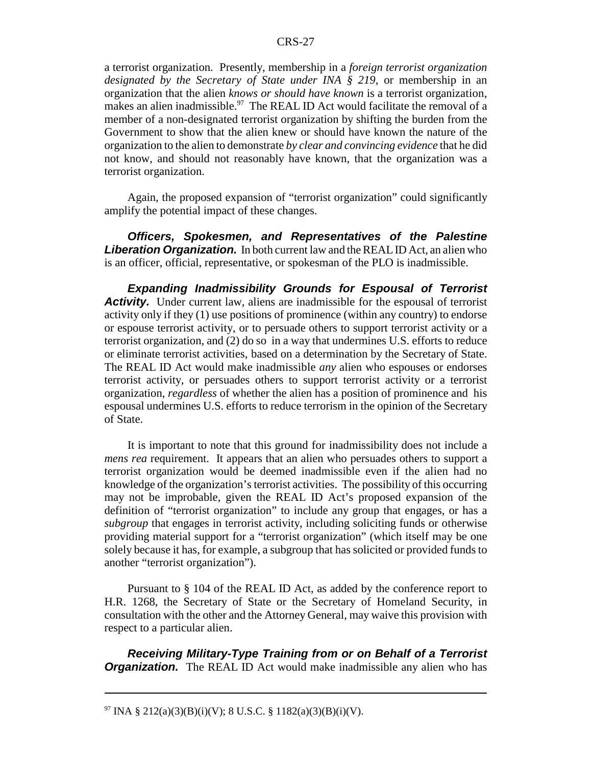a terrorist organization. Presently, membership in a *foreign terrorist organization designated by the Secretary of State under INA § 219*, or membership in an organization that the alien *knows or should have known* is a terrorist organization, makes an alien inadmissible.[97] The REAL ID Act would facilitate the removal of a member of a non-designated terrorist organization by shifting the burden from the Government to show that the alien knew or should have known the nature of the organization to the alien to demonstrate *by clear and convincing evidence* that he did not know, and should not reasonably have known, that the organization was a terrorist organization.

Again, the proposed expansion of "terrorist organization" could significantly amplify the potential impact of these changes.

***Officers, Spokesmen, and Representatives of the Palestine Liberation Organization.*** In both current law and the REAL ID Act, an alien who is an officer, official, representative, or spokesman of the PLO is inadmissible.

***Expanding Inadmissibility Grounds for Espousal of Terrorist Activity.*** Under current law, aliens are inadmissible for the espousal of terrorist activity only if they (1) use positions of prominence (within any country) to endorse or espouse terrorist activity, or to persuade others to support terrorist activity or a terrorist organization, and (2) do so in a way that undermines U.S. efforts to reduce or eliminate terrorist activities, based on a determination by the Secretary of State. The REAL ID Act would make inadmissible *any* alien who espouses or endorses terrorist activity, or persuades others to support terrorist activity or a terrorist organization, *regardless* of whether the alien has a position of prominence and his espousal undermines U.S. efforts to reduce terrorism in the opinion of the Secretary of State.

It is important to note that this ground for inadmissibility does not include a *mens rea* requirement. It appears that an alien who persuades others to support a terrorist organization would be deemed inadmissible even if the alien had no knowledge of the organization's terrorist activities. The possibility of this occurring may not be improbable, given the REAL ID Act's proposed expansion of the definition of "terrorist organization" to include any group that engages, or has a *subgroup* that engages in terrorist activity, including soliciting funds or otherwise providing material support for a "terrorist organization" (which itself may be one solely because it has, for example, a subgroup that has solicited or provided funds to another "terrorist organization").

Pursuant to § 104 of the REAL ID Act, as added by the conference report to H.R. 1268, the Secretary of State or the Secretary of Homeland Security, in consultation with the other and the Attorney General, may waive this provision with respect to a particular alien.

***Receiving Military-Type Training from or on Behalf of a Terrorist Organization.*** The REAL ID Act would make inadmissible any alien who has

---

[97] INA § 212(a)(3)(B)(i)(V); 8 U.S.C. § 1182(a)(3)(B)(i)(V).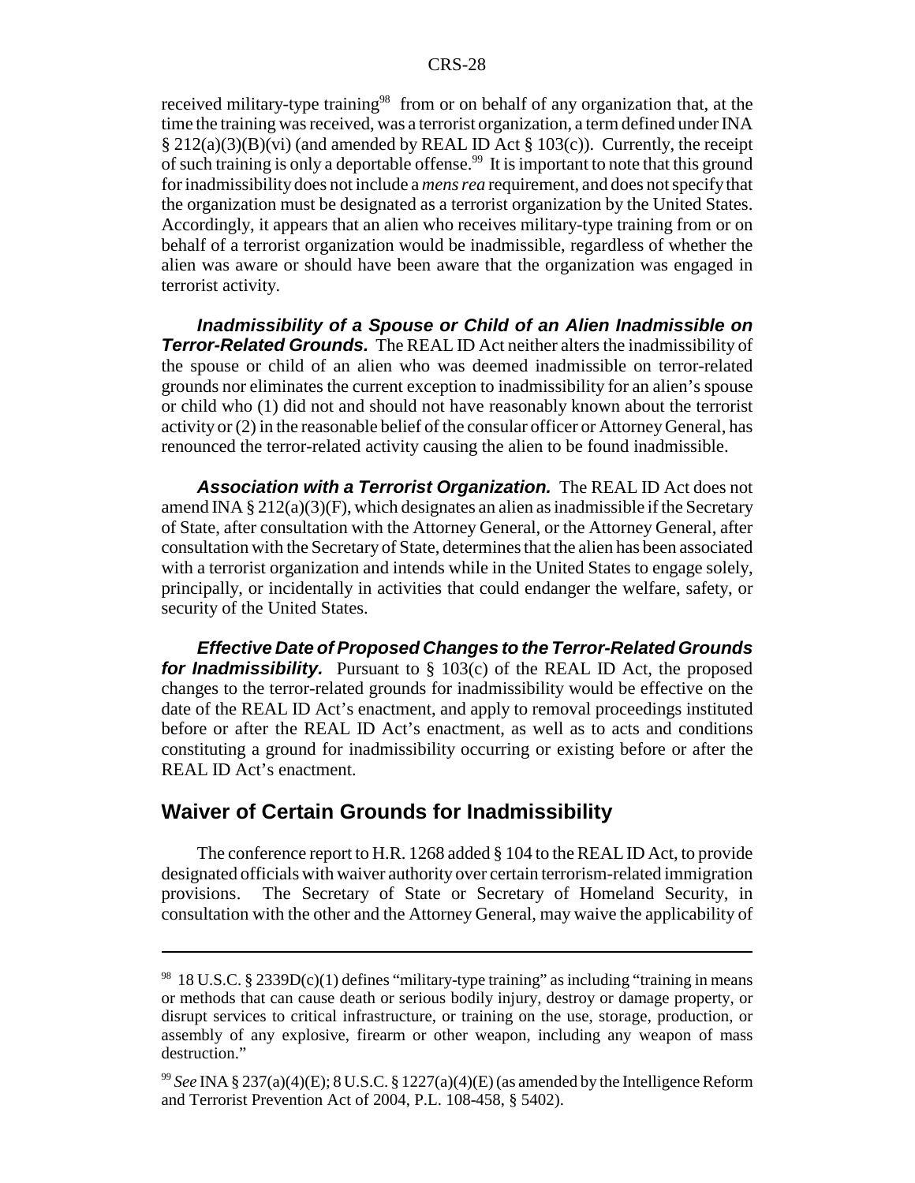received military-type training[98] from or on behalf of any organization that, at the time the training was received, was a terrorist organization, a term defined under INA § 212(a)(3)(B)(vi) (and amended by REAL ID Act § 103(c)). Currently, the receipt of such training is only a deportable offense.[99] It is important to note that this ground for inadmissibility does not include a *mens rea* requirement, and does not specify that the organization must be designated as a terrorist organization by the United States. Accordingly, it appears that an alien who receives military-type training from or on behalf of a terrorist organization would be inadmissible, regardless of whether the alien was aware or should have been aware that the organization was engaged in terrorist activity.

***Inadmissibility of a Spouse or Child of an Alien Inadmissible on Terror-Related Grounds.*** The REAL ID Act neither alters the inadmissibility of the spouse or child of an alien who was deemed inadmissible on terror-related grounds nor eliminates the current exception to inadmissibility for an alien's spouse or child who (1) did not and should not have reasonably known about the terrorist activity or (2) in the reasonable belief of the consular officer or Attorney General, has renounced the terror-related activity causing the alien to be found inadmissible.

***Association with a Terrorist Organization.*** The REAL ID Act does not amend INA § 212(a)(3)(F), which designates an alien as inadmissible if the Secretary of State, after consultation with the Attorney General, or the Attorney General, after consultation with the Secretary of State, determines that the alien has been associated with a terrorist organization and intends while in the United States to engage solely, principally, or incidentally in activities that could endanger the welfare, safety, or security of the United States.

***Effective Date of Proposed Changes to the Terror-Related Grounds for Inadmissibility.*** Pursuant to § 103(c) of the REAL ID Act, the proposed changes to the terror-related grounds for inadmissibility would be effective on the date of the REAL ID Act's enactment, and apply to removal proceedings instituted before or after the REAL ID Act's enactment, as well as to acts and conditions constituting a ground for inadmissibility occurring or existing before or after the REAL ID Act's enactment.

## Waiver of Certain Grounds for Inadmissibility

The conference report to H.R. 1268 added § 104 to the REAL ID Act, to provide designated officials with waiver authority over certain terrorism-related immigration provisions. The Secretary of State or Secretary of Homeland Security, in consultation with the other and the Attorney General, may waive the applicability of

---

[98] 18 U.S.C. § 2339D(c)(1) defines "military-type training" as including "training in means or methods that can cause death or serious bodily injury, destroy or damage property, or disrupt services to critical infrastructure, or training on the use, storage, production, or assembly of any explosive, firearm or other weapon, including any weapon of mass destruction."

[99] *See* INA § 237(a)(4)(E); 8 U.S.C. § 1227(a)(4)(E) (as amended by the Intelligence Reform and Terrorist Prevention Act of 2004, P.L. 108-458, § 5402).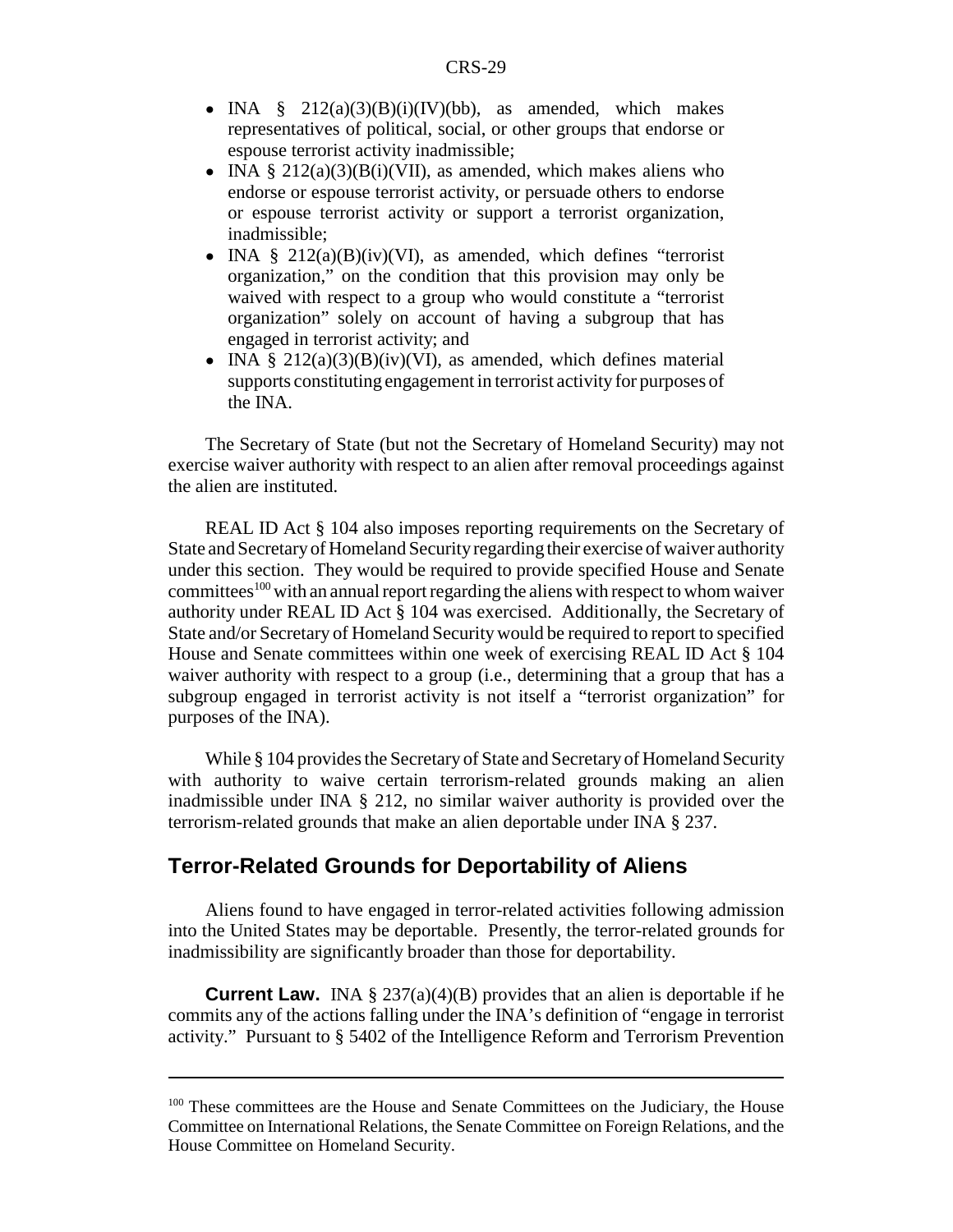- INA § 212(a)(3)(B)(i)(IV)(bb), as amended, which makes representatives of political, social, or other groups that endorse or espouse terrorist activity inadmissible;
- INA § 212(a)(3)(B(i)(VII), as amended, which makes aliens who endorse or espouse terrorist activity, or persuade others to endorse or espouse terrorist activity or support a terrorist organization, inadmissible;
- INA § 212(a)(B)(iv)(VI), as amended, which defines "terrorist organization," on the condition that this provision may only be waived with respect to a group who would constitute a "terrorist organization" solely on account of having a subgroup that has engaged in terrorist activity; and
- INA § 212(a)(3)(B)(iv)(VI), as amended, which defines material supports constituting engagement in terrorist activity for purposes of the INA.

The Secretary of State (but not the Secretary of Homeland Security) may not exercise waiver authority with respect to an alien after removal proceedings against the alien are instituted.

REAL ID Act § 104 also imposes reporting requirements on the Secretary of State and Secretary of Homeland Security regarding their exercise of waiver authority under this section. They would be required to provide specified House and Senate committees[100] with an annual report regarding the aliens with respect to whom waiver authority under REAL ID Act § 104 was exercised. Additionally, the Secretary of State and/or Secretary of Homeland Security would be required to report to specified House and Senate committees within one week of exercising REAL ID Act § 104 waiver authority with respect to a group (i.e., determining that a group that has a subgroup engaged in terrorist activity is not itself a "terrorist organization" for purposes of the INA).

While § 104 provides the Secretary of State and Secretary of Homeland Security with authority to waive certain terrorism-related grounds making an alien inadmissible under INA § 212, no similar waiver authority is provided over the terrorism-related grounds that make an alien deportable under INA § 237.

## Terror-Related Grounds for Deportability of Aliens

Aliens found to have engaged in terror-related activities following admission into the United States may be deportable. Presently, the terror-related grounds for inadmissibility are significantly broader than those for deportability.

**Current Law.** INA § 237(a)(4)(B) provides that an alien is deportable if he commits any of the actions falling under the INA's definition of "engage in terrorist activity." Pursuant to § 5402 of the Intelligence Reform and Terrorism Prevention

[100] These committees are the House and Senate Committees on the Judiciary, the House Committee on International Relations, the Senate Committee on Foreign Relations, and the House Committee on Homeland Security.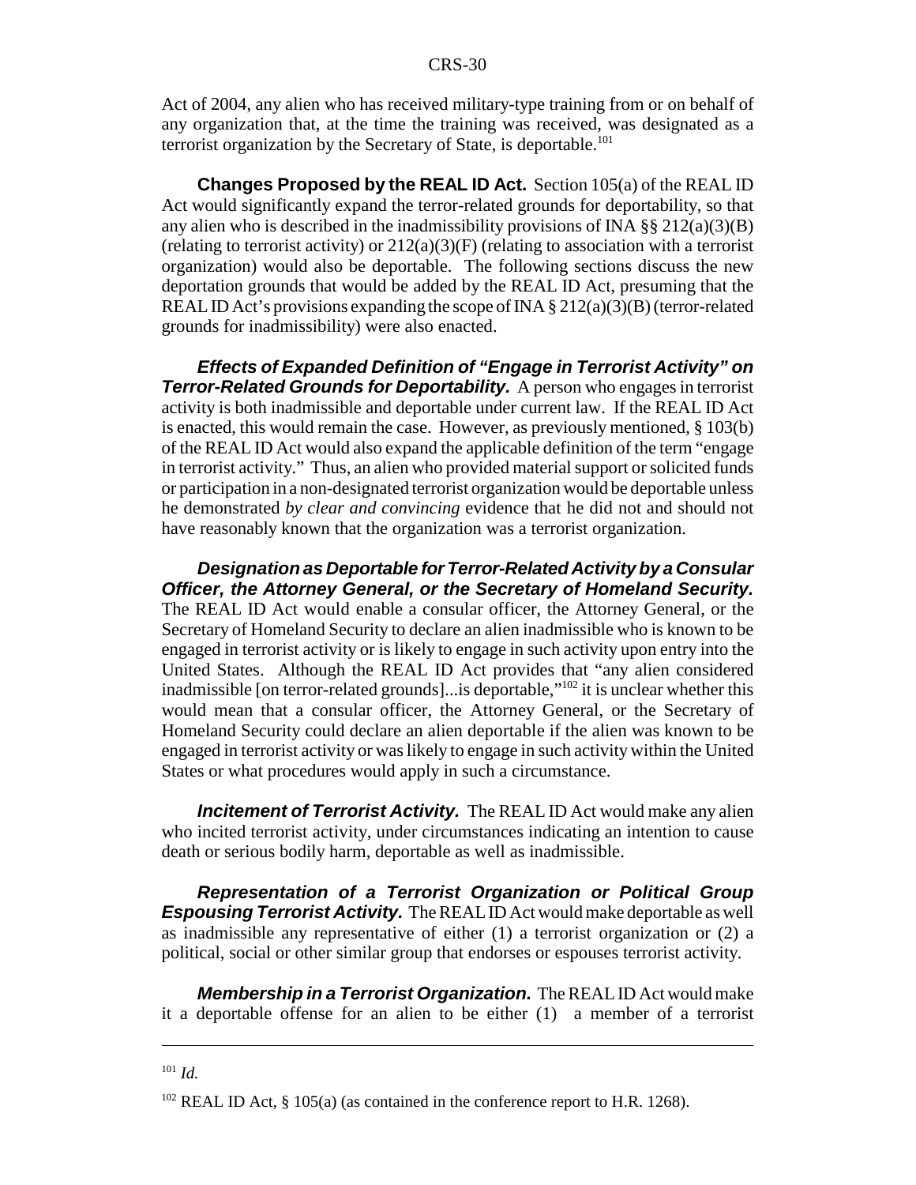Act of 2004, any alien who has received military-type training from or on behalf of any organization that, at the time the training was received, was designated as a terrorist organization by the Secretary of State, is deportable.[101]

**Changes Proposed by the REAL ID Act.** Section 105(a) of the REAL ID Act would significantly expand the terror-related grounds for deportability, so that any alien who is described in the inadmissibility provisions of INA §§ 212(a)(3)(B) (relating to terrorist activity) or 212(a)(3)(F) (relating to association with a terrorist organization) would also be deportable. The following sections discuss the new deportation grounds that would be added by the REAL ID Act, presuming that the REAL ID Act's provisions expanding the scope of INA § 212(a)(3)(B) (terror-related grounds for inadmissibility) were also enacted.

***Effects of Expanded Definition of "Engage in Terrorist Activity" on Terror-Related Grounds for Deportability.*** A person who engages in terrorist activity is both inadmissible and deportable under current law. If the REAL ID Act is enacted, this would remain the case. However, as previously mentioned, § 103(b) of the REAL ID Act would also expand the applicable definition of the term "engage in terrorist activity." Thus, an alien who provided material support or solicited funds or participation in a non-designated terrorist organization would be deportable unless he demonstrated *by clear and convincing* evidence that he did not and should not have reasonably known that the organization was a terrorist organization.

***Designation as Deportable for Terror-Related Activity by a Consular Officer, the Attorney General, or the Secretary of Homeland Security.*** The REAL ID Act would enable a consular officer, the Attorney General, or the Secretary of Homeland Security to declare an alien inadmissible who is known to be engaged in terrorist activity or is likely to engage in such activity upon entry into the United States. Although the REAL ID Act provides that "any alien considered inadmissible [on terror-related grounds]...is deportable,"[102] it is unclear whether this would mean that a consular officer, the Attorney General, or the Secretary of Homeland Security could declare an alien deportable if the alien was known to be engaged in terrorist activity or was likely to engage in such activity within the United States or what procedures would apply in such a circumstance.

***Incitement of Terrorist Activity.*** The REAL ID Act would make any alien who incited terrorist activity, under circumstances indicating an intention to cause death or serious bodily harm, deportable as well as inadmissible.

***Representation of a Terrorist Organization or Political Group Espousing Terrorist Activity.*** The REAL ID Act would make deportable as well as inadmissible any representative of either (1) a terrorist organization or (2) a political, social or other similar group that endorses or espouses terrorist activity.

***Membership in a Terrorist Organization.*** The REAL ID Act would make it a deportable offense for an alien to be either (1) a member of a terrorist

---

[101] *Id.*

[102] REAL ID Act, § 105(a) (as contained in the conference report to H.R. 1268).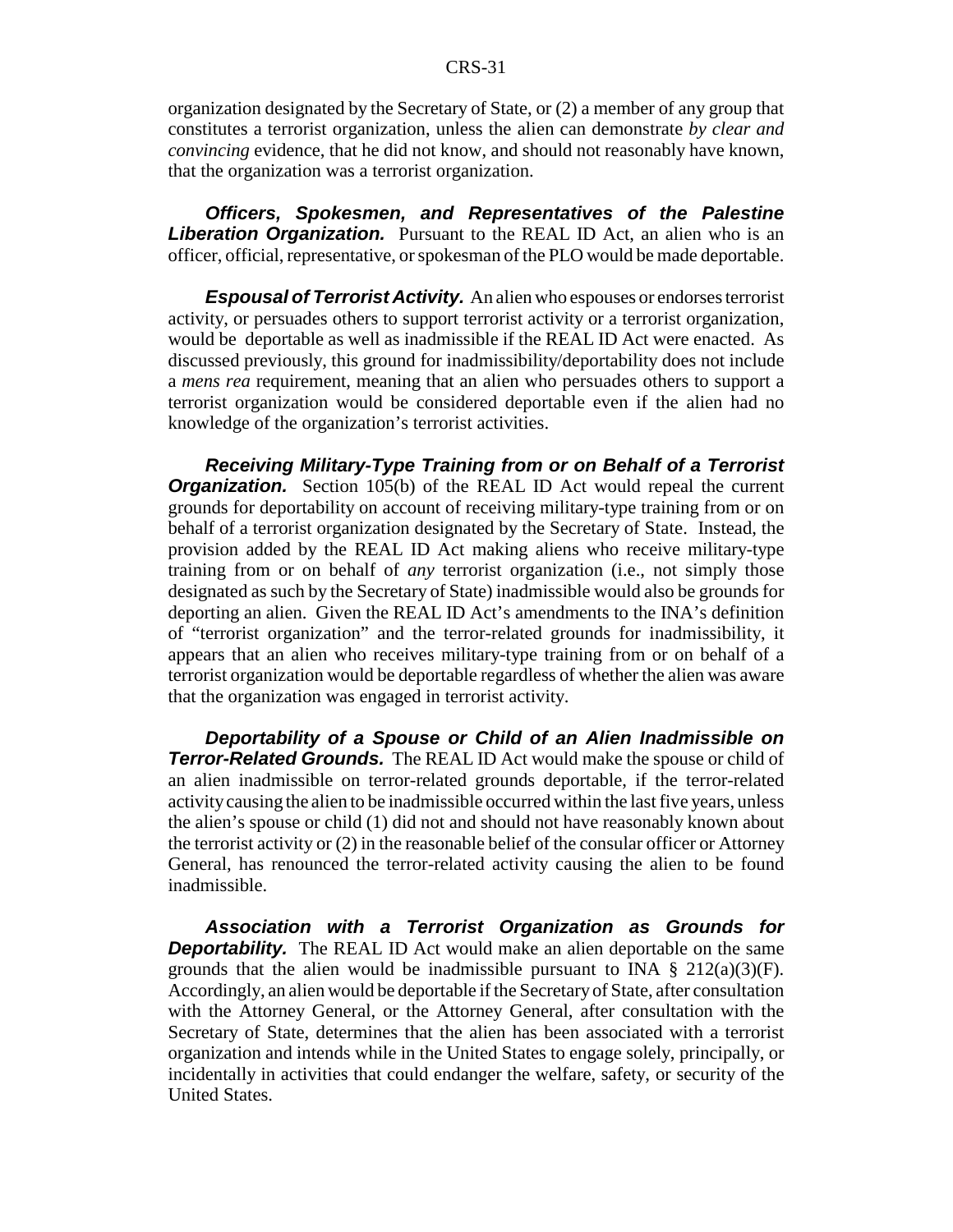organization designated by the Secretary of State, or (2) a member of any group that constitutes a terrorist organization, unless the alien can demonstrate *by clear and convincing* evidence, that he did not know, and should not reasonably have known, that the organization was a terrorist organization.

***Officers, Spokesmen, and Representatives of the Palestine Liberation Organization.*** Pursuant to the REAL ID Act, an alien who is an officer, official, representative, or spokesman of the PLO would be made deportable.

***Espousal of Terrorist Activity.*** An alien who espouses or endorses terrorist activity, or persuades others to support terrorist activity or a terrorist organization, would be deportable as well as inadmissible if the REAL ID Act were enacted. As discussed previously, this ground for inadmissibility/deportability does not include a *mens rea* requirement, meaning that an alien who persuades others to support a terrorist organization would be considered deportable even if the alien had no knowledge of the organization's terrorist activities.

***Receiving Military-Type Training from or on Behalf of a Terrorist Organization.*** Section 105(b) of the REAL ID Act would repeal the current grounds for deportability on account of receiving military-type training from or on behalf of a terrorist organization designated by the Secretary of State. Instead, the provision added by the REAL ID Act making aliens who receive military-type training from or on behalf of *any* terrorist organization (i.e., not simply those designated as such by the Secretary of State) inadmissible would also be grounds for deporting an alien. Given the REAL ID Act's amendments to the INA's definition of "terrorist organization" and the terror-related grounds for inadmissibility, it appears that an alien who receives military-type training from or on behalf of a terrorist organization would be deportable regardless of whether the alien was aware that the organization was engaged in terrorist activity.

***Deportability of a Spouse or Child of an Alien Inadmissible on Terror-Related Grounds.*** The REAL ID Act would make the spouse or child of an alien inadmissible on terror-related grounds deportable, if the terror-related activity causing the alien to be inadmissible occurred within the last five years, unless the alien's spouse or child (1) did not and should not have reasonably known about the terrorist activity or (2) in the reasonable belief of the consular officer or Attorney General, has renounced the terror-related activity causing the alien to be found inadmissible.

***Association with a Terrorist Organization as Grounds for Deportability.*** The REAL ID Act would make an alien deportable on the same grounds that the alien would be inadmissible pursuant to INA § 212(a)(3)(F). Accordingly, an alien would be deportable if the Secretary of State, after consultation with the Attorney General, or the Attorney General, after consultation with the Secretary of State, determines that the alien has been associated with a terrorist organization and intends while in the United States to engage solely, principally, or incidentally in activities that could endanger the welfare, safety, or security of the United States.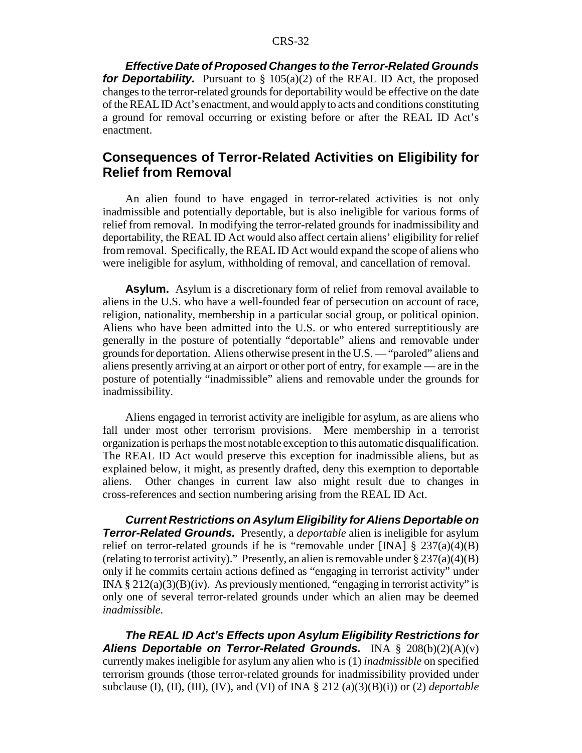***Effective Date of Proposed Changes to the Terror-Related Grounds for Deportability.*** Pursuant to § 105(a)(2) of the REAL ID Act, the proposed changes to the terror-related grounds for deportability would be effective on the date of the REAL ID Act's enactment, and would apply to acts and conditions constituting a ground for removal occurring or existing before or after the REAL ID Act's enactment.

## Consequences of Terror-Related Activities on Eligibility for Relief from Removal

An alien found to have engaged in terror-related activities is not only inadmissible and potentially deportable, but is also ineligible for various forms of relief from removal. In modifying the terror-related grounds for inadmissibility and deportability, the REAL ID Act would also affect certain aliens' eligibility for relief from removal. Specifically, the REAL ID Act would expand the scope of aliens who were ineligible for asylum, withholding of removal, and cancellation of removal.

**Asylum.** Asylum is a discretionary form of relief from removal available to aliens in the U.S. who have a well-founded fear of persecution on account of race, religion, nationality, membership in a particular social group, or political opinion. Aliens who have been admitted into the U.S. or who entered surreptitiously are generally in the posture of potentially "deportable" aliens and removable under grounds for deportation. Aliens otherwise present in the U.S. — "paroled" aliens and aliens presently arriving at an airport or other port of entry, for example — are in the posture of potentially "inadmissible" aliens and removable under the grounds for inadmissibility.

Aliens engaged in terrorist activity are ineligible for asylum, as are aliens who fall under most other terrorism provisions. Mere membership in a terrorist organization is perhaps the most notable exception to this automatic disqualification. The REAL ID Act would preserve this exception for inadmissible aliens, but as explained below, it might, as presently drafted, deny this exemption to deportable aliens. Other changes in current law also might result due to changes in cross-references and section numbering arising from the REAL ID Act.

***Current Restrictions on Asylum Eligibility for Aliens Deportable on Terror-Related Grounds.*** Presently, a *deportable* alien is ineligible for asylum relief on terror-related grounds if he is "removable under [INA] § 237(a)(4)(B) (relating to terrorist activity)." Presently, an alien is removable under § 237(a)(4)(B) only if he commits certain actions defined as "engaging in terrorist activity" under INA § 212(a)(3)(B)(iv). As previously mentioned, "engaging in terrorist activity" is only one of several terror-related grounds under which an alien may be deemed *inadmissible*.

***The REAL ID Act's Effects upon Asylum Eligibility Restrictions for Aliens Deportable on Terror-Related Grounds.*** INA § 208(b)(2)(A)(v) currently makes ineligible for asylum any alien who is (1) *inadmissible* on specified terrorism grounds (those terror-related grounds for inadmissibility provided under subclause (I), (II), (III), (IV), and (VI) of INA § 212 (a)(3)(B)(i)) or (2) *deportable*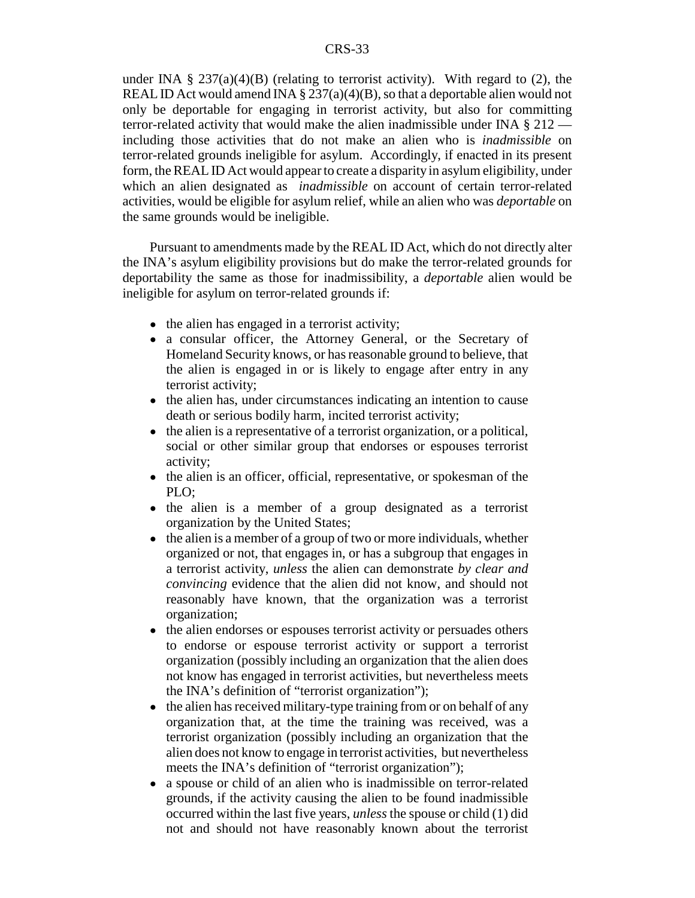under INA § 237(a)(4)(B) (relating to terrorist activity). With regard to (2), the REAL ID Act would amend INA § 237(a)(4)(B), so that a deportable alien would not only be deportable for engaging in terrorist activity, but also for committing terror-related activity that would make the alien inadmissible under INA § 212 — including those activities that do not make an alien who is *inadmissible* on terror-related grounds ineligible for asylum. Accordingly, if enacted in its present form, the REAL ID Act would appear to create a disparity in asylum eligibility, under which an alien designated as *inadmissible* on account of certain terror-related activities, would be eligible for asylum relief, while an alien who was *deportable* on the same grounds would be ineligible.

Pursuant to amendments made by the REAL ID Act, which do not directly alter the INA's asylum eligibility provisions but do make the terror-related grounds for deportability the same as those for inadmissibility, a *deportable* alien would be ineligible for asylum on terror-related grounds if:

- the alien has engaged in a terrorist activity;
- a consular officer, the Attorney General, or the Secretary of Homeland Security knows, or has reasonable ground to believe, that the alien is engaged in or is likely to engage after entry in any terrorist activity;
- the alien has, under circumstances indicating an intention to cause death or serious bodily harm, incited terrorist activity;
- the alien is a representative of a terrorist organization, or a political, social or other similar group that endorses or espouses terrorist activity;
- the alien is an officer, official, representative, or spokesman of the PLO;
- the alien is a member of a group designated as a terrorist organization by the United States;
- the alien is a member of a group of two or more individuals, whether organized or not, that engages in, or has a subgroup that engages in a terrorist activity, *unless* the alien can demonstrate *by clear and convincing* evidence that the alien did not know, and should not reasonably have known, that the organization was a terrorist organization;
- the alien endorses or espouses terrorist activity or persuades others to endorse or espouse terrorist activity or support a terrorist organization (possibly including an organization that the alien does not know has engaged in terrorist activities, but nevertheless meets the INA's definition of "terrorist organization");
- the alien has received military-type training from or on behalf of any organization that, at the time the training was received, was a terrorist organization (possibly including an organization that the alien does not know to engage in terrorist activities, but nevertheless meets the INA's definition of "terrorist organization");
- a spouse or child of an alien who is inadmissible on terror-related grounds, if the activity causing the alien to be found inadmissible occurred within the last five years, *unless* the spouse or child (1) did not and should not have reasonably known about the terrorist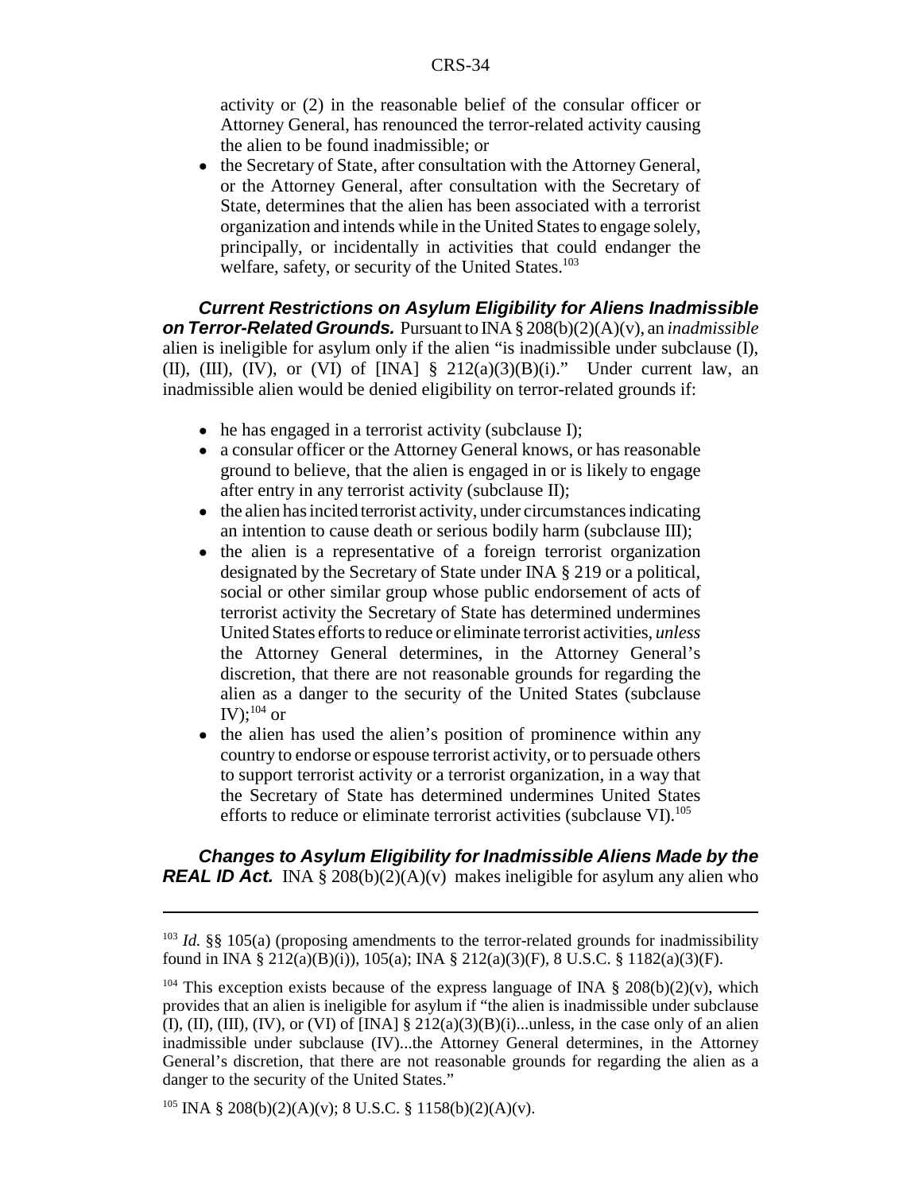activity or (2) in the reasonable belief of the consular officer or Attorney General, has renounced the terror-related activity causing the alien to be found inadmissible; or

- the Secretary of State, after consultation with the Attorney General, or the Attorney General, after consultation with the Secretary of State, determines that the alien has been associated with a terrorist organization and intends while in the United States to engage solely, principally, or incidentally in activities that could endanger the welfare, safety, or security of the United States.[103]

***Current Restrictions on Asylum Eligibility for Aliens Inadmissible on Terror-Related Grounds.*** Pursuant to INA § 208(b)(2)(A)(v), an *inadmissible* alien is ineligible for asylum only if the alien "is inadmissible under subclause (I), (II), (III), (IV), or (VI) of [INA] § 212(a)(3)(B)(i)." Under current law, an inadmissible alien would be denied eligibility on terror-related grounds if:

- he has engaged in a terrorist activity (subclause I);
- a consular officer or the Attorney General knows, or has reasonable ground to believe, that the alien is engaged in or is likely to engage after entry in any terrorist activity (subclause II);
- the alien has incited terrorist activity, under circumstances indicating an intention to cause death or serious bodily harm (subclause III);
- the alien is a representative of a foreign terrorist organization designated by the Secretary of State under INA § 219 or a political, social or other similar group whose public endorsement of acts of terrorist activity the Secretary of State has determined undermines United States efforts to reduce or eliminate terrorist activities, *unless* the Attorney General determines, in the Attorney General's discretion, that there are not reasonable grounds for regarding the alien as a danger to the security of the United States (subclause IV);[104] or
- the alien has used the alien's position of prominence within any country to endorse or espouse terrorist activity, or to persuade others to support terrorist activity or a terrorist organization, in a way that the Secretary of State has determined undermines United States efforts to reduce or eliminate terrorist activities (subclause VI).[105]

***Changes to Asylum Eligibility for Inadmissible Aliens Made by the REAL ID Act.*** INA § 208(b)(2)(A)(v) makes ineligible for asylum any alien who

---

[103] *Id.* §§ 105(a) (proposing amendments to the terror-related grounds for inadmissibility found in INA § 212(a)(B)(i)), 105(a); INA § 212(a)(3)(F), 8 U.S.C. § 1182(a)(3)(F).

[104] This exception exists because of the express language of INA § 208(b)(2)(v), which provides that an alien is ineligible for asylum if "the alien is inadmissible under subclause (I), (II), (III), (IV), or (VI) of [INA] § 212(a)(3)(B)(i)...unless, in the case only of an alien inadmissible under subclause (IV)...the Attorney General determines, in the Attorney General's discretion, that there are not reasonable grounds for regarding the alien as a danger to the security of the United States."

[105] INA § 208(b)(2)(A)(v); 8 U.S.C. § 1158(b)(2)(A)(v).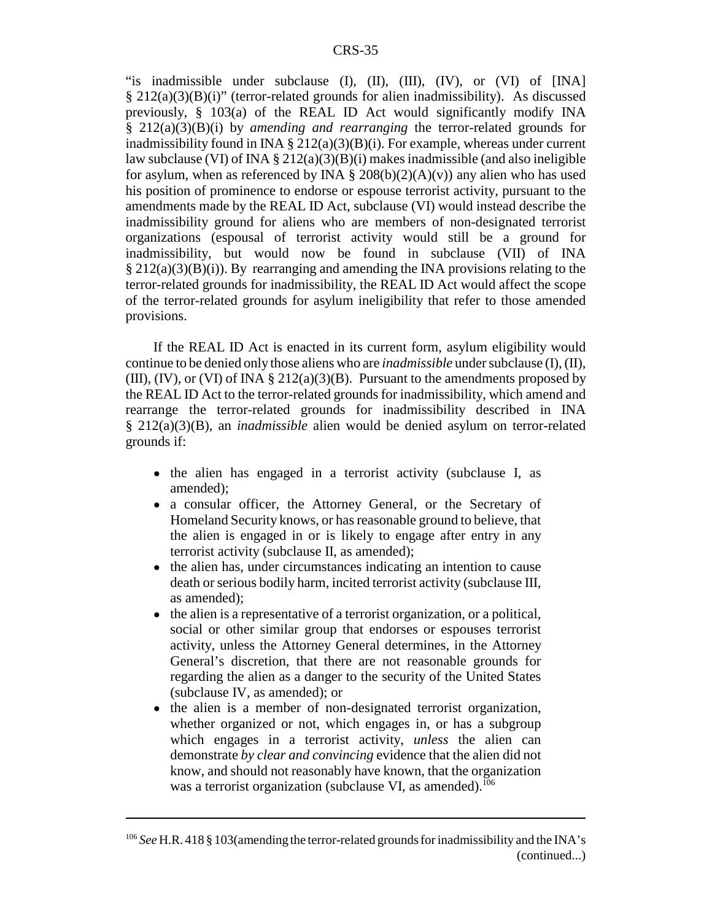"is inadmissible under subclause (I), (II), (III), (IV), or (VI) of [INA] § 212(a)(3)(B)(i)" (terror-related grounds for alien inadmissibility). As discussed previously, § 103(a) of the REAL ID Act would significantly modify INA § 212(a)(3)(B)(i) by *amending and rearranging* the terror-related grounds for inadmissibility found in INA § 212(a)(3)(B)(i). For example, whereas under current law subclause (VI) of INA § 212(a)(3)(B)(i) makes inadmissible (and also ineligible for asylum, when as referenced by INA § 208(b)(2)(A)(v)) any alien who has used his position of prominence to endorse or espouse terrorist activity, pursuant to the amendments made by the REAL ID Act, subclause (VI) would instead describe the inadmissibility ground for aliens who are members of non-designated terrorist organizations (espousal of terrorist activity would still be a ground for inadmissibility, but would now be found in subclause (VII) of INA § 212(a)(3)(B)(i)). By rearranging and amending the INA provisions relating to the terror-related grounds for inadmissibility, the REAL ID Act would affect the scope of the terror-related grounds for asylum ineligibility that refer to those amended provisions.

If the REAL ID Act is enacted in its current form, asylum eligibility would continue to be denied only those aliens who are *inadmissible* under subclause (I), (II), (III), (IV), or (VI) of INA § 212(a)(3)(B). Pursuant to the amendments proposed by the REAL ID Act to the terror-related grounds for inadmissibility, which amend and rearrange the terror-related grounds for inadmissibility described in INA § 212(a)(3)(B), an *inadmissible* alien would be denied asylum on terror-related grounds if:

- the alien has engaged in a terrorist activity (subclause I, as amended);
- a consular officer, the Attorney General, or the Secretary of Homeland Security knows, or has reasonable ground to believe, that the alien is engaged in or is likely to engage after entry in any terrorist activity (subclause II, as amended);
- the alien has, under circumstances indicating an intention to cause death or serious bodily harm, incited terrorist activity (subclause III, as amended);
- the alien is a representative of a terrorist organization, or a political, social or other similar group that endorses or espouses terrorist activity, unless the Attorney General determines, in the Attorney General's discretion, that there are not reasonable grounds for regarding the alien as a danger to the security of the United States (subclause IV, as amended); or
- the alien is a member of non-designated terrorist organization, whether organized or not, which engages in, or has a subgroup which engages in a terrorist activity, *unless* the alien can demonstrate *by clear and convincing* evidence that the alien did not know, and should not reasonably have known, that the organization was a terrorist organization (subclause VI, as amended).[106]

---

[106] *See* H.R. 418 § 103(amending the terror-related grounds for inadmissibility and the INA's (continued...)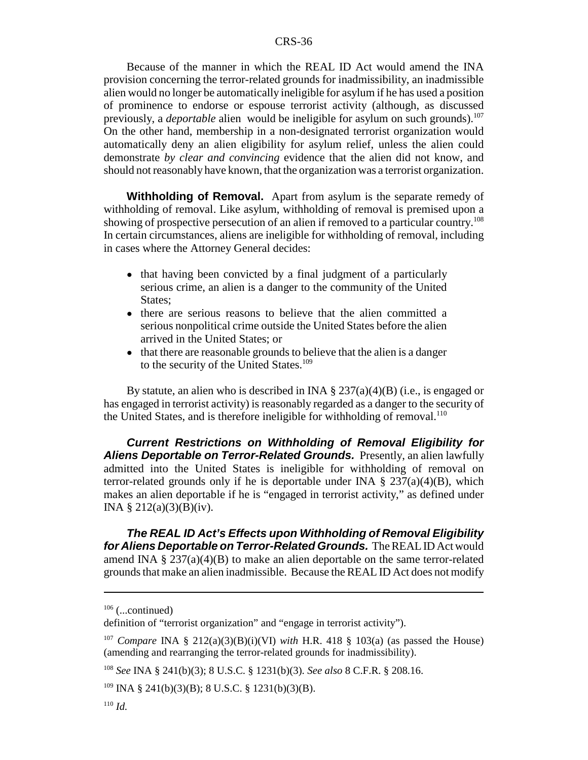Because of the manner in which the REAL ID Act would amend the INA provision concerning the terror-related grounds for inadmissibility, an inadmissible alien would no longer be automatically ineligible for asylum if he has used a position of prominence to endorse or espouse terrorist activity (although, as discussed previously, a *deportable* alien would be ineligible for asylum on such grounds).[107] On the other hand, membership in a non-designated terrorist organization would automatically deny an alien eligibility for asylum relief, unless the alien could demonstrate *by clear and convincing* evidence that the alien did not know, and should not reasonably have known, that the organization was a terrorist organization.

**Withholding of Removal.** Apart from asylum is the separate remedy of withholding of removal. Like asylum, withholding of removal is premised upon a showing of prospective persecution of an alien if removed to a particular country.[108] In certain circumstances, aliens are ineligible for withholding of removal, including in cases where the Attorney General decides:

- that having been convicted by a final judgment of a particularly serious crime, an alien is a danger to the community of the United States;
- there are serious reasons to believe that the alien committed a serious nonpolitical crime outside the United States before the alien arrived in the United States; or
- that there are reasonable grounds to believe that the alien is a danger to the security of the United States.[109]

By statute, an alien who is described in INA § 237(a)(4)(B) (i.e., is engaged or has engaged in terrorist activity) is reasonably regarded as a danger to the security of the United States, and is therefore ineligible for withholding of removal.[110]

***Current Restrictions on Withholding of Removal Eligibility for Aliens Deportable on Terror-Related Grounds.*** Presently, an alien lawfully admitted into the United States is ineligible for withholding of removal on terror-related grounds only if he is deportable under INA § 237(a)(4)(B), which makes an alien deportable if he is "engaged in terrorist activity," as defined under INA § 212(a)(3)(B)(iv).

***The REAL ID Act's Effects upon Withholding of Removal Eligibility for Aliens Deportable on Terror-Related Grounds.*** The REAL ID Act would amend INA § 237(a)(4)(B) to make an alien deportable on the same terror-related grounds that make an alien inadmissible. Because the REAL ID Act does not modify

---

[106] (...continued)
definition of "terrorist organization" and "engage in terrorist activity").

[107] *Compare* INA § 212(a)(3)(B)(i)(VI) *with* H.R. 418 § 103(a) (as passed the House) (amending and rearranging the terror-related grounds for inadmissibility).

[108] *See* INA § 241(b)(3); 8 U.S.C. § 1231(b)(3). *See also* 8 C.F.R. § 208.16.

[109] INA § 241(b)(3)(B); 8 U.S.C. § 1231(b)(3)(B).

[110] *Id.*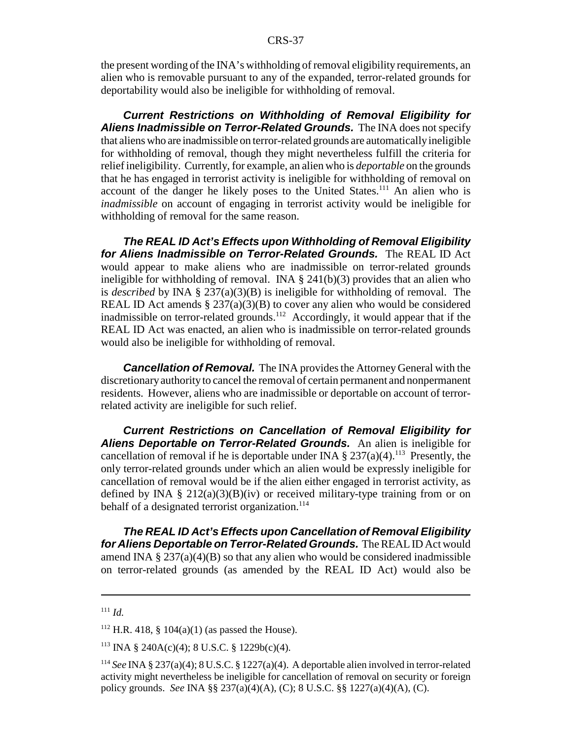the present wording of the INA's withholding of removal eligibility requirements, an alien who is removable pursuant to any of the expanded, terror-related grounds for deportability would also be ineligible for withholding of removal.

***Current Restrictions on Withholding of Removal Eligibility for Aliens Inadmissible on Terror-Related Grounds.*** The INA does not specify that aliens who are inadmissible on terror-related grounds are automatically ineligible for withholding of removal, though they might nevertheless fulfill the criteria for relief ineligibility. Currently, for example, an alien who is *deportable* on the grounds that he has engaged in terrorist activity is ineligible for withholding of removal on account of the danger he likely poses to the United States.[111] An alien who is *inadmissible* on account of engaging in terrorist activity would be ineligible for withholding of removal for the same reason.

***The REAL ID Act's Effects upon Withholding of Removal Eligibility for Aliens Inadmissible on Terror-Related Grounds.*** The REAL ID Act would appear to make aliens who are inadmissible on terror-related grounds ineligible for withholding of removal. INA § 241(b)(3) provides that an alien who is *described* by INA § 237(a)(3)(B) is ineligible for withholding of removal. The REAL ID Act amends § 237(a)(3)(B) to cover any alien who would be considered inadmissible on terror-related grounds.[112] Accordingly, it would appear that if the REAL ID Act was enacted, an alien who is inadmissible on terror-related grounds would also be ineligible for withholding of removal.

***Cancellation of Removal.*** The INA provides the Attorney General with the discretionary authority to cancel the removal of certain permanent and nonpermanent residents. However, aliens who are inadmissible or deportable on account of terror-related activity are ineligible for such relief.

***Current Restrictions on Cancellation of Removal Eligibility for Aliens Deportable on Terror-Related Grounds.*** An alien is ineligible for cancellation of removal if he is deportable under INA § 237(a)(4).[113] Presently, the only terror-related grounds under which an alien would be expressly ineligible for cancellation of removal would be if the alien either engaged in terrorist activity, as defined by INA § 212(a)(3)(B)(iv) or received military-type training from or on behalf of a designated terrorist organization.[114]

***The REAL ID Act's Effects upon Cancellation of Removal Eligibility for Aliens Deportable on Terror-Related Grounds.*** The REAL ID Act would amend INA § 237(a)(4)(B) so that any alien who would be considered inadmissible on terror-related grounds (as amended by the REAL ID Act) would also be

---

[111] *Id.*

[112] H.R. 418, § 104(a)(1) (as passed the House).

[113] INA § 240A(c)(4); 8 U.S.C. § 1229b(c)(4).

[114] *See* INA § 237(a)(4); 8 U.S.C. § 1227(a)(4). A deportable alien involved in terror-related activity might nevertheless be ineligible for cancellation of removal on security or foreign policy grounds. *See* INA §§ 237(a)(4)(A), (C); 8 U.S.C. §§ 1227(a)(4)(A), (C).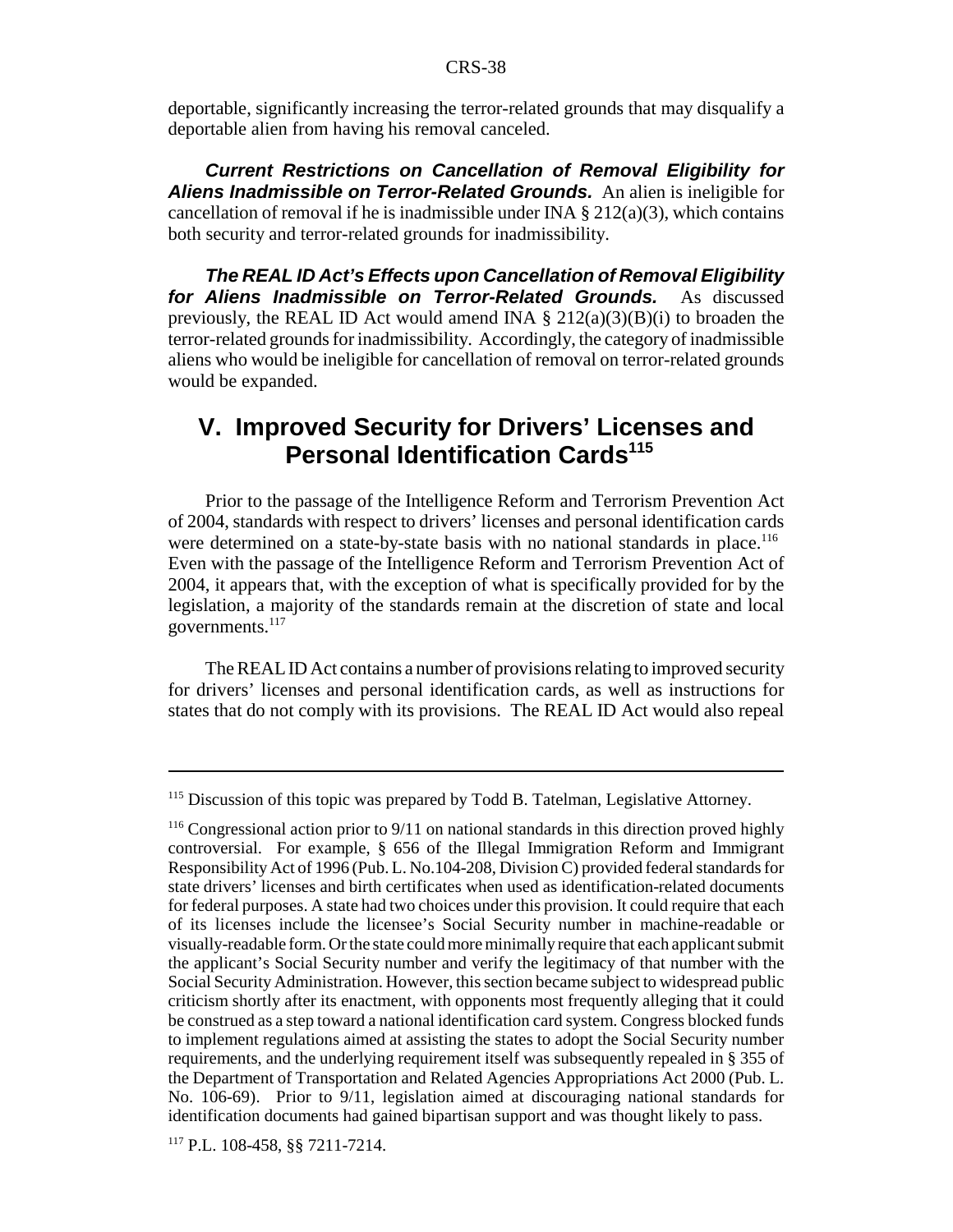deportable, significantly increasing the terror-related grounds that may disqualify a deportable alien from having his removal canceled.

***Current Restrictions on Cancellation of Removal Eligibility for Aliens Inadmissible on Terror-Related Grounds.*** An alien is ineligible for cancellation of removal if he is inadmissible under INA § 212(a)(3), which contains both security and terror-related grounds for inadmissibility.

***The REAL ID Act's Effects upon Cancellation of Removal Eligibility for Aliens Inadmissible on Terror-Related Grounds.*** As discussed previously, the REAL ID Act would amend INA § 212(a)(3)(B)(i) to broaden the terror-related grounds for inadmissibility. Accordingly, the category of inadmissible aliens who would be ineligible for cancellation of removal on terror-related grounds would be expanded.

## V. Improved Security for Drivers' Licenses and Personal Identification Cards[115]

Prior to the passage of the Intelligence Reform and Terrorism Prevention Act of 2004, standards with respect to drivers' licenses and personal identification cards were determined on a state-by-state basis with no national standards in place.[116] Even with the passage of the Intelligence Reform and Terrorism Prevention Act of 2004, it appears that, with the exception of what is specifically provided for by the legislation, a majority of the standards remain at the discretion of state and local governments.[117]

The REAL ID Act contains a number of provisions relating to improved security for drivers' licenses and personal identification cards, as well as instructions for states that do not comply with its provisions. The REAL ID Act would also repeal

---

[115] Discussion of this topic was prepared by Todd B. Tatelman, Legislative Attorney.

[116] Congressional action prior to 9/11 on national standards in this direction proved highly controversial. For example, § 656 of the Illegal Immigration Reform and Immigrant Responsibility Act of 1996 (Pub. L. No.104-208, Division C) provided federal standards for state drivers' licenses and birth certificates when used as identification-related documents for federal purposes. A state had two choices under this provision. It could require that each of its licenses include the licensee's Social Security number in machine-readable or visually-readable form. Or the state could more minimally require that each applicant submit the applicant's Social Security number and verify the legitimacy of that number with the Social Security Administration. However, this section became subject to widespread public criticism shortly after its enactment, with opponents most frequently alleging that it could be construed as a step toward a national identification card system. Congress blocked funds to implement regulations aimed at assisting the states to adopt the Social Security number requirements, and the underlying requirement itself was subsequently repealed in § 355 of the Department of Transportation and Related Agencies Appropriations Act 2000 (Pub. L. No. 106-69). Prior to 9/11, legislation aimed at discouraging national standards for identification documents had gained bipartisan support and was thought likely to pass.

[117] P.L. 108-458, §§ 7211-7214.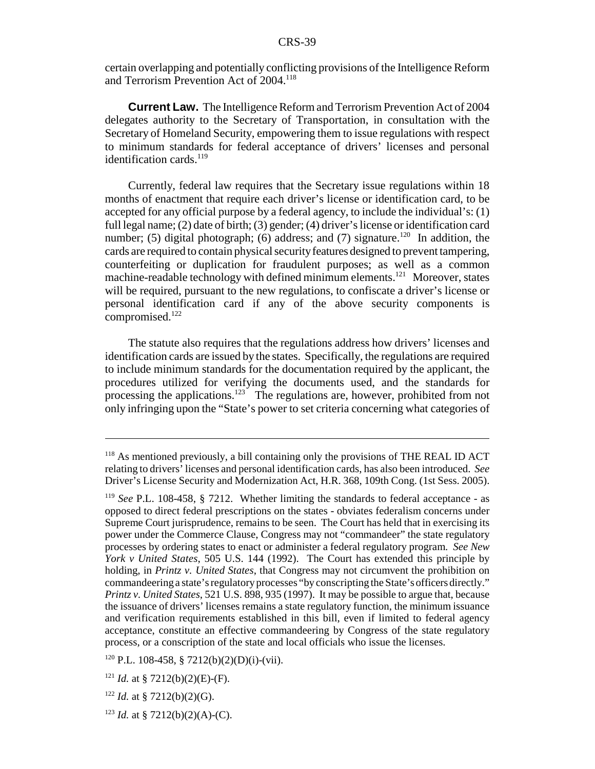certain overlapping and potentially conflicting provisions of the Intelligence Reform and Terrorism Prevention Act of 2004.[118]

**Current Law.** The Intelligence Reform and Terrorism Prevention Act of 2004 delegates authority to the Secretary of Transportation, in consultation with the Secretary of Homeland Security, empowering them to issue regulations with respect to minimum standards for federal acceptance of drivers' licenses and personal identification cards.[119]

Currently, federal law requires that the Secretary issue regulations within 18 months of enactment that require each driver's license or identification card, to be accepted for any official purpose by a federal agency, to include the individual's: (1) full legal name; (2) date of birth; (3) gender; (4) driver's license or identification card number; (5) digital photograph; (6) address; and (7) signature.[120] In addition, the cards are required to contain physical security features designed to prevent tampering, counterfeiting or duplication for fraudulent purposes; as well as a common machine-readable technology with defined minimum elements.[121] Moreover, states will be required, pursuant to the new regulations, to confiscate a driver's license or personal identification card if any of the above security components is compromised.[122]

The statute also requires that the regulations address how drivers' licenses and identification cards are issued by the states. Specifically, the regulations are required to include minimum standards for the documentation required by the applicant, the procedures utilized for verifying the documents used, and the standards for processing the applications.[123] The regulations are, however, prohibited from not only infringing upon the "State's power to set criteria concerning what categories of

---

[118] As mentioned previously, a bill containing only the provisions of THE REAL ID ACT relating to drivers' licenses and personal identification cards, has also been introduced. *See* Driver's License Security and Modernization Act, H.R. 368, 109th Cong. (1st Sess. 2005).

[119] *See* P.L. 108-458, § 7212. Whether limiting the standards to federal acceptance - as opposed to direct federal prescriptions on the states - obviates federalism concerns under Supreme Court jurisprudence, remains to be seen. The Court has held that in exercising its power under the Commerce Clause, Congress may not "commandeer" the state regulatory processes by ordering states to enact or administer a federal regulatory program. *See New York v United States*, 505 U.S. 144 (1992). The Court has extended this principle by holding, in *Printz v. United States*, that Congress may not circumvent the prohibition on commandeering a state's regulatory processes "by conscripting the State's officers directly." *Printz v. United States*, 521 U.S. 898, 935 (1997). It may be possible to argue that, because the issuance of drivers' licenses remains a state regulatory function, the minimum issuance and verification requirements established in this bill, even if limited to federal agency acceptance, constitute an effective commandeering by Congress of the state regulatory process, or a conscription of the state and local officials who issue the licenses.

[120] P.L. 108-458, § 7212(b)(2)(D)(i)-(vii).

[121] *Id.* at § 7212(b)(2)(E)-(F).

[122] *Id.* at § 7212(b)(2)(G).

[123] *Id.* at § 7212(b)(2)(A)-(C).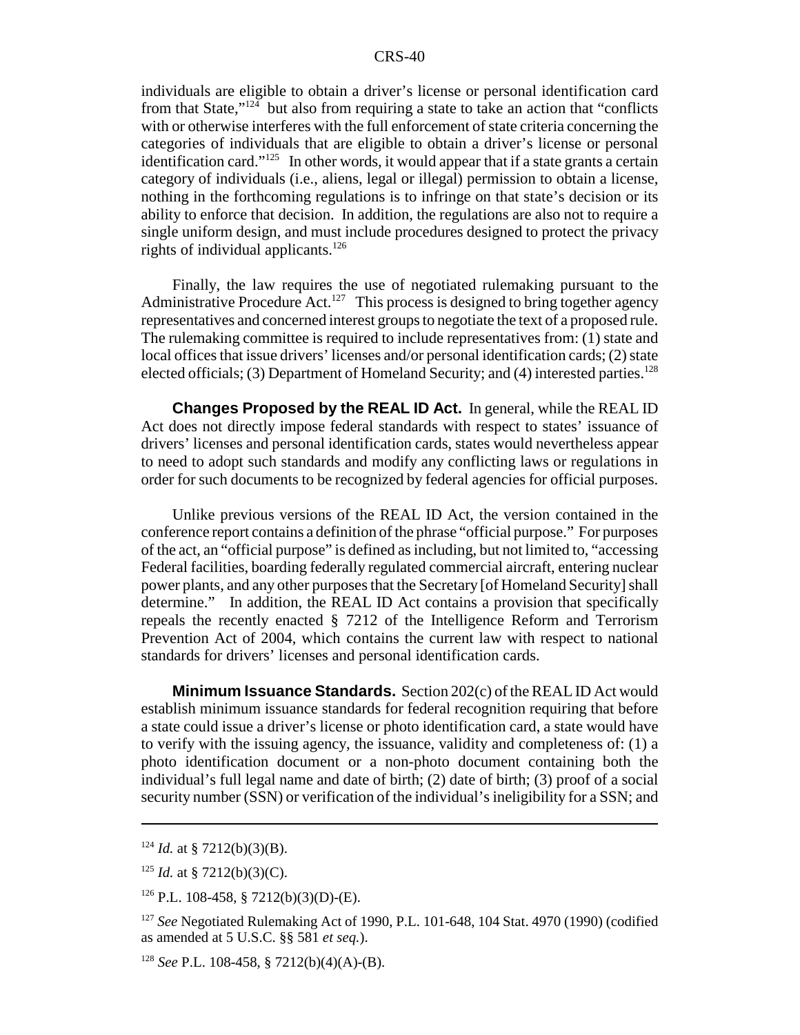individuals are eligible to obtain a driver's license or personal identification card from that State,"[124] but also from requiring a state to take an action that "conflicts with or otherwise interferes with the full enforcement of state criteria concerning the categories of individuals that are eligible to obtain a driver's license or personal identification card."[125] In other words, it would appear that if a state grants a certain category of individuals (i.e., aliens, legal or illegal) permission to obtain a license, nothing in the forthcoming regulations is to infringe on that state's decision or its ability to enforce that decision. In addition, the regulations are also not to require a single uniform design, and must include procedures designed to protect the privacy rights of individual applicants.[126]

Finally, the law requires the use of negotiated rulemaking pursuant to the Administrative Procedure Act.[127] This process is designed to bring together agency representatives and concerned interest groups to negotiate the text of a proposed rule. The rulemaking committee is required to include representatives from: (1) state and local offices that issue drivers' licenses and/or personal identification cards; (2) state elected officials; (3) Department of Homeland Security; and (4) interested parties.[128]

**Changes Proposed by the REAL ID Act.** In general, while the REAL ID Act does not directly impose federal standards with respect to states' issuance of drivers' licenses and personal identification cards, states would nevertheless appear to need to adopt such standards and modify any conflicting laws or regulations in order for such documents to be recognized by federal agencies for official purposes.

Unlike previous versions of the REAL ID Act, the version contained in the conference report contains a definition of the phrase "official purpose." For purposes of the act, an "official purpose" is defined as including, but not limited to, "accessing Federal facilities, boarding federally regulated commercial aircraft, entering nuclear power plants, and any other purposes that the Secretary [of Homeland Security] shall determine." In addition, the REAL ID Act contains a provision that specifically repeals the recently enacted § 7212 of the Intelligence Reform and Terrorism Prevention Act of 2004, which contains the current law with respect to national standards for drivers' licenses and personal identification cards.

**Minimum Issuance Standards.** Section 202(c) of the REAL ID Act would establish minimum issuance standards for federal recognition requiring that before a state could issue a driver's license or photo identification card, a state would have to verify with the issuing agency, the issuance, validity and completeness of: (1) a photo identification document or a non-photo document containing both the individual's full legal name and date of birth; (2) date of birth; (3) proof of a social security number (SSN) or verification of the individual's ineligibility for a SSN; and

---

[124] *Id.* at § 7212(b)(3)(B).

[125] *Id.* at § 7212(b)(3)(C).

[126] P.L. 108-458, § 7212(b)(3)(D)-(E).

[127] *See* Negotiated Rulemaking Act of 1990, P.L. 101-648, 104 Stat. 4970 (1990) (codified as amended at 5 U.S.C. §§ 581 *et seq.*).

[128] *See* P.L. 108-458, § 7212(b)(4)(A)-(B).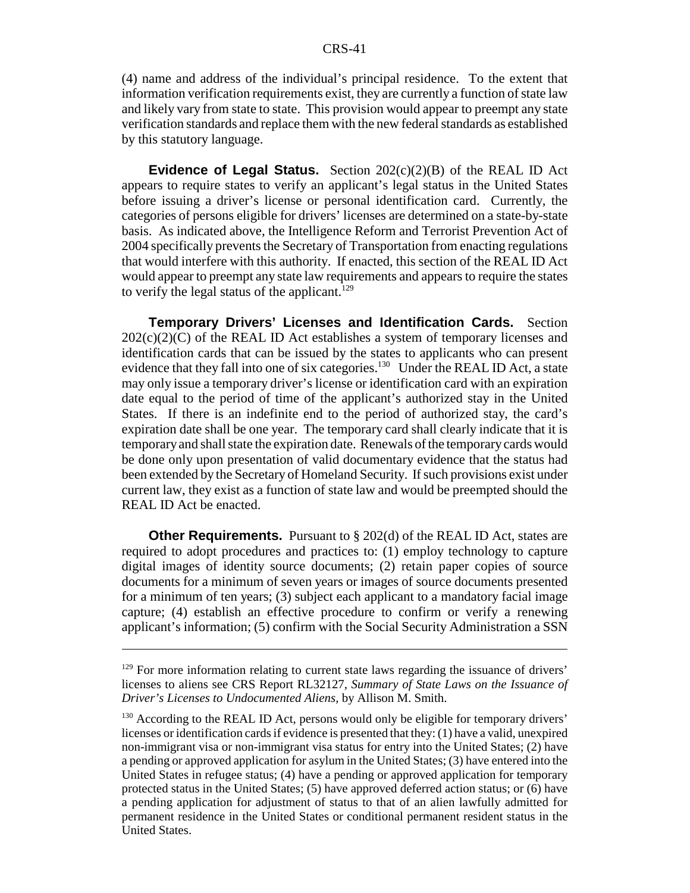(4) name and address of the individual's principal residence. To the extent that information verification requirements exist, they are currently a function of state law and likely vary from state to state. This provision would appear to preempt any state verification standards and replace them with the new federal standards as established by this statutory language.

**Evidence of Legal Status.** Section 202(c)(2)(B) of the REAL ID Act appears to require states to verify an applicant's legal status in the United States before issuing a driver's license or personal identification card. Currently, the categories of persons eligible for drivers' licenses are determined on a state-by-state basis. As indicated above, the Intelligence Reform and Terrorist Prevention Act of 2004 specifically prevents the Secretary of Transportation from enacting regulations that would interfere with this authority. If enacted, this section of the REAL ID Act would appear to preempt any state law requirements and appears to require the states to verify the legal status of the applicant.[129]

**Temporary Drivers' Licenses and Identification Cards.** Section 202(c)(2)(C) of the REAL ID Act establishes a system of temporary licenses and identification cards that can be issued by the states to applicants who can present evidence that they fall into one of six categories.[130] Under the REAL ID Act, a state may only issue a temporary driver's license or identification card with an expiration date equal to the period of time of the applicant's authorized stay in the United States. If there is an indefinite end to the period of authorized stay, the card's expiration date shall be one year. The temporary card shall clearly indicate that it is temporary and shall state the expiration date. Renewals of the temporary cards would be done only upon presentation of valid documentary evidence that the status had been extended by the Secretary of Homeland Security. If such provisions exist under current law, they exist as a function of state law and would be preempted should the REAL ID Act be enacted.

**Other Requirements.** Pursuant to § 202(d) of the REAL ID Act, states are required to adopt procedures and practices to: (1) employ technology to capture digital images of identity source documents; (2) retain paper copies of source documents for a minimum of seven years or images of source documents presented for a minimum of ten years; (3) subject each applicant to a mandatory facial image capture; (4) establish an effective procedure to confirm or verify a renewing applicant's information; (5) confirm with the Social Security Administration a SSN

---

[129] For more information relating to current state laws regarding the issuance of drivers' licenses to aliens see CRS Report RL32127, *Summary of State Laws on the Issuance of Driver's Licenses to Undocumented Aliens*, by Allison M. Smith.

[130] According to the REAL ID Act, persons would only be eligible for temporary drivers' licenses or identification cards if evidence is presented that they: (1) have a valid, unexpired non-immigrant visa or non-immigrant visa status for entry into the United States; (2) have a pending or approved application for asylum in the United States; (3) have entered into the United States in refugee status; (4) have a pending or approved application for temporary protected status in the United States; (5) have approved deferred action status; or (6) have a pending application for adjustment of status to that of an alien lawfully admitted for permanent residence in the United States or conditional permanent resident status in the United States.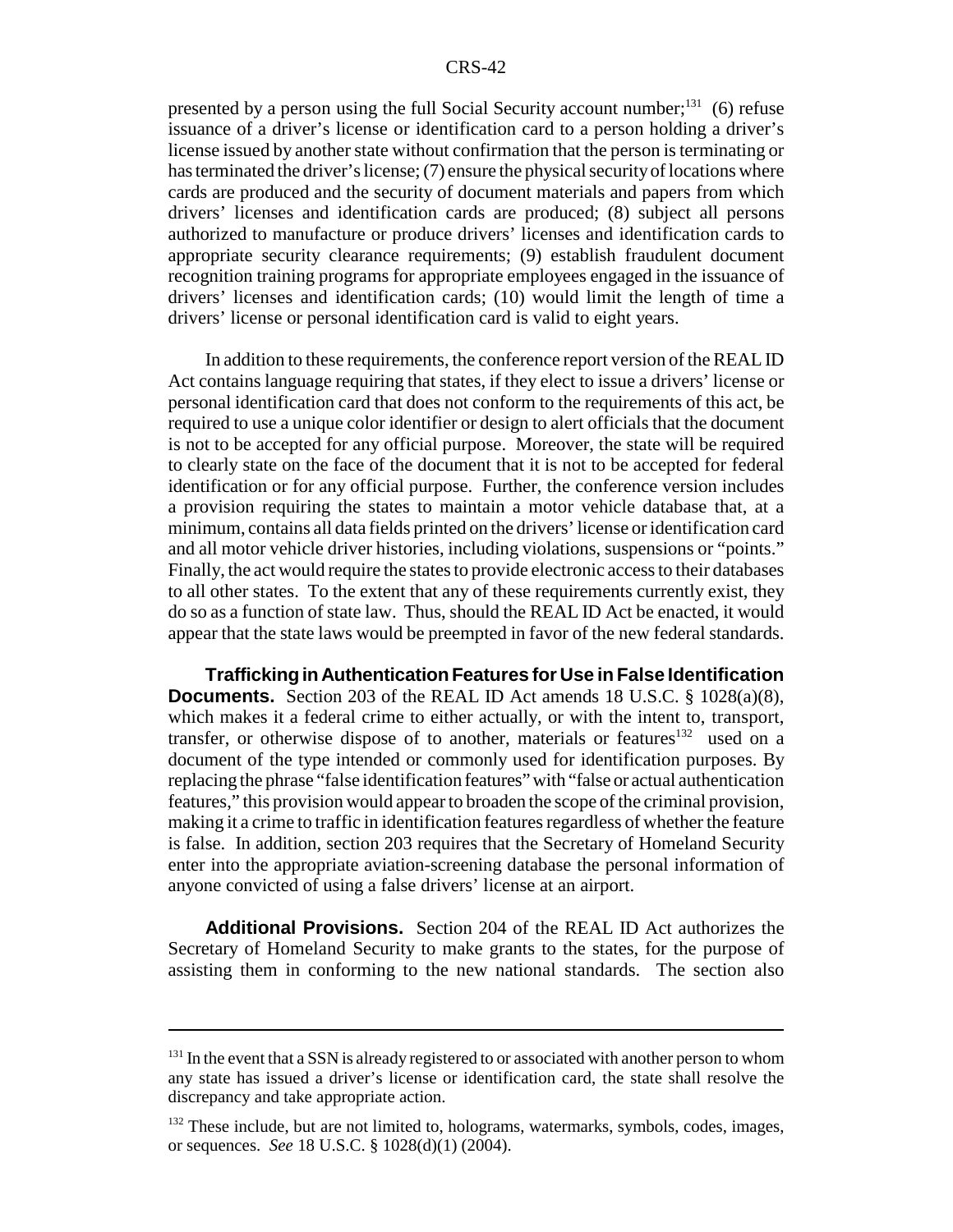presented by a person using the full Social Security account number;[131] (6) refuse issuance of a driver's license or identification card to a person holding a driver's license issued by another state without confirmation that the person is terminating or has terminated the driver's license; (7) ensure the physical security of locations where cards are produced and the security of document materials and papers from which drivers' licenses and identification cards are produced; (8) subject all persons authorized to manufacture or produce drivers' licenses and identification cards to appropriate security clearance requirements; (9) establish fraudulent document recognition training programs for appropriate employees engaged in the issuance of drivers' licenses and identification cards; (10) would limit the length of time a drivers' license or personal identification card is valid to eight years.

In addition to these requirements, the conference report version of the REAL ID Act contains language requiring that states, if they elect to issue a drivers' license or personal identification card that does not conform to the requirements of this act, be required to use a unique color identifier or design to alert officials that the document is not to be accepted for any official purpose. Moreover, the state will be required to clearly state on the face of the document that it is not to be accepted for federal identification or for any official purpose. Further, the conference version includes a provision requiring the states to maintain a motor vehicle database that, at a minimum, contains all data fields printed on the drivers' license or identification card and all motor vehicle driver histories, including violations, suspensions or "points." Finally, the act would require the states to provide electronic access to their databases to all other states. To the extent that any of these requirements currently exist, they do so as a function of state law. Thus, should the REAL ID Act be enacted, it would appear that the state laws would be preempted in favor of the new federal standards.

**Trafficking in Authentication Features for Use in False Identification Documents.** Section 203 of the REAL ID Act amends 18 U.S.C. § 1028(a)(8), which makes it a federal crime to either actually, or with the intent to, transport, transfer, or otherwise dispose of to another, materials or features[132] used on a document of the type intended or commonly used for identification purposes. By replacing the phrase "false identification features" with "false or actual authentication features," this provision would appear to broaden the scope of the criminal provision, making it a crime to traffic in identification features regardless of whether the feature is false. In addition, section 203 requires that the Secretary of Homeland Security enter into the appropriate aviation-screening database the personal information of anyone convicted of using a false drivers' license at an airport.

**Additional Provisions.** Section 204 of the REAL ID Act authorizes the Secretary of Homeland Security to make grants to the states, for the purpose of assisting them in conforming to the new national standards. The section also

---

[131] In the event that a SSN is already registered to or associated with another person to whom any state has issued a driver's license or identification card, the state shall resolve the discrepancy and take appropriate action.

[132] These include, but are not limited to, holograms, watermarks, symbols, codes, images, or sequences. *See* 18 U.S.C. § 1028(d)(1) (2004).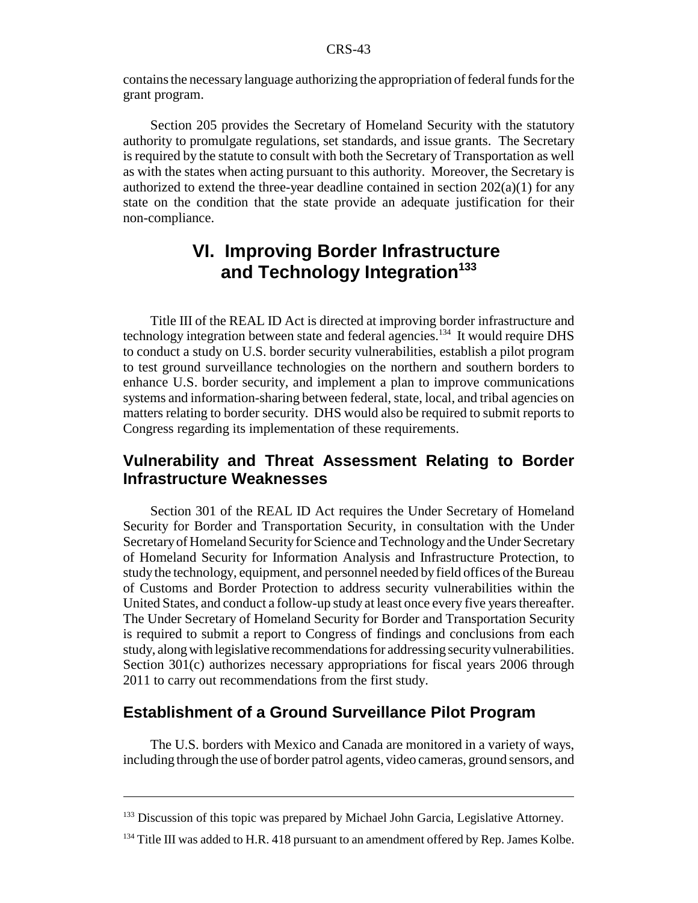contains the necessary language authorizing the appropriation of federal funds for the grant program.

Section 205 provides the Secretary of Homeland Security with the statutory authority to promulgate regulations, set standards, and issue grants. The Secretary is required by the statute to consult with both the Secretary of Transportation as well as with the states when acting pursuant to this authority. Moreover, the Secretary is authorized to extend the three-year deadline contained in section 202(a)(1) for any state on the condition that the state provide an adequate justification for their non-compliance.

# VI. Improving Border Infrastructure and Technology Integration[133]

Title III of the REAL ID Act is directed at improving border infrastructure and technology integration between state and federal agencies.[134] It would require DHS to conduct a study on U.S. border security vulnerabilities, establish a pilot program to test ground surveillance technologies on the northern and southern borders to enhance U.S. border security, and implement a plan to improve communications systems and information-sharing between federal, state, local, and tribal agencies on matters relating to border security. DHS would also be required to submit reports to Congress regarding its implementation of these requirements.

## Vulnerability and Threat Assessment Relating to Border Infrastructure Weaknesses

Section 301 of the REAL ID Act requires the Under Secretary of Homeland Security for Border and Transportation Security, in consultation with the Under Secretary of Homeland Security for Science and Technology and the Under Secretary of Homeland Security for Information Analysis and Infrastructure Protection, to study the technology, equipment, and personnel needed by field offices of the Bureau of Customs and Border Protection to address security vulnerabilities within the United States, and conduct a follow-up study at least once every five years thereafter. The Under Secretary of Homeland Security for Border and Transportation Security is required to submit a report to Congress of findings and conclusions from each study, along with legislative recommendations for addressing security vulnerabilities. Section 301(c) authorizes necessary appropriations for fiscal years 2006 through 2011 to carry out recommendations from the first study.

## Establishment of a Ground Surveillance Pilot Program

The U.S. borders with Mexico and Canada are monitored in a variety of ways, including through the use of border patrol agents, video cameras, ground sensors, and

---

[133] Discussion of this topic was prepared by Michael John Garcia, Legislative Attorney.

[134] Title III was added to H.R. 418 pursuant to an amendment offered by Rep. James Kolbe.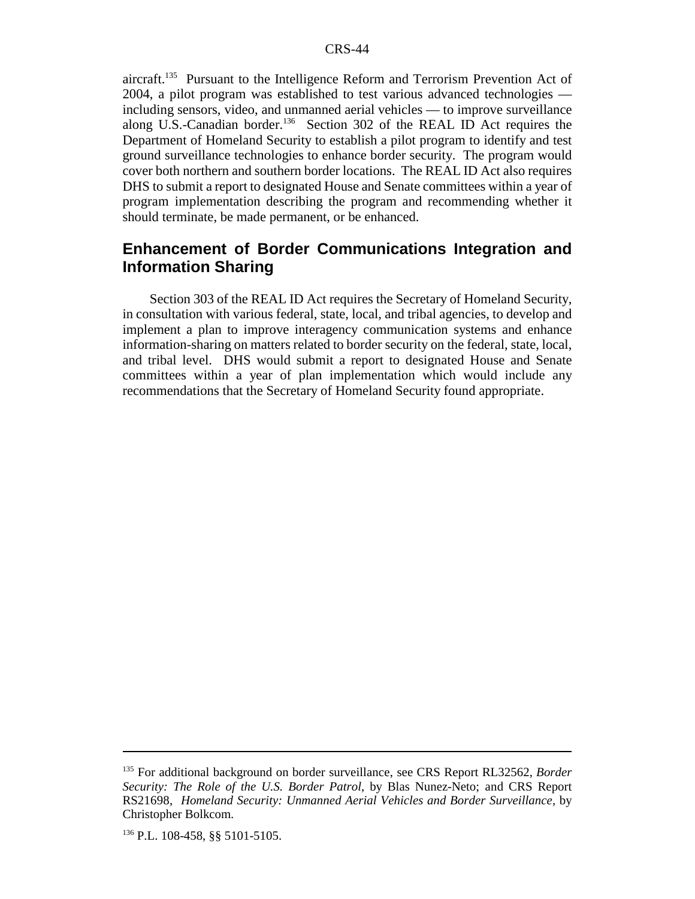aircraft.[135] Pursuant to the Intelligence Reform and Terrorism Prevention Act of 2004, a pilot program was established to test various advanced technologies — including sensors, video, and unmanned aerial vehicles — to improve surveillance along U.S.-Canadian border.[136] Section 302 of the REAL ID Act requires the Department of Homeland Security to establish a pilot program to identify and test ground surveillance technologies to enhance border security. The program would cover both northern and southern border locations. The REAL ID Act also requires DHS to submit a report to designated House and Senate committees within a year of program implementation describing the program and recommending whether it should terminate, be made permanent, or be enhanced.

## Enhancement of Border Communications Integration and Information Sharing

Section 303 of the REAL ID Act requires the Secretary of Homeland Security, in consultation with various federal, state, local, and tribal agencies, to develop and implement a plan to improve interagency communication systems and enhance information-sharing on matters related to border security on the federal, state, local, and tribal level. DHS would submit a report to designated House and Senate committees within a year of plan implementation which would include any recommendations that the Secretary of Homeland Security found appropriate.

---

[135] For additional background on border surveillance, see CRS Report RL32562, *Border Security: The Role of the U.S. Border Patrol*, by Blas Nunez-Neto; and CRS Report RS21698, *Homeland Security: Unmanned Aerial Vehicles and Border Surveillance*, by Christopher Bolkcom.

[136] P.L. 108-458, §§ 5101-5105.